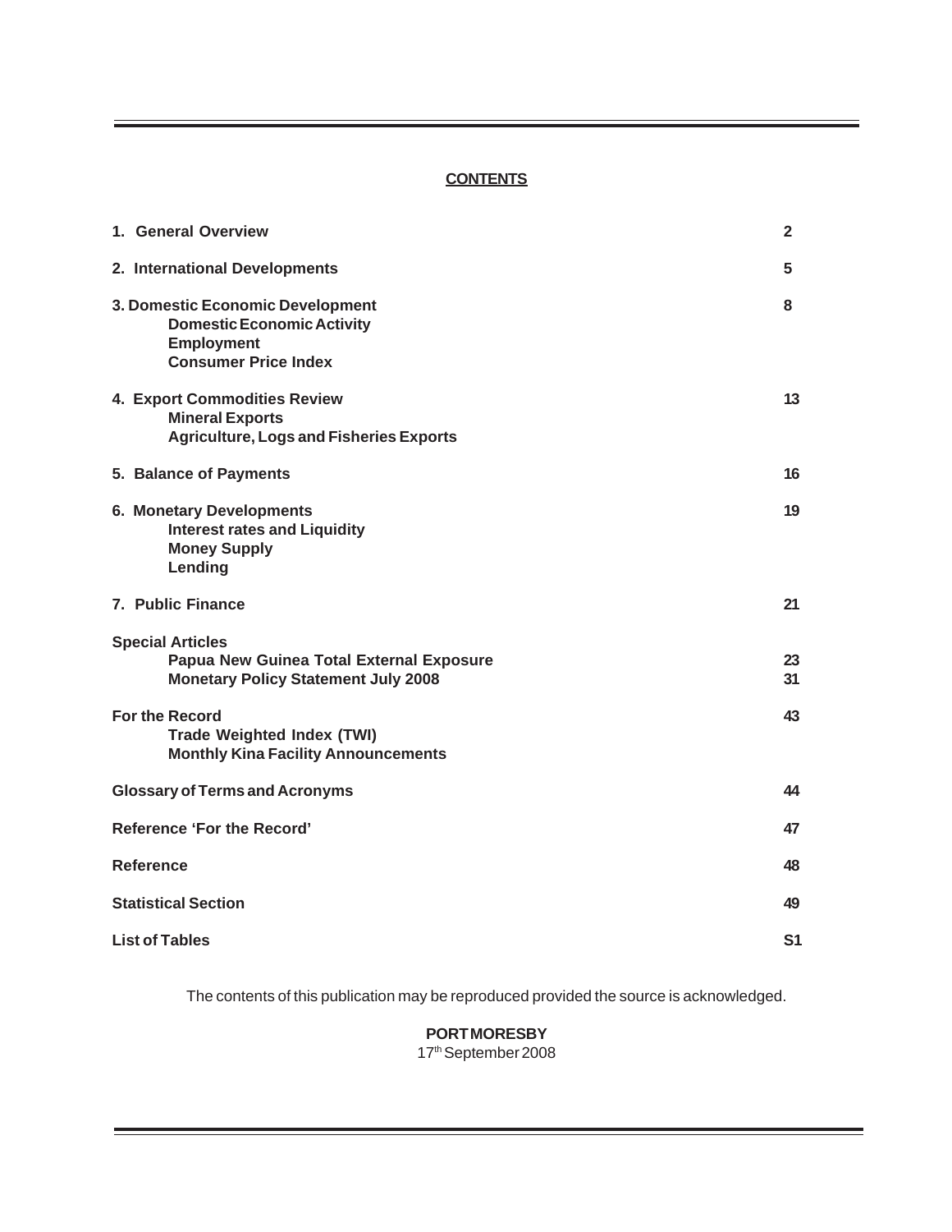**CONTENTS**

| | |
|---|---|
| **1. General Overview** | **2** |
| **2. International Developments** | **5** |
| **3. Domestic Economic Development** | **8** |
| &nbsp;&nbsp;&nbsp;&nbsp;**Domestic Economic Activity** | |
| &nbsp;&nbsp;&nbsp;&nbsp;**Employment** | |
| &nbsp;&nbsp;&nbsp;&nbsp;**Consumer Price Index** | |
| **4. Export Commodities Review** | **13** |
| &nbsp;&nbsp;&nbsp;&nbsp;**Mineral Exports** | |
| &nbsp;&nbsp;&nbsp;&nbsp;**Agriculture, Logs and Fisheries Exports** | |
| **5. Balance of Payments** | **16** |
| **6. Monetary Developments** | **19** |
| &nbsp;&nbsp;&nbsp;&nbsp;**Interest rates and Liquidity** | |
| &nbsp;&nbsp;&nbsp;&nbsp;**Money Supply** | |
| &nbsp;&nbsp;&nbsp;&nbsp;**Lending** | |
| **7. Public Finance** | **21** |
| **Special Articles** | |
| &nbsp;&nbsp;&nbsp;&nbsp;**Papua New Guinea Total External Exposure** | **23** |
| &nbsp;&nbsp;&nbsp;&nbsp;**Monetary Policy Statement July 2008** | **31** |
| **For the Record** | **43** |
| &nbsp;&nbsp;&nbsp;&nbsp;**Trade Weighted Index (TWI)** | |
| &nbsp;&nbsp;&nbsp;&nbsp;**Monthly Kina Facility Announcements** | |
| **Glossary of Terms and Acronyms** | **44** |
| **Reference 'For the Record'** | **47** |
| **Reference** | **48** |
| **Statistical Section** | **49** |
| **List of Tables** | **S1** |

The contents of this publication may be reproduced provided the source is acknowledged.

**PORT MORESBY**
17th September 2008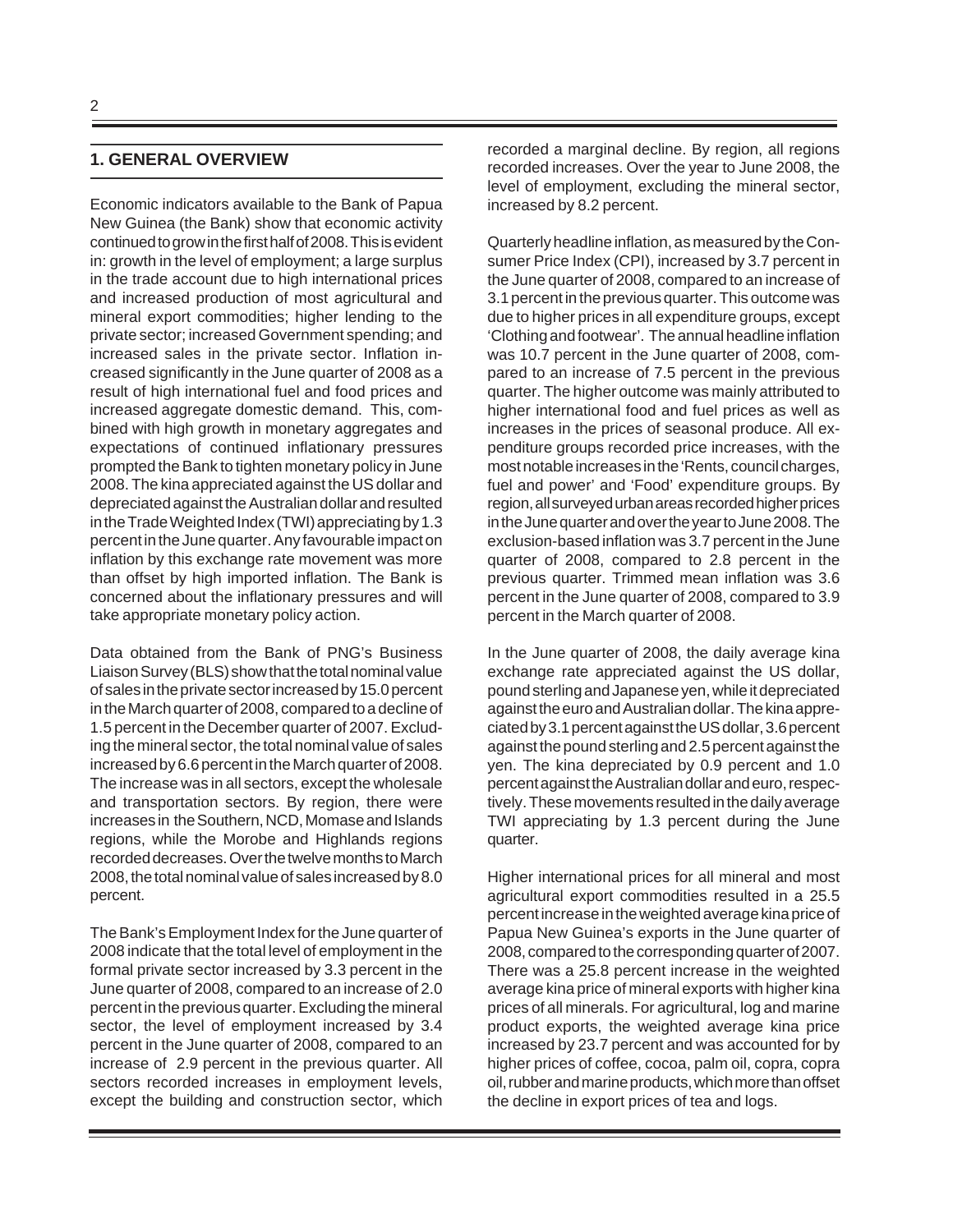## 1. GENERAL OVERVIEW

Economic indicators available to the Bank of Papua New Guinea (the Bank) show that economic activity continued to grow in the first half of 2008. This is evident in: growth in the level of employment; a large surplus in the trade account due to high international prices and increased production of most agricultural and mineral export commodities; higher lending to the private sector; increased Government spending; and increased sales in the private sector. Inflation increased significantly in the June quarter of 2008 as a result of high international fuel and food prices and increased aggregate domestic demand. This, combined with high growth in monetary aggregates and expectations of continued inflationary pressures prompted the Bank to tighten monetary policy in June 2008. The kina appreciated against the US dollar and depreciated against the Australian dollar and resulted in the Trade Weighted Index (TWI) appreciating by 1.3 percent in the June quarter. Any favourable impact on inflation by this exchange rate movement was more than offset by high imported inflation. The Bank is concerned about the inflationary pressures and will take appropriate monetary policy action.

Data obtained from the Bank of PNG's Business Liaison Survey (BLS) show that the total nominal value of sales in the private sector increased by 15.0 percent in the March quarter of 2008, compared to a decline of 1.5 percent in the December quarter of 2007. Excluding the mineral sector, the total nominal value of sales increased by 6.6 percent in the March quarter of 2008. The increase was in all sectors, except the wholesale and transportation sectors. By region, there were increases in the Southern, NCD, Momase and Islands regions, while the Morobe and Highlands regions recorded decreases. Over the twelve months to March 2008, the total nominal value of sales increased by 8.0 percent.

The Bank's Employment Index for the June quarter of 2008 indicate that the total level of employment in the formal private sector increased by 3.3 percent in the June quarter of 2008, compared to an increase of 2.0 percent in the previous quarter. Excluding the mineral sector, the level of employment increased by 3.4 percent in the June quarter of 2008, compared to an increase of 2.9 percent in the previous quarter. All sectors recorded increases in employment levels, except the building and construction sector, which recorded a marginal decline. By region, all regions recorded increases. Over the year to June 2008, the level of employment, excluding the mineral sector, increased by 8.2 percent.

Quarterly headline inflation, as measured by the Consumer Price Index (CPI), increased by 3.7 percent in the June quarter of 2008, compared to an increase of 3.1 percent in the previous quarter. This outcome was due to higher prices in all expenditure groups, except 'Clothing and footwear'. The annual headline inflation was 10.7 percent in the June quarter of 2008, compared to an increase of 7.5 percent in the previous quarter. The higher outcome was mainly attributed to higher international food and fuel prices as well as increases in the prices of seasonal produce. All expenditure groups recorded price increases, with the most notable increases in the 'Rents, council charges, fuel and power' and 'Food' expenditure groups. By region, all surveyed urban areas recorded higher prices in the June quarter and over the year to June 2008. The exclusion-based inflation was 3.7 percent in the June quarter of 2008, compared to 2.8 percent in the previous quarter. Trimmed mean inflation was 3.6 percent in the June quarter of 2008, compared to 3.9 percent in the March quarter of 2008.

In the June quarter of 2008, the daily average kina exchange rate appreciated against the US dollar, pound sterling and Japanese yen, while it depreciated against the euro and Australian dollar. The kina appreciated by 3.1 percent against the US dollar, 3.6 percent against the pound sterling and 2.5 percent against the yen. The kina depreciated by 0.9 percent and 1.0 percent against the Australian dollar and euro, respectively. These movements resulted in the daily average TWI appreciating by 1.3 percent during the June quarter.

Higher international prices for all mineral and most agricultural export commodities resulted in a 25.5 percent increase in the weighted average kina price of Papua New Guinea's exports in the June quarter of 2008, compared to the corresponding quarter of 2007. There was a 25.8 percent increase in the weighted average kina price of mineral exports with higher kina prices of all minerals. For agricultural, log and marine product exports, the weighted average kina price increased by 23.7 percent and was accounted for by higher prices of coffee, cocoa, palm oil, copra, copra oil, rubber and marine products, which more than offset the decline in export prices of tea and logs.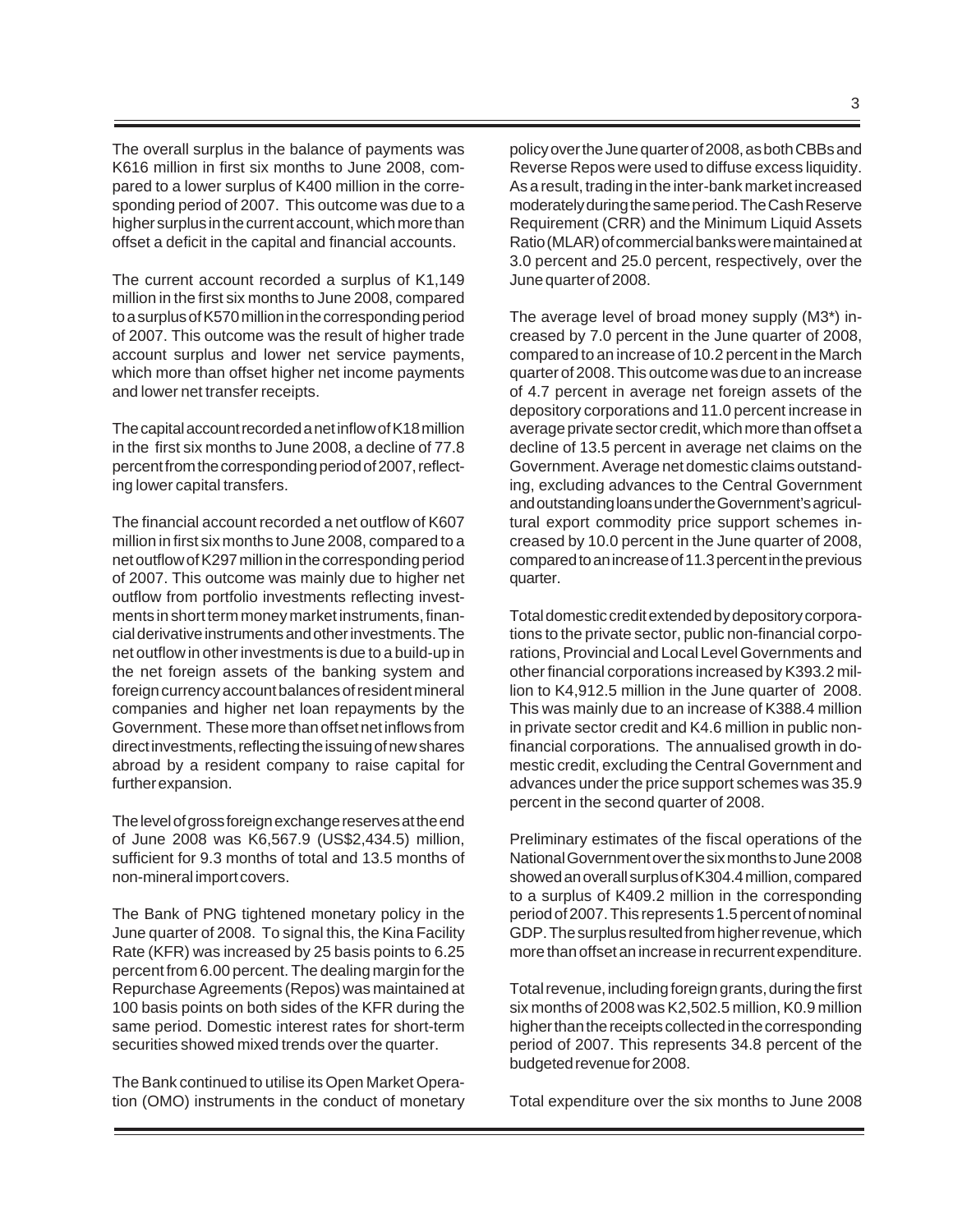The overall surplus in the balance of payments was K616 million in first six months to June 2008, compared to a lower surplus of K400 million in the corresponding period of 2007. This outcome was due to a higher surplus in the current account, which more than offset a deficit in the capital and financial accounts.

The current account recorded a surplus of K1,149 million in the first six months to June 2008, compared to a surplus of K570 million in the corresponding period of 2007. This outcome was the result of higher trade account surplus and lower net service payments, which more than offset higher net income payments and lower net transfer receipts.

The capital account recorded a net inflow of K18 million in the first six months to June 2008, a decline of 77.8 percent from the corresponding period of 2007, reflecting lower capital transfers.

The financial account recorded a net outflow of K607 million in first six months to June 2008, compared to a net outflow of K297 million in the corresponding period of 2007. This outcome was mainly due to higher net outflow from portfolio investments reflecting investments in short term money market instruments, financial derivative instruments and other investments. The net outflow in other investments is due to a build-up in the net foreign assets of the banking system and foreign currency account balances of resident mineral companies and higher net loan repayments by the Government. These more than offset net inflows from direct investments, reflecting the issuing of new shares abroad by a resident company to raise capital for further expansion.

The level of gross foreign exchange reserves at the end of June 2008 was K6,567.9 (US$2,434.5) million, sufficient for 9.3 months of total and 13.5 months of non-mineral import covers.

The Bank of PNG tightened monetary policy in the June quarter of 2008. To signal this, the Kina Facility Rate (KFR) was increased by 25 basis points to 6.25 percent from 6.00 percent. The dealing margin for the Repurchase Agreements (Repos) was maintained at 100 basis points on both sides of the KFR during the same period. Domestic interest rates for short-term securities showed mixed trends over the quarter.

The Bank continued to utilise its Open Market Operation (OMO) instruments in the conduct of monetary policy over the June quarter of 2008, as both CBBs and Reverse Repos were used to diffuse excess liquidity. As a result, trading in the inter-bank market increased moderately during the same period. The Cash Reserve Requirement (CRR) and the Minimum Liquid Assets Ratio (MLAR) of commercial banks were maintained at 3.0 percent and 25.0 percent, respectively, over the June quarter of 2008.

The average level of broad money supply (M3*) increased by 7.0 percent in the June quarter of 2008, compared to an increase of 10.2 percent in the March quarter of 2008. This outcome was due to an increase of 4.7 percent in average net foreign assets of the depository corporations and 11.0 percent increase in average private sector credit, which more than offset a decline of 13.5 percent in average net claims on the Government. Average net domestic claims outstanding, excluding advances to the Central Government and outstanding loans under the Government's agricultural export commodity price support schemes increased by 10.0 percent in the June quarter of 2008, compared to an increase of 11.3 percent in the previous quarter.

Total domestic credit extended by depository corporations to the private sector, public non-financial corporations, Provincial and Local Level Governments and other financial corporations increased by K393.2 million to K4,912.5 million in the June quarter of 2008. This was mainly due to an increase of K388.4 million in private sector credit and K4.6 million in public non-financial corporations. The annualised growth in domestic credit, excluding the Central Government and advances under the price support schemes was 35.9 percent in the second quarter of 2008.

Preliminary estimates of the fiscal operations of the National Government over the six months to June 2008 showed an overall surplus of K304.4 million, compared to a surplus of K409.2 million in the corresponding period of 2007. This represents 1.5 percent of nominal GDP. The surplus resulted from higher revenue, which more than offset an increase in recurrent expenditure.

Total revenue, including foreign grants, during the first six months of 2008 was K2,502.5 million, K0.9 million higher than the receipts collected in the corresponding period of 2007. This represents 34.8 percent of the budgeted revenue for 2008.

Total expenditure over the six months to June 2008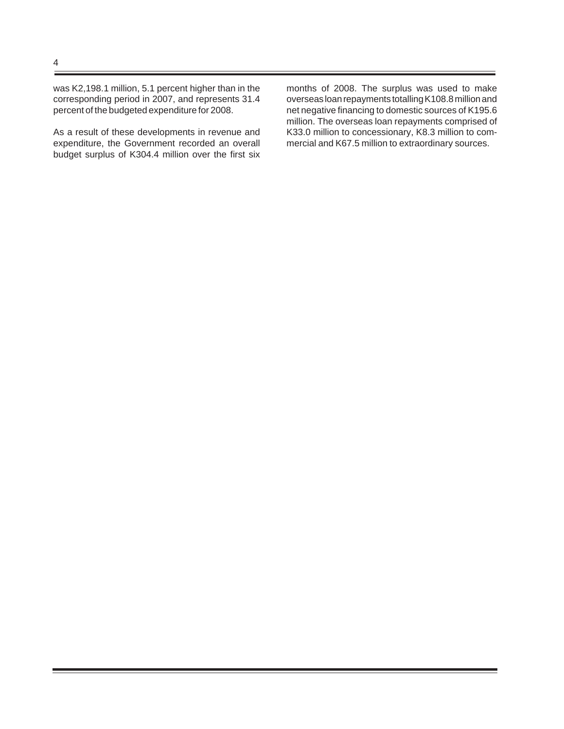was K2,198.1 million, 5.1 percent higher than in the corresponding period in 2007, and represents 31.4 percent of the budgeted expenditure for 2008.

As a result of these developments in revenue and expenditure, the Government recorded an overall budget surplus of K304.4 million over the first six months of 2008. The surplus was used to make overseas loan repayments totalling K108.8 million and net negative financing to domestic sources of K195.6 million. The overseas loan repayments comprised of K33.0 million to concessionary, K8.3 million to commercial and K67.5 million to extraordinary sources.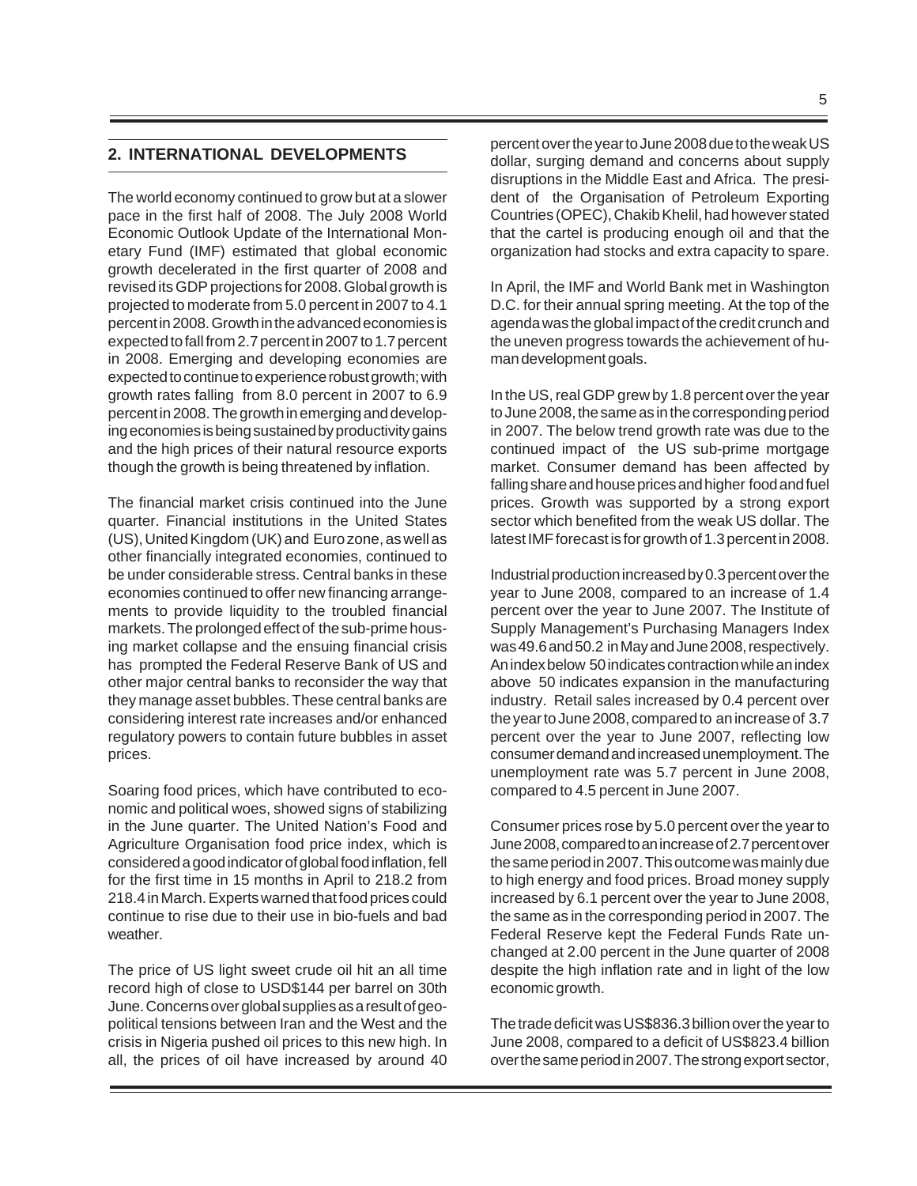## 2. INTERNATIONAL DEVELOPMENTS

The world economy continued to grow but at a slower pace in the first half of 2008. The July 2008 World Economic Outlook Update of the International Monetary Fund (IMF) estimated that global economic growth decelerated in the first quarter of 2008 and revised its GDP projections for 2008. Global growth is projected to moderate from 5.0 percent in 2007 to 4.1 percent in 2008. Growth in the advanced economies is expected to fall from 2.7 percent in 2007 to 1.7 percent in 2008. Emerging and developing economies are expected to continue to experience robust growth; with growth rates falling from 8.0 percent in 2007 to 6.9 percent in 2008. The growth in emerging and developing economies is being sustained by productivity gains and the high prices of their natural resource exports though the growth is being threatened by inflation.

The financial market crisis continued into the June quarter. Financial institutions in the United States (US), United Kingdom (UK) and Euro zone, as well as other financially integrated economies, continued to be under considerable stress. Central banks in these economies continued to offer new financing arrangements to provide liquidity to the troubled financial markets. The prolonged effect of the sub-prime housing market collapse and the ensuing financial crisis has prompted the Federal Reserve Bank of US and other major central banks to reconsider the way that they manage asset bubbles. These central banks are considering interest rate increases and/or enhanced regulatory powers to contain future bubbles in asset prices.

Soaring food prices, which have contributed to economic and political woes, showed signs of stabilizing in the June quarter. The United Nation's Food and Agriculture Organisation food price index, which is considered a good indicator of global food inflation, fell for the first time in 15 months in April to 218.2 from 218.4 in March. Experts warned that food prices could continue to rise due to their use in bio-fuels and bad weather.

The price of US light sweet crude oil hit an all time record high of close to USD$144 per barrel on 30th June. Concerns over global supplies as a result of geopolitical tensions between Iran and the West and the crisis in Nigeria pushed oil prices to this new high. In all, the prices of oil have increased by around 40 percent over the year to June 2008 due to the weak US dollar, surging demand and concerns about supply disruptions in the Middle East and Africa. The president of the Organisation of Petroleum Exporting Countries (OPEC), Chakib Khelil, had however stated that the cartel is producing enough oil and that the organization had stocks and extra capacity to spare.

In April, the IMF and World Bank met in Washington D.C. for their annual spring meeting. At the top of the agenda was the global impact of the credit crunch and the uneven progress towards the achievement of human development goals.

In the US, real GDP grew by 1.8 percent over the year to June 2008, the same as in the corresponding period in 2007. The below trend growth rate was due to the continued impact of the US sub-prime mortgage market. Consumer demand has been affected by falling share and house prices and higher food and fuel prices. Growth was supported by a strong export sector which benefited from the weak US dollar. The latest IMF forecast is for growth of 1.3 percent in 2008.

Industrial production increased by 0.3 percent over the year to June 2008, compared to an increase of 1.4 percent over the year to June 2007. The Institute of Supply Management's Purchasing Managers Index was 49.6 and 50.2 in May and June 2008, respectively. An index below 50 indicates contraction while an index above 50 indicates expansion in the manufacturing industry. Retail sales increased by 0.4 percent over the year to June 2008, compared to an increase of 3.7 percent over the year to June 2007, reflecting low consumer demand and increased unemployment. The unemployment rate was 5.7 percent in June 2008, compared to 4.5 percent in June 2007.

Consumer prices rose by 5.0 percent over the year to June 2008, compared to an increase of 2.7 percent over the same period in 2007. This outcome was mainly due to high energy and food prices. Broad money supply increased by 6.1 percent over the year to June 2008, the same as in the corresponding period in 2007. The Federal Reserve kept the Federal Funds Rate unchanged at 2.00 percent in the June quarter of 2008 despite the high inflation rate and in light of the low economic growth.

The trade deficit was US$836.3 billion over the year to June 2008, compared to a deficit of US$823.4 billion over the same period in 2007. The strong export sector,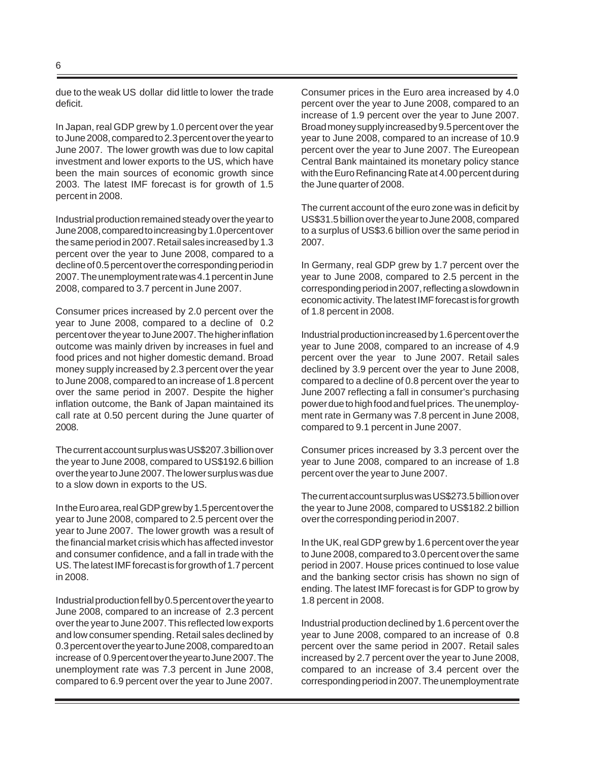due to the weak US dollar did little to lower the trade deficit.

In Japan, real GDP grew by 1.0 percent over the year to June 2008, compared to 2.3 percent over the year to June 2007. The lower growth was due to low capital investment and lower exports to the US, which have been the main sources of economic growth since 2003. The latest IMF forecast is for growth of 1.5 percent in 2008.

Industrial production remained steady over the year to June 2008, compared to increasing by 1.0 percent over the same period in 2007. Retail sales increased by 1.3 percent over the year to June 2008, compared to a decline of 0.5 percent over the corresponding period in 2007. The unemployment rate was 4.1 percent in June 2008, compared to 3.7 percent in June 2007.

Consumer prices increased by 2.0 percent over the year to June 2008, compared to a decline of 0.2 percent over the year to June 2007. The higher inflation outcome was mainly driven by increases in fuel and food prices and not higher domestic demand. Broad money supply increased by 2.3 percent over the year to June 2008, compared to an increase of 1.8 percent over the same period in 2007. Despite the higher inflation outcome, the Bank of Japan maintained its call rate at 0.50 percent during the June quarter of 2008.

The current account surplus was US$207.3 billion over the year to June 2008, compared to US$192.6 billion over the year to June 2007. The lower surplus was due to a slow down in exports to the US.

In the Euro area, real GDP grew by 1.5 percent over the year to June 2008, compared to 2.5 percent over the year to June 2007. The lower growth was a result of the financial market crisis which has affected investor and consumer confidence, and a fall in trade with the US. The latest IMF forecast is for growth of 1.7 percent in 2008.

Industrial production fell by 0.5 percent over the year to June 2008, compared to an increase of 2.3 percent over the year to June 2007. This reflected low exports and low consumer spending. Retail sales declined by 0.3 percent over the year to June 2008, compared to an increase of 0.9 percent over the year to June 2007. The unemployment rate was 7.3 percent in June 2008, compared to 6.9 percent over the year to June 2007.

Consumer prices in the Euro area increased by 4.0 percent over the year to June 2008, compared to an increase of 1.9 percent over the year to June 2007. Broad money supply increased by 9.5 percent over the year to June 2008, compared to an increase of 10.9 percent over the year to June 2007. The Eureopean Central Bank maintained its monetary policy stance with the Euro Refinancing Rate at 4.00 percent during the June quarter of 2008.

The current account of the euro zone was in deficit by US$31.5 billion over the year to June 2008, compared to a surplus of US$3.6 billion over the same period in 2007.

In Germany, real GDP grew by 1.7 percent over the year to June 2008, compared to 2.5 percent in the corresponding period in 2007, reflecting a slowdown in economic activity. The latest IMF forecast is for growth of 1.8 percent in 2008.

Industrial production increased by 1.6 percent over the year to June 2008, compared to an increase of 4.9 percent over the year to June 2007. Retail sales declined by 3.9 percent over the year to June 2008, compared to a decline of 0.8 percent over the year to June 2007 reflecting a fall in consumer's purchasing power due to high food and fuel prices. The unemployment rate in Germany was 7.8 percent in June 2008, compared to 9.1 percent in June 2007.

Consumer prices increased by 3.3 percent over the year to June 2008, compared to an increase of 1.8 percent over the year to June 2007.

The current account surplus was US$273.5 billion over the year to June 2008, compared to US$182.2 billion over the corresponding period in 2007.

In the UK, real GDP grew by 1.6 percent over the year to June 2008, compared to 3.0 percent over the same period in 2007. House prices continued to lose value and the banking sector crisis has shown no sign of ending. The latest IMF forecast is for GDP to grow by 1.8 percent in 2008.

Industrial production declined by 1.6 percent over the year to June 2008, compared to an increase of 0.8 percent over the same period in 2007. Retail sales increased by 2.7 percent over the year to June 2008, compared to an increase of 3.4 percent over the corresponding period in 2007. The unemployment rate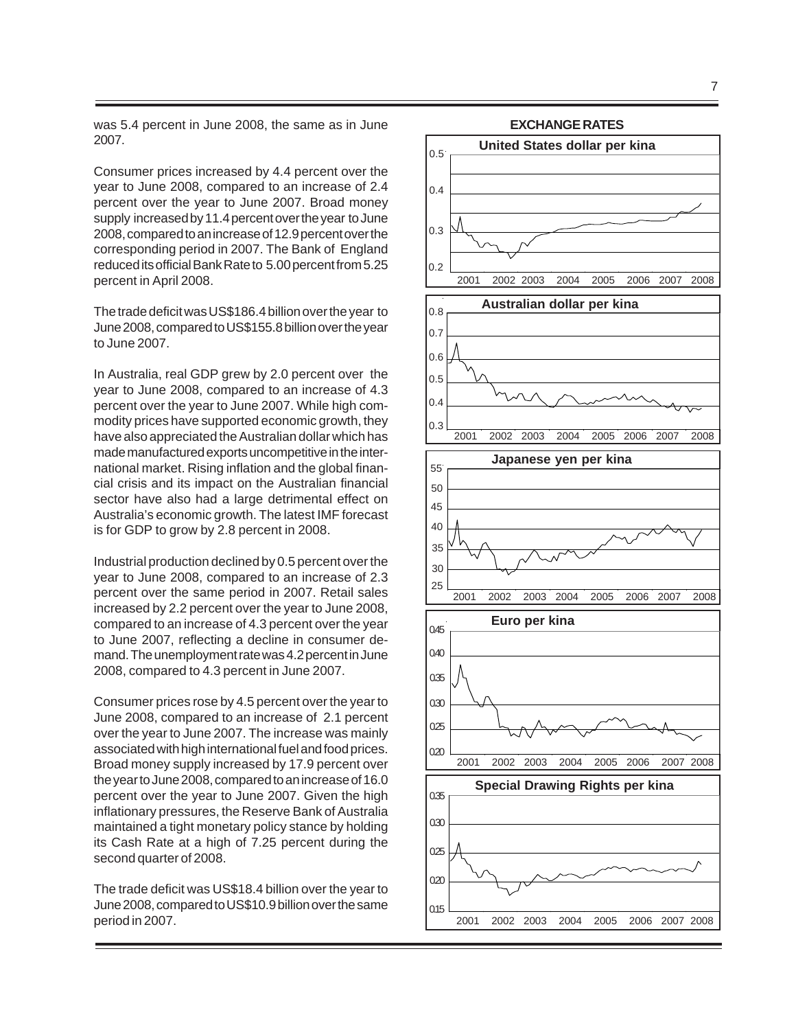was 5.4 percent in June 2008, the same as in June 2007.

Consumer prices increased by 4.4 percent over the year to June 2008, compared to an increase of 2.4 percent over the year to June 2007. Broad money supply increased by 11.4 percent over the year to June 2008, compared to an increase of 12.9 percent over the corresponding period in 2007. The Bank of England reduced its official Bank Rate to 5.00 percent from 5.25 percent in April 2008.

The trade deficit was US$186.4 billion over the year to June 2008, compared to US$155.8 billion over the year to June 2007.

In Australia, real GDP grew by 2.0 percent over the year to June 2008, compared to an increase of 4.3 percent over the year to June 2007. While high commodity prices have supported economic growth, they have also appreciated the Australian dollar which has made manufactured exports uncompetitive in the international market. Rising inflation and the global financial crisis and its impact on the Australian financial sector have also had a large detrimental effect on Australia's economic growth. The latest IMF forecast is for GDP to grow by 2.8 percent in 2008.

Industrial production declined by 0.5 percent over the year to June 2008, compared to an increase of 2.3 percent over the same period in 2007. Retail sales increased by 2.2 percent over the year to June 2008, compared to an increase of 4.3 percent over the year to June 2007, reflecting a decline in consumer demand. The unemployment rate was 4.2 percent in June 2008, compared to 4.3 percent in June 2007.

Consumer prices rose by 4.5 percent over the year to June 2008, compared to an increase of 2.1 percent over the year to June 2007. The increase was mainly associated with high international fuel and food prices. Broad money supply increased by 17.9 percent over the year to June 2008, compared to an increase of 16.0 percent over the year to June 2007. Given the high inflationary pressures, the Reserve Bank of Australia maintained a tight monetary policy stance by holding its Cash Rate at a high of 7.25 percent during the second quarter of 2008.

The trade deficit was US$18.4 billion over the year to June 2008, compared to US$10.9 billion over the same period in 2007.

**EXCHANGE RATES**

United States dollar per kina

Australian dollar per kina

Japanese yen per kina

Euro per kina

Special Drawing Rights per kina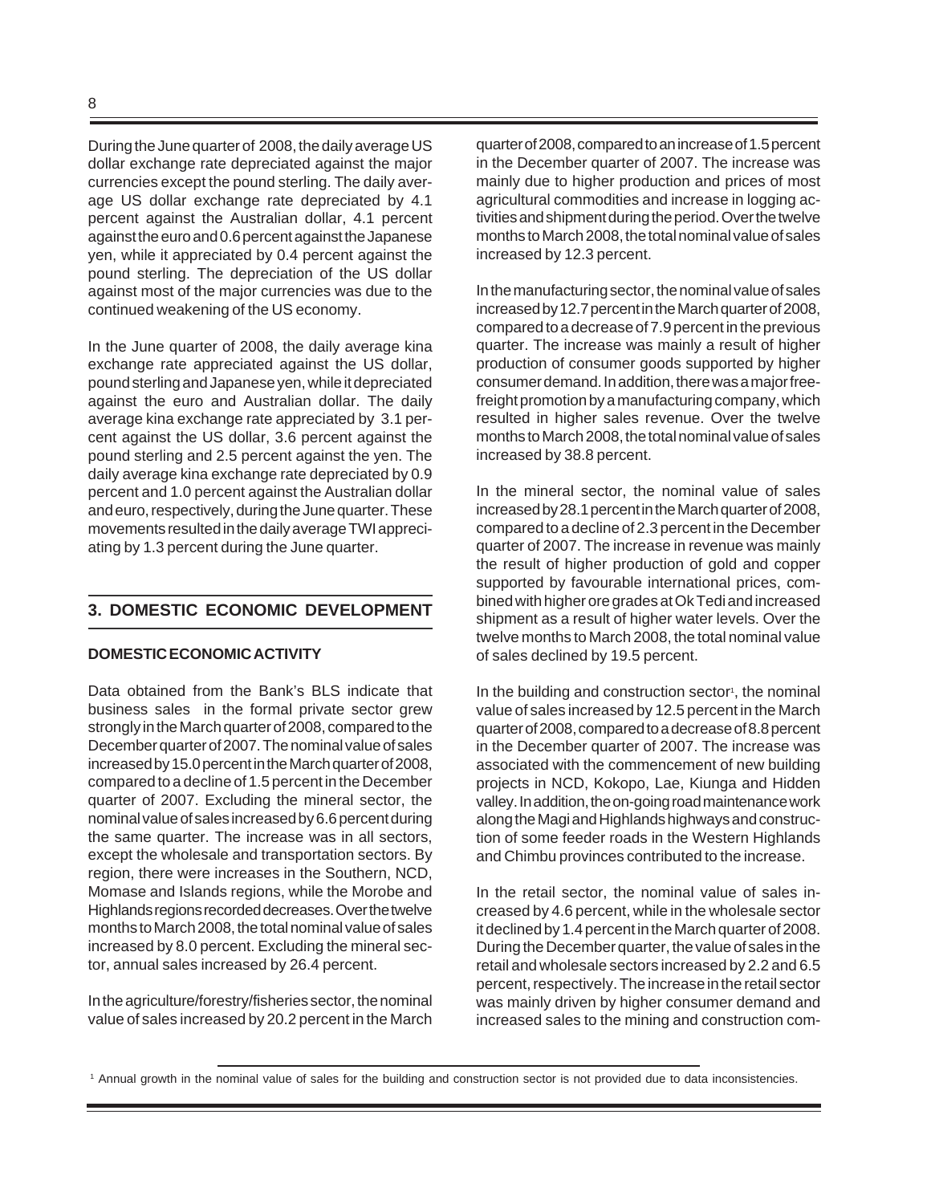During the June quarter of 2008, the daily average US dollar exchange rate depreciated against the major currencies except the pound sterling. The daily average US dollar exchange rate depreciated by 4.1 percent against the Australian dollar, 4.1 percent against the euro and 0.6 percent against the Japanese yen, while it appreciated by 0.4 percent against the pound sterling. The depreciation of the US dollar against most of the major currencies was due to the continued weakening of the US economy.

In the June quarter of 2008, the daily average kina exchange rate appreciated against the US dollar, pound sterling and Japanese yen, while it depreciated against the euro and Australian dollar. The daily average kina exchange rate appreciated by 3.1 percent against the US dollar, 3.6 percent against the pound sterling and 2.5 percent against the yen. The daily average kina exchange rate depreciated by 0.9 percent and 1.0 percent against the Australian dollar and euro, respectively, during the June quarter. These movements resulted in the daily average TWI appreciating by 1.3 percent during the June quarter.

## 3. DOMESTIC ECONOMIC DEVELOPMENT

### DOMESTIC ECONOMIC ACTIVITY

Data obtained from the Bank's BLS indicate that business sales in the formal private sector grew strongly in the March quarter of 2008, compared to the December quarter of 2007. The nominal value of sales increased by 15.0 percent in the March quarter of 2008, compared to a decline of 1.5 percent in the December quarter of 2007. Excluding the mineral sector, the nominal value of sales increased by 6.6 percent during the same quarter. The increase was in all sectors, except the wholesale and transportation sectors. By region, there were increases in the Southern, NCD, Momase and Islands regions, while the Morobe and Highlands regions recorded decreases. Over the twelve months to March 2008, the total nominal value of sales increased by 8.0 percent. Excluding the mineral sector, annual sales increased by 26.4 percent.

In the agriculture/forestry/fisheries sector, the nominal value of sales increased by 20.2 percent in the March quarter of 2008, compared to an increase of 1.5 percent in the December quarter of 2007. The increase was mainly due to higher production and prices of most agricultural commodities and increase in logging activities and shipment during the period. Over the twelve months to March 2008, the total nominal value of sales increased by 12.3 percent.

In the manufacturing sector, the nominal value of sales increased by 12.7 percent in the March quarter of 2008, compared to a decrease of 7.9 percent in the previous quarter. The increase was mainly a result of higher production of consumer goods supported by higher consumer demand. In addition, there was a major free-freight promotion by a manufacturing company, which resulted in higher sales revenue. Over the twelve months to March 2008, the total nominal value of sales increased by 38.8 percent.

In the mineral sector, the nominal value of sales increased by 28.1 percent in the March quarter of 2008, compared to a decline of 2.3 percent in the December quarter of 2007. The increase in revenue was mainly the result of higher production of gold and copper supported by favourable international prices, combined with higher ore grades at Ok Tedi and increased shipment as a result of higher water levels. Over the twelve months to March 2008, the total nominal value of sales declined by 19.5 percent.

In the building and construction sector[1], the nominal value of sales increased by 12.5 percent in the March quarter of 2008, compared to a decrease of 8.8 percent in the December quarter of 2007. The increase was associated with the commencement of new building projects in NCD, Kokopo, Lae, Kiunga and Hidden valley. In addition, the on-going road maintenance work along the Magi and Highlands highways and construction of some feeder roads in the Western Highlands and Chimbu provinces contributed to the increase.

In the retail sector, the nominal value of sales increased by 4.6 percent, while in the wholesale sector it declined by 1.4 percent in the March quarter of 2008. During the December quarter, the value of sales in the retail and wholesale sectors increased by 2.2 and 6.5 percent, respectively. The increase in the retail sector was mainly driven by higher consumer demand and increased sales to the mining and construction com-

[1] Annual growth in the nominal value of sales for the building and construction sector is not provided due to data inconsistencies.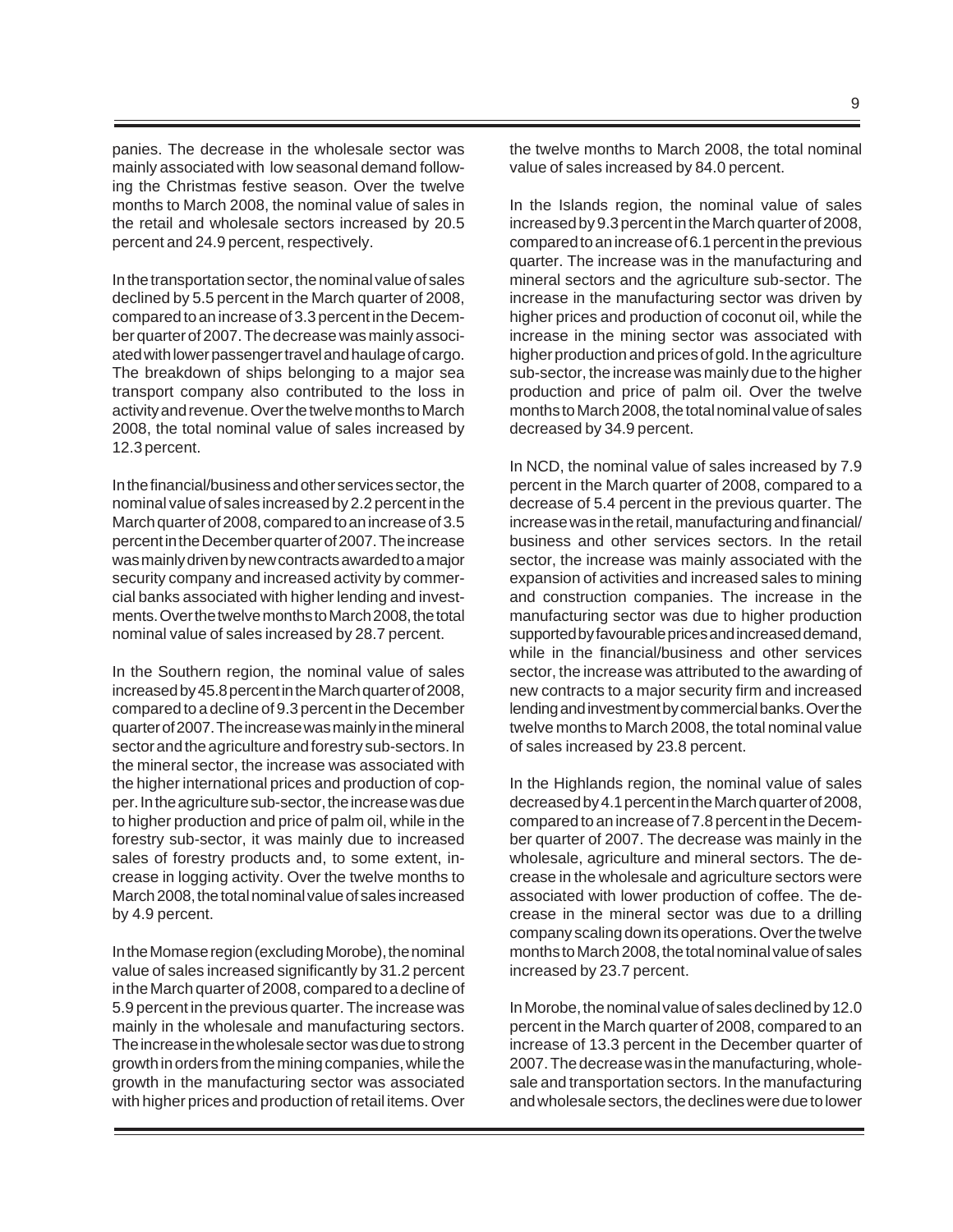panies. The decrease in the wholesale sector was mainly associated with low seasonal demand following the Christmas festive season. Over the twelve months to March 2008, the nominal value of sales in the retail and wholesale sectors increased by 20.5 percent and 24.9 percent, respectively.

In the transportation sector, the nominal value of sales declined by 5.5 percent in the March quarter of 2008, compared to an increase of 3.3 percent in the December quarter of 2007. The decrease was mainly associated with lower passenger travel and haulage of cargo. The breakdown of ships belonging to a major sea transport company also contributed to the loss in activity and revenue. Over the twelve months to March 2008, the total nominal value of sales increased by 12.3 percent.

In the financial/business and other services sector, the nominal value of sales increased by 2.2 percent in the March quarter of 2008, compared to an increase of 3.5 percent in the December quarter of 2007. The increase was mainly driven by new contracts awarded to a major security company and increased activity by commercial banks associated with higher lending and investments. Over the twelve months to March 2008, the total nominal value of sales increased by 28.7 percent.

In the Southern region, the nominal value of sales increased by 45.8 percent in the March quarter of 2008, compared to a decline of 9.3 percent in the December quarter of 2007. The increase was mainly in the mineral sector and the agriculture and forestry sub-sectors. In the mineral sector, the increase was associated with the higher international prices and production of copper. In the agriculture sub-sector, the increase was due to higher production and price of palm oil, while in the forestry sub-sector, it was mainly due to increased sales of forestry products and, to some extent, increase in logging activity. Over the twelve months to March 2008, the total nominal value of sales increased by 4.9 percent.

In the Momase region (excluding Morobe), the nominal value of sales increased significantly by 31.2 percent in the March quarter of 2008, compared to a decline of 5.9 percent in the previous quarter. The increase was mainly in the wholesale and manufacturing sectors. The increase in the wholesale sector was due to strong growth in orders from the mining companies, while the growth in the manufacturing sector was associated with higher prices and production of retail items. Over the twelve months to March 2008, the total nominal value of sales increased by 84.0 percent.

In the Islands region, the nominal value of sales increased by 9.3 percent in the March quarter of 2008, compared to an increase of 6.1 percent in the previous quarter. The increase was in the manufacturing and mineral sectors and the agriculture sub-sector. The increase in the manufacturing sector was driven by higher prices and production of coconut oil, while the increase in the mining sector was associated with higher production and prices of gold. In the agriculture sub-sector, the increase was mainly due to the higher production and price of palm oil. Over the twelve months to March 2008, the total nominal value of sales decreased by 34.9 percent.

In NCD, the nominal value of sales increased by 7.9 percent in the March quarter of 2008, compared to a decrease of 5.4 percent in the previous quarter. The increase was in the retail, manufacturing and financial/business and other services sectors. In the retail sector, the increase was mainly associated with the expansion of activities and increased sales to mining and construction companies. The increase in the manufacturing sector was due to higher production supported by favourable prices and increased demand, while in the financial/business and other services sector, the increase was attributed to the awarding of new contracts to a major security firm and increased lending and investment by commercial banks. Over the twelve months to March 2008, the total nominal value of sales increased by 23.8 percent.

In the Highlands region, the nominal value of sales decreased by 4.1 percent in the March quarter of 2008, compared to an increase of 7.8 percent in the December quarter of 2007. The decrease was mainly in the wholesale, agriculture and mineral sectors. The decrease in the wholesale and agriculture sectors were associated with lower production of coffee. The decrease in the mineral sector was due to a drilling company scaling down its operations. Over the twelve months to March 2008, the total nominal value of sales increased by 23.7 percent.

In Morobe, the nominal value of sales declined by 12.0 percent in the March quarter of 2008, compared to an increase of 13.3 percent in the December quarter of 2007. The decrease was in the manufacturing, wholesale and transportation sectors. In the manufacturing and wholesale sectors, the declines were due to lower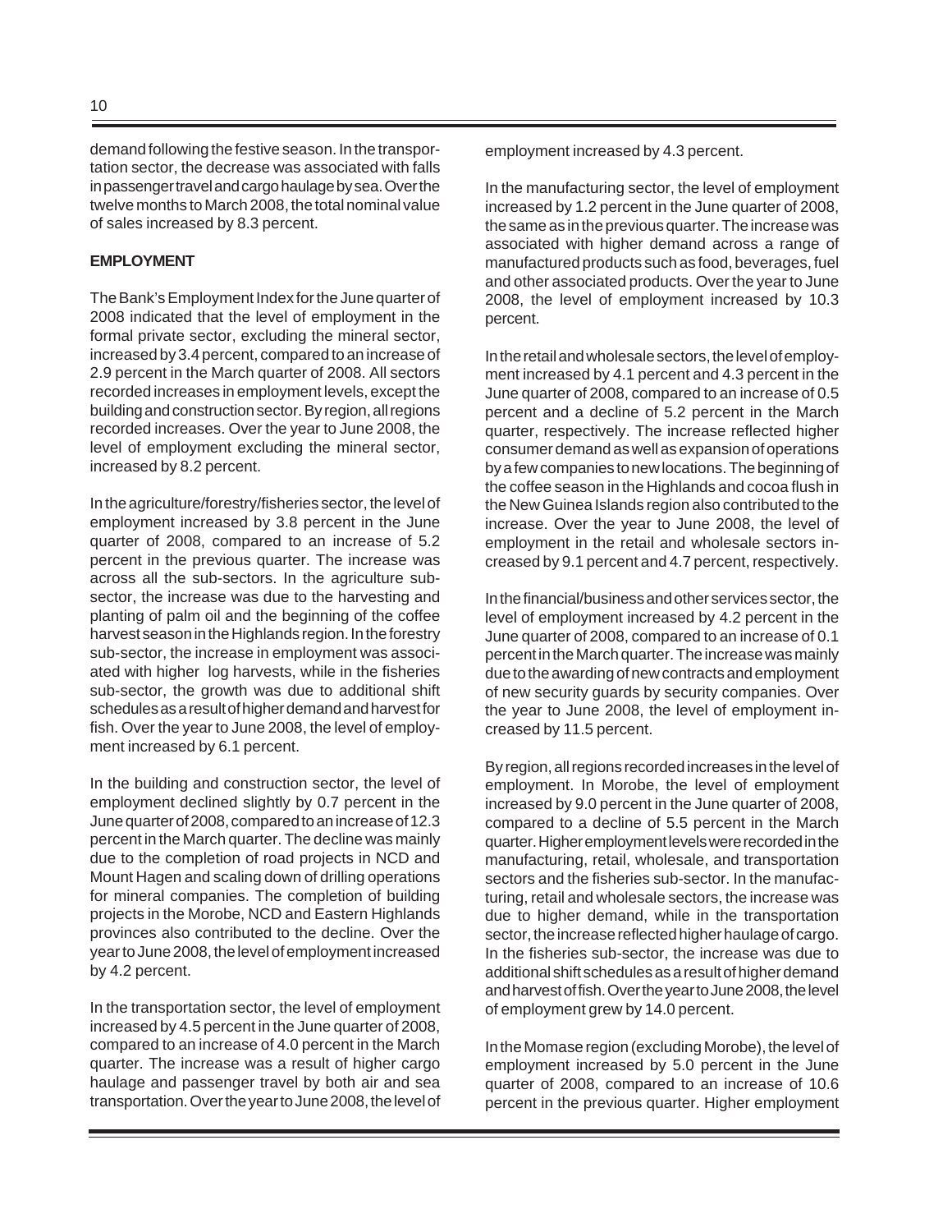demand following the festive season. In the transportation sector, the decrease was associated with falls in passenger travel and cargo haulage by sea. Over the twelve months to March 2008, the total nominal value of sales increased by 8.3 percent.

**EMPLOYMENT**

The Bank's Employment Index for the June quarter of 2008 indicated that the level of employment in the formal private sector, excluding the mineral sector, increased by 3.4 percent, compared to an increase of 2.9 percent in the March quarter of 2008. All sectors recorded increases in employment levels, except the building and construction sector. By region, all regions recorded increases. Over the year to June 2008, the level of employment excluding the mineral sector, increased by 8.2 percent.

In the agriculture/forestry/fisheries sector, the level of employment increased by 3.8 percent in the June quarter of 2008, compared to an increase of 5.2 percent in the previous quarter. The increase was across all the sub-sectors. In the agriculture sub-sector, the increase was due to the harvesting and planting of palm oil and the beginning of the coffee harvest season in the Highlands region. In the forestry sub-sector, the increase in employment was associated with higher log harvests, while in the fisheries sub-sector, the growth was due to additional shift schedules as a result of higher demand and harvest for fish. Over the year to June 2008, the level of employment increased by 6.1 percent.

In the building and construction sector, the level of employment declined slightly by 0.7 percent in the June quarter of 2008, compared to an increase of 12.3 percent in the March quarter. The decline was mainly due to the completion of road projects in NCD and Mount Hagen and scaling down of drilling operations for mineral companies. The completion of building projects in the Morobe, NCD and Eastern Highlands provinces also contributed to the decline. Over the year to June 2008, the level of employment increased by 4.2 percent.

In the transportation sector, the level of employment increased by 4.5 percent in the June quarter of 2008, compared to an increase of 4.0 percent in the March quarter. The increase was a result of higher cargo haulage and passenger travel by both air and sea transportation. Over the year to June 2008, the level of employment increased by 4.3 percent.

In the manufacturing sector, the level of employment increased by 1.2 percent in the June quarter of 2008, the same as in the previous quarter. The increase was associated with higher demand across a range of manufactured products such as food, beverages, fuel and other associated products. Over the year to June 2008, the level of employment increased by 10.3 percent.

In the retail and wholesale sectors, the level of employment increased by 4.1 percent and 4.3 percent in the June quarter of 2008, compared to an increase of 0.5 percent and a decline of 5.2 percent in the March quarter, respectively. The increase reflected higher consumer demand as well as expansion of operations by a few companies to new locations. The beginning of the coffee season in the Highlands and cocoa flush in the New Guinea Islands region also contributed to the increase. Over the year to June 2008, the level of employment in the retail and wholesale sectors increased by 9.1 percent and 4.7 percent, respectively.

In the financial/business and other services sector, the level of employment increased by 4.2 percent in the June quarter of 2008, compared to an increase of 0.1 percent in the March quarter. The increase was mainly due to the awarding of new contracts and employment of new security guards by security companies. Over the year to June 2008, the level of employment increased by 11.5 percent.

By region, all regions recorded increases in the level of employment. In Morobe, the level of employment increased by 9.0 percent in the June quarter of 2008, compared to a decline of 5.5 percent in the March quarter. Higher employment levels were recorded in the manufacturing, retail, wholesale, and transportation sectors and the fisheries sub-sector. In the manufacturing, retail and wholesale sectors, the increase was due to higher demand, while in the transportation sector, the increase reflected higher haulage of cargo. In the fisheries sub-sector, the increase was due to additional shift schedules as a result of higher demand and harvest of fish. Over the year to June 2008, the level of employment grew by 14.0 percent.

In the Momase region (excluding Morobe), the level of employment increased by 5.0 percent in the June quarter of 2008, compared to an increase of 10.6 percent in the previous quarter. Higher employment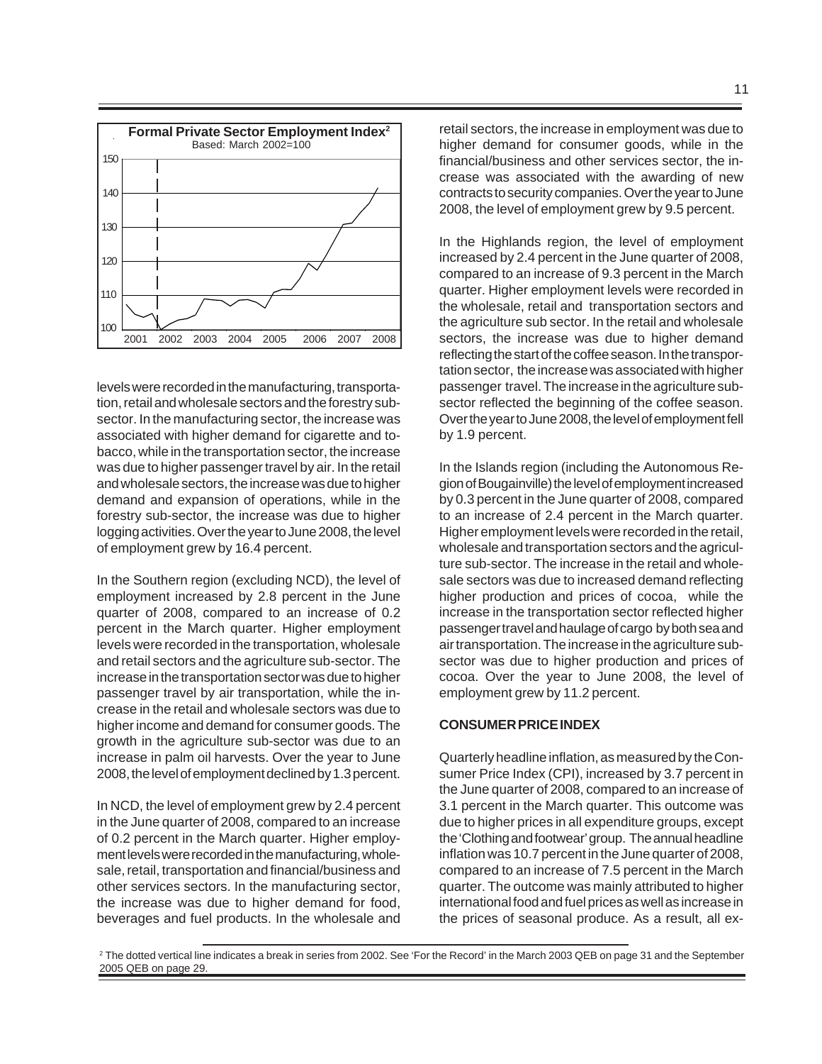**Formal Private Sector Employment Index**[2]
Based: March 2002=100

levels were recorded in the manufacturing, transportation, retail and wholesale sectors and the forestry sub-sector. In the manufacturing sector, the increase was associated with higher demand for cigarette and tobacco, while in the transportation sector, the increase was due to higher passenger travel by air. In the retail and wholesale sectors, the increase was due to higher demand and expansion of operations, while in the forestry sub-sector, the increase was due to higher logging activities. Over the year to June 2008, the level of employment grew by 16.4 percent.

In the Southern region (excluding NCD), the level of employment increased by 2.8 percent in the June quarter of 2008, compared to an increase of 0.2 percent in the March quarter. Higher employment levels were recorded in the transportation, wholesale and retail sectors and the agriculture sub-sector. The increase in the transportation sector was due to higher passenger travel by air transportation, while the increase in the retail and wholesale sectors was due to higher income and demand for consumer goods. The growth in the agriculture sub-sector was due to an increase in palm oil harvests. Over the year to June 2008, the level of employment declined by 1.3 percent.

In NCD, the level of employment grew by 2.4 percent in the June quarter of 2008, compared to an increase of 0.2 percent in the March quarter. Higher employment levels were recorded in the manufacturing, wholesale, retail, transportation and financial/business and other services sectors. In the manufacturing sector, the increase was due to higher demand for food, beverages and fuel products. In the wholesale and retail sectors, the increase in employment was due to higher demand for consumer goods, while in the financial/business and other services sector, the increase was associated with the awarding of new contracts to security companies. Over the year to June 2008, the level of employment grew by 9.5 percent.

In the Highlands region, the level of employment increased by 2.4 percent in the June quarter of 2008, compared to an increase of 9.3 percent in the March quarter. Higher employment levels were recorded in the wholesale, retail and transportation sectors and the agriculture sub sector. In the retail and wholesale sectors, the increase was due to higher demand reflecting the start of the coffee season. In the transportation sector, the increase was associated with higher passenger travel. The increase in the agriculture sub-sector reflected the beginning of the coffee season. Over the year to June 2008, the level of employment fell by 1.9 percent.

In the Islands region (including the Autonomous Region of Bougainville) the level of employment increased by 0.3 percent in the June quarter of 2008, compared to an increase of 2.4 percent in the March quarter. Higher employment levels were recorded in the retail, wholesale and transportation sectors and the agriculture sub-sector. The increase in the retail and wholesale sectors was due to increased demand reflecting higher production and prices of cocoa, while the increase in the transportation sector reflected higher passenger travel and haulage of cargo by both sea and air transportation. The increase in the agriculture sub-sector was due to higher production and prices of cocoa. Over the year to June 2008, the level of employment grew by 11.2 percent.

**CONSUMER PRICE INDEX**

Quarterly headline inflation, as measured by the Consumer Price Index (CPI), increased by 3.7 percent in the June quarter of 2008, compared to an increase of 3.1 percent in the March quarter. This outcome was due to higher prices in all expenditure groups, except the 'Clothing and footwear' group. The annual headline inflation was 10.7 percent in the June quarter of 2008, compared to an increase of 7.5 percent in the March quarter. The outcome was mainly attributed to higher international food and fuel prices as well as increase in the prices of seasonal produce. As a result, all ex-

[2] The dotted vertical line indicates a break in series from 2002. See 'For the Record' in the March 2003 QEB on page 31 and the September 2005 QEB on page 29.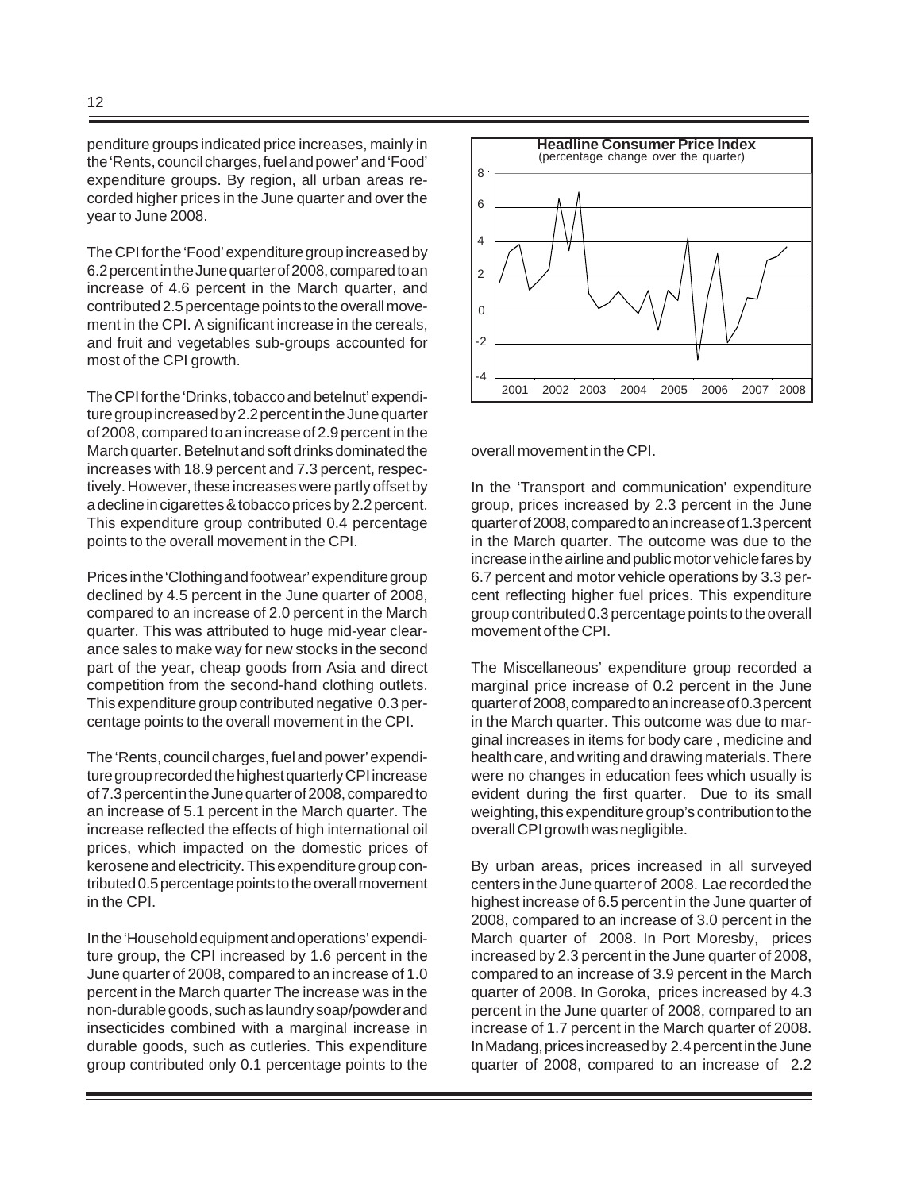penditure groups indicated price increases, mainly in the 'Rents, council charges, fuel and power' and 'Food' expenditure groups. By region, all urban areas recorded higher prices in the June quarter and over the year to June 2008.

The CPI for the 'Food' expenditure group increased by 6.2 percent in the June quarter of 2008, compared to an increase of 4.6 percent in the March quarter, and contributed 2.5 percentage points to the overall movement in the CPI. A significant increase in the cereals, and fruit and vegetables sub-groups accounted for most of the CPI growth.

The CPI for the 'Drinks, tobacco and betelnut' expenditure group increased by 2.2 percent in the June quarter of 2008, compared to an increase of 2.9 percent in the March quarter. Betelnut and soft drinks dominated the increases with 18.9 percent and 7.3 percent, respectively. However, these increases were partly offset by a decline in cigarettes & tobacco prices by 2.2 percent. This expenditure group contributed 0.4 percentage points to the overall movement in the CPI.

Prices in the 'Clothing and footwear' expenditure group declined by 4.5 percent in the June quarter of 2008, compared to an increase of 2.0 percent in the March quarter. This was attributed to huge mid-year clearance sales to make way for new stocks in the second part of the year, cheap goods from Asia and direct competition from the second-hand clothing outlets. This expenditure group contributed negative 0.3 percentage points to the overall movement in the CPI.

The 'Rents, council charges, fuel and power' expenditure group recorded the highest quarterly CPI increase of 7.3 percent in the June quarter of 2008, compared to an increase of 5.1 percent in the March quarter. The increase reflected the effects of high international oil prices, which impacted on the domestic prices of kerosene and electricity. This expenditure group contributed 0.5 percentage points to the overall movement in the CPI.

In the 'Household equipment and operations' expenditure group, the CPI increased by 1.6 percent in the June quarter of 2008, compared to an increase of 1.0 percent in the March quarter The increase was in the non-durable goods, such as laundry soap/powder and insecticides combined with a marginal increase in durable goods, such as cutleries. This expenditure group contributed only 0.1 percentage points to the overall movement in the CPI.

**Headline Consumer Price Index**
(percentage change over the quarter)

In the 'Transport and communication' expenditure group, prices increased by 2.3 percent in the June quarter of 2008, compared to an increase of 1.3 percent in the March quarter. The outcome was due to the increase in the airline and public motor vehicle fares by 6.7 percent and motor vehicle operations by 3.3 percent reflecting higher fuel prices. This expenditure group contributed 0.3 percentage points to the overall movement of the CPI.

The Miscellaneous' expenditure group recorded a marginal price increase of 0.2 percent in the June quarter of 2008, compared to an increase of 0.3 percent in the March quarter. This outcome was due to marginal increases in items for body care , medicine and health care, and writing and drawing materials. There were no changes in education fees which usually is evident during the first quarter. Due to its small weighting, this expenditure group's contribution to the overall CPI growth was negligible.

By urban areas, prices increased in all surveyed centers in the June quarter of 2008. Lae recorded the highest increase of 6.5 percent in the June quarter of 2008, compared to an increase of 3.0 percent in the March quarter of 2008. In Port Moresby, prices increased by 2.3 percent in the June quarter of 2008, compared to an increase of 3.9 percent in the March quarter of 2008. In Goroka, prices increased by 4.3 percent in the June quarter of 2008, compared to an increase of 1.7 percent in the March quarter of 2008. In Madang, prices increased by 2.4 percent in the June quarter of 2008, compared to an increase of 2.2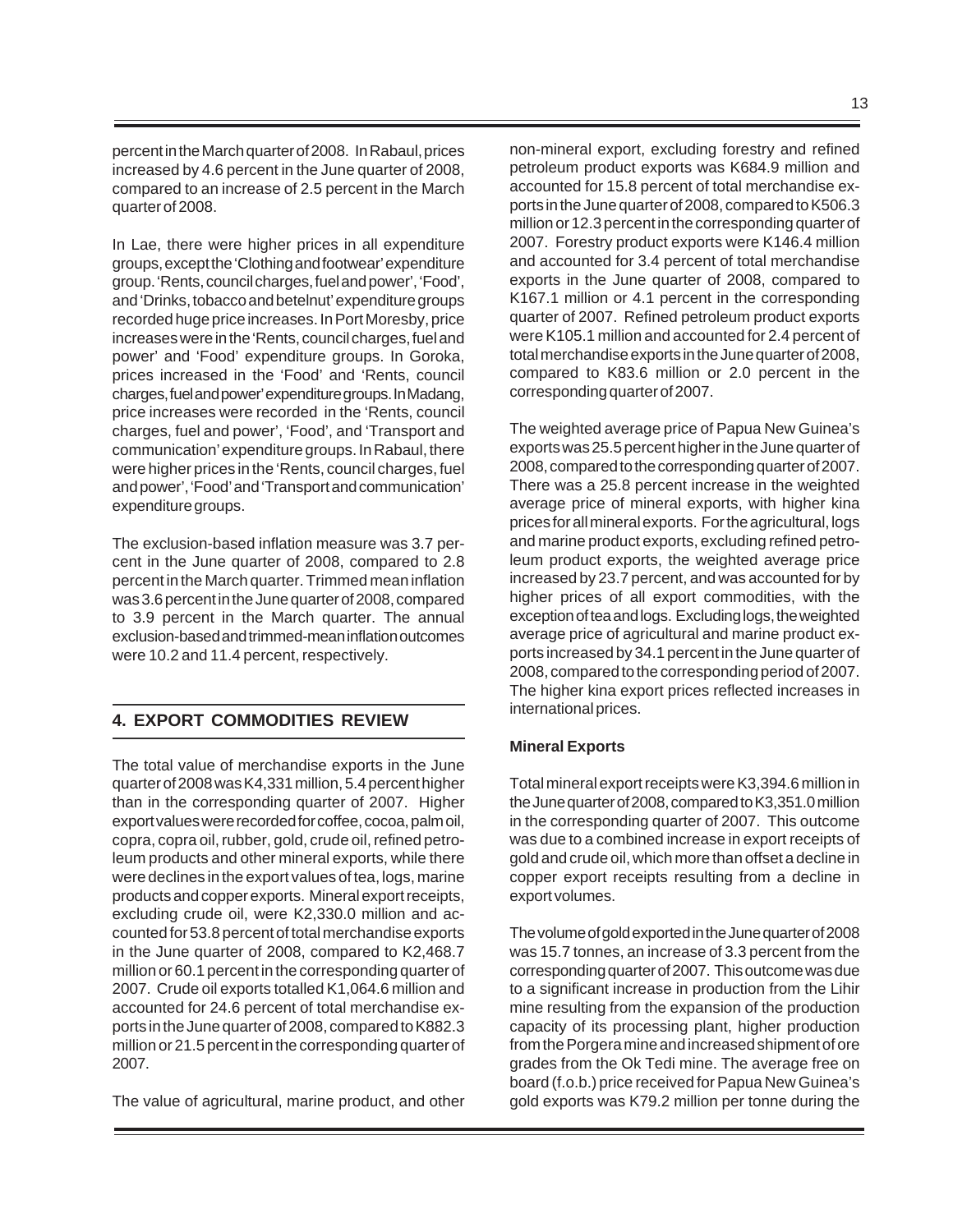percent in the March quarter of 2008. In Rabaul, prices increased by 4.6 percent in the June quarter of 2008, compared to an increase of 2.5 percent in the March quarter of 2008.

In Lae, there were higher prices in all expenditure groups, except the 'Clothing and footwear' expenditure group. 'Rents, council charges, fuel and power', 'Food', and 'Drinks, tobacco and betelnut' expenditure groups recorded huge price increases. In Port Moresby, price increases were in the 'Rents, council charges, fuel and power' and 'Food' expenditure groups. In Goroka, prices increased in the 'Food' and 'Rents, council charges, fuel and power' expenditure groups. In Madang, price increases were recorded in the 'Rents, council charges, fuel and power', 'Food', and 'Transport and communication' expenditure groups. In Rabaul, there were higher prices in the 'Rents, council charges, fuel and power', 'Food' and 'Transport and communication' expenditure groups.

The exclusion-based inflation measure was 3.7 percent in the June quarter of 2008, compared to 2.8 percent in the March quarter. Trimmed mean inflation was 3.6 percent in the June quarter of 2008, compared to 3.9 percent in the March quarter. The annual exclusion-based and trimmed-mean inflation outcomes were 10.2 and 11.4 percent, respectively.

## 4. EXPORT COMMODITIES REVIEW

The total value of merchandise exports in the June quarter of 2008 was K4,331 million, 5.4 percent higher than in the corresponding quarter of 2007. Higher export values were recorded for coffee, cocoa, palm oil, copra, copra oil, rubber, gold, crude oil, refined petroleum products and other mineral exports, while there were declines in the export values of tea, logs, marine products and copper exports. Mineral export receipts, excluding crude oil, were K2,330.0 million and accounted for 53.8 percent of total merchandise exports in the June quarter of 2008, compared to K2,468.7 million or 60.1 percent in the corresponding quarter of 2007. Crude oil exports totalled K1,064.6 million and accounted for 24.6 percent of total merchandise exports in the June quarter of 2008, compared to K882.3 million or 21.5 percent in the corresponding quarter of 2007.

The value of agricultural, marine product, and other non-mineral export, excluding forestry and refined petroleum product exports was K684.9 million and accounted for 15.8 percent of total merchandise exports in the June quarter of 2008, compared to K506.3 million or 12.3 percent in the corresponding quarter of 2007. Forestry product exports were K146.4 million and accounted for 3.4 percent of total merchandise exports in the June quarter of 2008, compared to K167.1 million or 4.1 percent in the corresponding quarter of 2007. Refined petroleum product exports were K105.1 million and accounted for 2.4 percent of total merchandise exports in the June quarter of 2008, compared to K83.6 million or 2.0 percent in the corresponding quarter of 2007.

The weighted average price of Papua New Guinea's exports was 25.5 percent higher in the June quarter of 2008, compared to the corresponding quarter of 2007. There was a 25.8 percent increase in the weighted average price of mineral exports, with higher kina prices for all mineral exports. For the agricultural, logs and marine product exports, excluding refined petroleum product exports, the weighted average price increased by 23.7 percent, and was accounted for by higher prices of all export commodities, with the exception of tea and logs. Excluding logs, the weighted average price of agricultural and marine product exports increased by 34.1 percent in the June quarter of 2008, compared to the corresponding period of 2007. The higher kina export prices reflected increases in international prices.

### Mineral Exports

Total mineral export receipts were K3,394.6 million in the June quarter of 2008, compared to K3,351.0 million in the corresponding quarter of 2007. This outcome was due to a combined increase in export receipts of gold and crude oil, which more than offset a decline in copper export receipts resulting from a decline in export volumes.

The volume of gold exported in the June quarter of 2008 was 15.7 tonnes, an increase of 3.3 percent from the corresponding quarter of 2007. This outcome was due to a significant increase in production from the Lihir mine resulting from the expansion of the production capacity of its processing plant, higher production from the Porgera mine and increased shipment of ore grades from the Ok Tedi mine. The average free on board (f.o.b.) price received for Papua New Guinea's gold exports was K79.2 million per tonne during the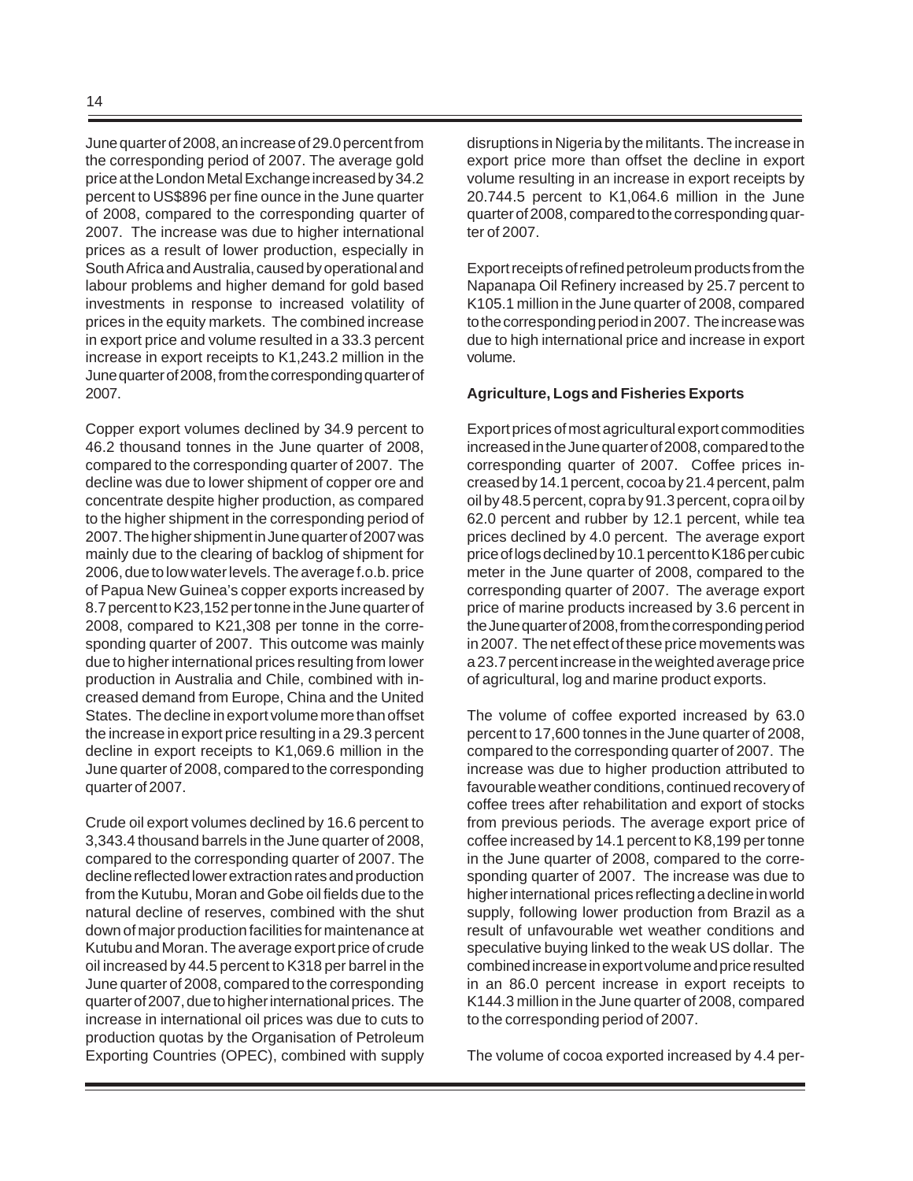June quarter of 2008, an increase of 29.0 percent from the corresponding period of 2007. The average gold price at the London Metal Exchange increased by 34.2 percent to US$896 per fine ounce in the June quarter of 2008, compared to the corresponding quarter of 2007. The increase was due to higher international prices as a result of lower production, especially in South Africa and Australia, caused by operational and labour problems and higher demand for gold based investments in response to increased volatility of prices in the equity markets. The combined increase in export price and volume resulted in a 33.3 percent increase in export receipts to K1,243.2 million in the June quarter of 2008, from the corresponding quarter of 2007.

Copper export volumes declined by 34.9 percent to 46.2 thousand tonnes in the June quarter of 2008, compared to the corresponding quarter of 2007. The decline was due to lower shipment of copper ore and concentrate despite higher production, as compared to the higher shipment in the corresponding period of 2007. The higher shipment in June quarter of 2007 was mainly due to the clearing of backlog of shipment for 2006, due to low water levels. The average f.o.b. price of Papua New Guinea's copper exports increased by 8.7 percent to K23,152 per tonne in the June quarter of 2008, compared to K21,308 per tonne in the corresponding quarter of 2007. This outcome was mainly due to higher international prices resulting from lower production in Australia and Chile, combined with increased demand from Europe, China and the United States. The decline in export volume more than offset the increase in export price resulting in a 29.3 percent decline in export receipts to K1,069.6 million in the June quarter of 2008, compared to the corresponding quarter of 2007.

Crude oil export volumes declined by 16.6 percent to 3,343.4 thousand barrels in the June quarter of 2008, compared to the corresponding quarter of 2007. The decline reflected lower extraction rates and production from the Kutubu, Moran and Gobe oil fields due to the natural decline of reserves, combined with the shut down of major production facilities for maintenance at Kutubu and Moran. The average export price of crude oil increased by 44.5 percent to K318 per barrel in the June quarter of 2008, compared to the corresponding quarter of 2007, due to higher international prices. The increase in international oil prices was due to cuts to production quotas by the Organisation of Petroleum Exporting Countries (OPEC), combined with supply disruptions in Nigeria by the militants. The increase in export price more than offset the decline in export volume resulting in an increase in export receipts by 20.744.5 percent to K1,064.6 million in the June quarter of 2008, compared to the corresponding quarter of 2007.

Export receipts of refined petroleum products from the Napanapa Oil Refinery increased by 25.7 percent to K105.1 million in the June quarter of 2008, compared to the corresponding period in 2007. The increase was due to high international price and increase in export volume.

**Agriculture, Logs and Fisheries Exports**

Export prices of most agricultural export commodities increased in the June quarter of 2008, compared to the corresponding quarter of 2007. Coffee prices increased by 14.1 percent, cocoa by 21.4 percent, palm oil by 48.5 percent, copra by 91.3 percent, copra oil by 62.0 percent and rubber by 12.1 percent, while tea prices declined by 4.0 percent. The average export price of logs declined by 10.1 percent to K186 per cubic meter in the June quarter of 2008, compared to the corresponding quarter of 2007. The average export price of marine products increased by 3.6 percent in the June quarter of 2008, from the corresponding period in 2007. The net effect of these price movements was a 23.7 percent increase in the weighted average price of agricultural, log and marine product exports.

The volume of coffee exported increased by 63.0 percent to 17,600 tonnes in the June quarter of 2008, compared to the corresponding quarter of 2007. The increase was due to higher production attributed to favourable weather conditions, continued recovery of coffee trees after rehabilitation and export of stocks from previous periods. The average export price of coffee increased by 14.1 percent to K8,199 per tonne in the June quarter of 2008, compared to the corresponding quarter of 2007. The increase was due to higher international prices reflecting a decline in world supply, following lower production from Brazil as a result of unfavourable wet weather conditions and speculative buying linked to the weak US dollar. The combined increase in export volume and price resulted in an 86.0 percent increase in export receipts to K144.3 million in the June quarter of 2008, compared to the corresponding period of 2007.

The volume of cocoa exported increased by 4.4 per-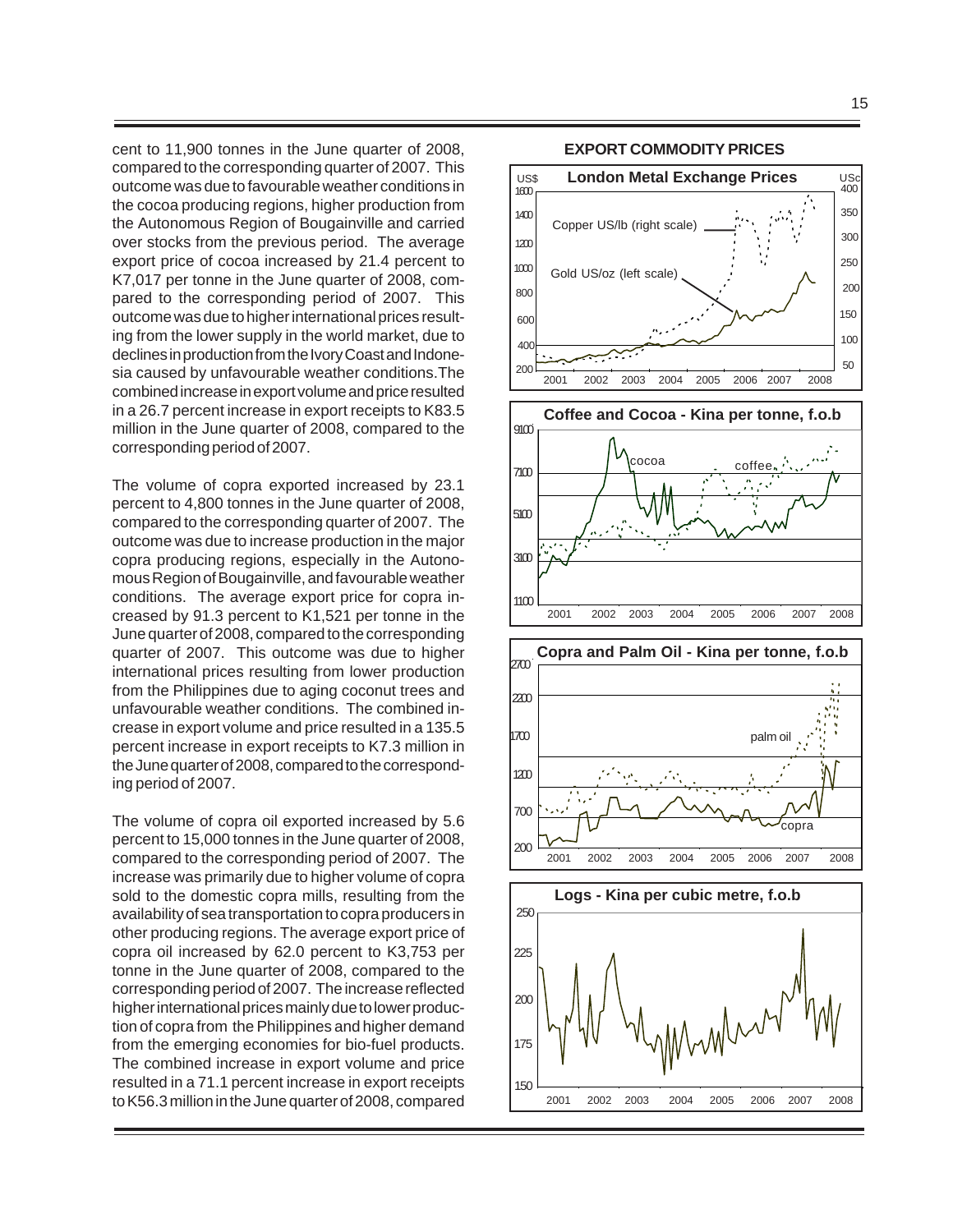cent to 11,900 tonnes in the June quarter of 2008, compared to the corresponding quarter of 2007. This outcome was due to favourable weather conditions in the cocoa producing regions, higher production from the Autonomous Region of Bougainville and carried over stocks from the previous period. The average export price of cocoa increased by 21.4 percent to K7,017 per tonne in the June quarter of 2008, compared to the corresponding period of 2007. This outcome was due to higher international prices resulting from the lower supply in the world market, due to declines in production from the Ivory Coast and Indonesia caused by unfavourable weather conditions.The combined increase in export volume and price resulted in a 26.7 percent increase in export receipts to K83.5 million in the June quarter of 2008, compared to the corresponding period of 2007.

The volume of copra exported increased by 23.1 percent to 4,800 tonnes in the June quarter of 2008, compared to the corresponding quarter of 2007. The outcome was due to increase production in the major copra producing regions, especially in the Autonomous Region of Bougainville, and favourable weather conditions. The average export price for copra increased by 91.3 percent to K1,521 per tonne in the June quarter of 2008, compared to the corresponding quarter of 2007. This outcome was due to higher international prices resulting from lower production from the Philippines due to aging coconut trees and unfavourable weather conditions. The combined increase in export volume and price resulted in a 135.5 percent increase in export receipts to K7.3 million in the June quarter of 2008, compared to the corresponding period of 2007.

The volume of copra oil exported increased by 5.6 percent to 15,000 tonnes in the June quarter of 2008, compared to the corresponding period of 2007. The increase was primarily due to higher volume of copra sold to the domestic copra mills, resulting from the availability of sea transportation to copra producers in other producing regions. The average export price of copra oil increased by 62.0 percent to K3,753 per tonne in the June quarter of 2008, compared to the corresponding period of 2007. The increase reflected higher international prices mainly due to lower production of copra from the Philippines and higher demand from the emerging economies for bio-fuel products. The combined increase in export volume and price resulted in a 71.1 percent increase in export receipts to K56.3 million in the June quarter of 2008, compared

**EXPORT COMMODITY PRICES**

**London Metal Exchange Prices**

**Coffee and Cocoa - Kina per tonne, f.o.b**

**Copra and Palm Oil - Kina per tonne, f.o.b**

**Logs - Kina per cubic metre, f.o.b**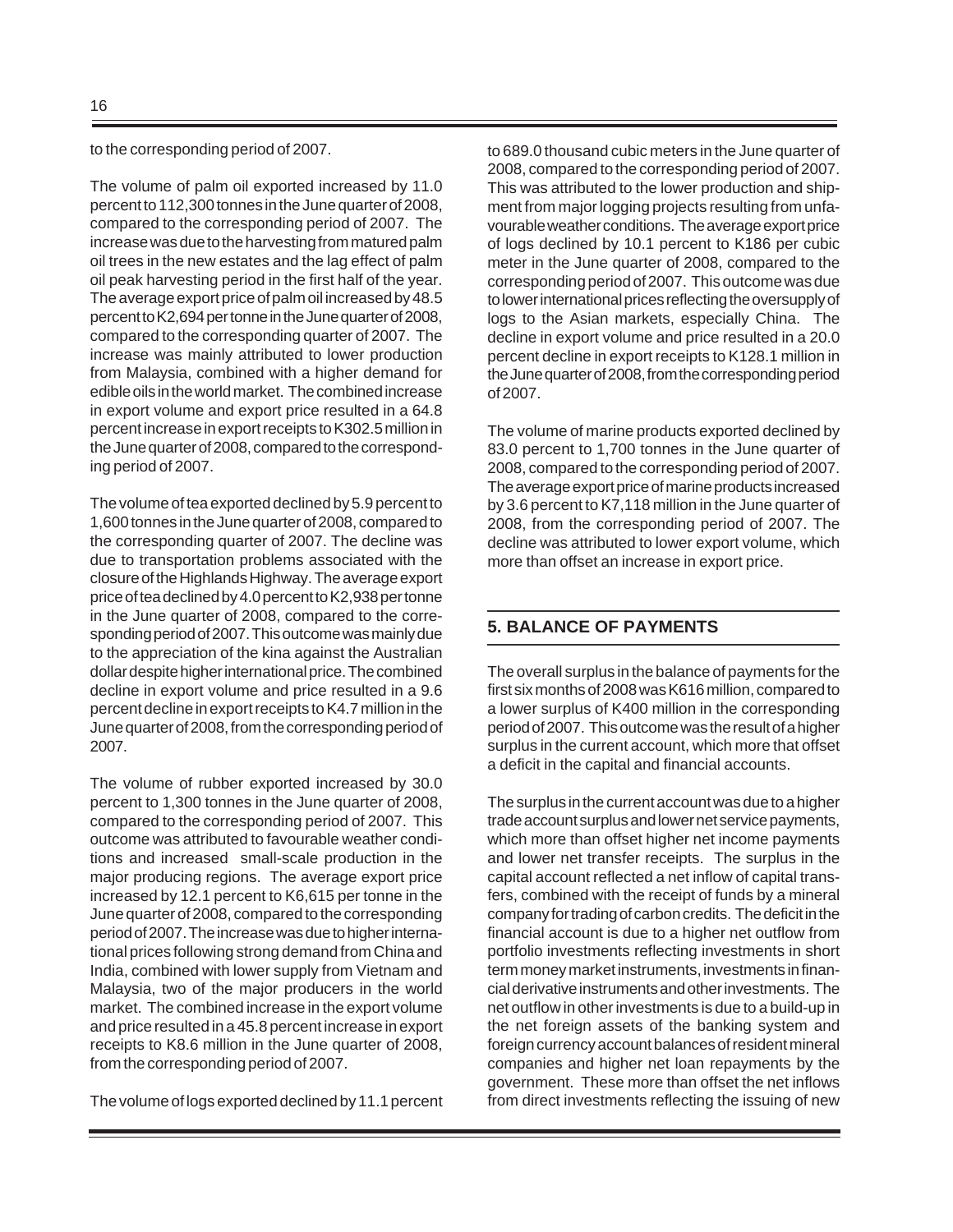to the corresponding period of 2007.

The volume of palm oil exported increased by 11.0 percent to 112,300 tonnes in the June quarter of 2008, compared to the corresponding period of 2007. The increase was due to the harvesting from matured palm oil trees in the new estates and the lag effect of palm oil peak harvesting period in the first half of the year. The average export price of palm oil increased by 48.5 percent to K2,694 per tonne in the June quarter of 2008, compared to the corresponding quarter of 2007. The increase was mainly attributed to lower production from Malaysia, combined with a higher demand for edible oils in the world market. The combined increase in export volume and export price resulted in a 64.8 percent increase in export receipts to K302.5 million in the June quarter of 2008, compared to the corresponding period of 2007.

The volume of tea exported declined by 5.9 percent to 1,600 tonnes in the June quarter of 2008, compared to the corresponding quarter of 2007. The decline was due to transportation problems associated with the closure of the Highlands Highway. The average export price of tea declined by 4.0 percent to K2,938 per tonne in the June quarter of 2008, compared to the corresponding period of 2007. This outcome was mainly due to the appreciation of the kina against the Australian dollar despite higher international price. The combined decline in export volume and price resulted in a 9.6 percent decline in export receipts to K4.7 million in the June quarter of 2008, from the corresponding period of 2007.

The volume of rubber exported increased by 30.0 percent to 1,300 tonnes in the June quarter of 2008, compared to the corresponding period of 2007. This outcome was attributed to favourable weather conditions and increased small-scale production in the major producing regions. The average export price increased by 12.1 percent to K6,615 per tonne in the June quarter of 2008, compared to the corresponding period of 2007. The increase was due to higher international prices following strong demand from China and India, combined with lower supply from Vietnam and Malaysia, two of the major producers in the world market. The combined increase in the export volume and price resulted in a 45.8 percent increase in export receipts to K8.6 million in the June quarter of 2008, from the corresponding period of 2007.

The volume of logs exported declined by 11.1 percent to 689.0 thousand cubic meters in the June quarter of 2008, compared to the corresponding period of 2007. This was attributed to the lower production and shipment from major logging projects resulting from unfavourable weather conditions. The average export price of logs declined by 10.1 percent to K186 per cubic meter in the June quarter of 2008, compared to the corresponding period of 2007. This outcome was due to lower international prices reflecting the oversupply of logs to the Asian markets, especially China. The decline in export volume and price resulted in a 20.0 percent decline in export receipts to K128.1 million in the June quarter of 2008, from the corresponding period of 2007.

The volume of marine products exported declined by 83.0 percent to 1,700 tonnes in the June quarter of 2008, compared to the corresponding period of 2007. The average export price of marine products increased by 3.6 percent to K7,118 million in the June quarter of 2008, from the corresponding period of 2007. The decline was attributed to lower export volume, which more than offset an increase in export price.

## 5. BALANCE OF PAYMENTS

The overall surplus in the balance of payments for the first six months of 2008 was K616 million, compared to a lower surplus of K400 million in the corresponding period of 2007. This outcome was the result of a higher surplus in the current account, which more that offset a deficit in the capital and financial accounts.

The surplus in the current account was due to a higher trade account surplus and lower net service payments, which more than offset higher net income payments and lower net transfer receipts. The surplus in the capital account reflected a net inflow of capital transfers, combined with the receipt of funds by a mineral company for trading of carbon credits. The deficit in the financial account is due to a higher net outflow from portfolio investments reflecting investments in short term money market instruments, investments in financial derivative instruments and other investments. The net outflow in other investments is due to a build-up in the net foreign assets of the banking system and foreign currency account balances of resident mineral companies and higher net loan repayments by the government. These more than offset the net inflows from direct investments reflecting the issuing of new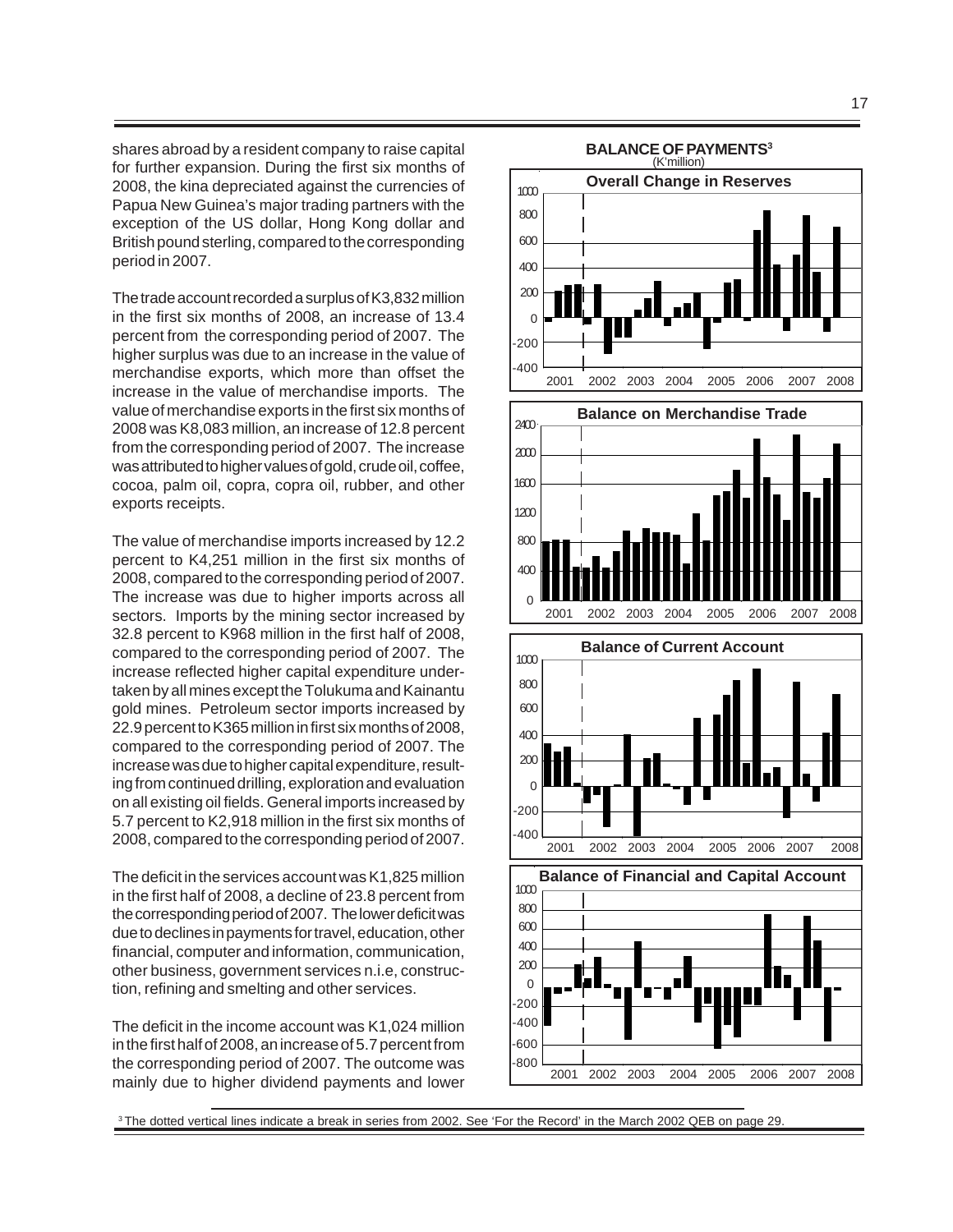shares abroad by a resident company to raise capital for further expansion. During the first six months of 2008, the kina depreciated against the currencies of Papua New Guinea's major trading partners with the exception of the US dollar, Hong Kong dollar and British pound sterling, compared to the corresponding period in 2007.

The trade account recorded a surplus of K3,832 million in the first six months of 2008, an increase of 13.4 percent from the corresponding period of 2007. The higher surplus was due to an increase in the value of merchandise exports, which more than offset the increase in the value of merchandise imports. The value of merchandise exports in the first six months of 2008 was K8,083 million, an increase of 12.8 percent from the corresponding period of 2007. The increase was attributed to higher values of gold, crude oil, coffee, cocoa, palm oil, copra, copra oil, rubber, and other exports receipts.

The value of merchandise imports increased by 12.2 percent to K4,251 million in the first six months of 2008, compared to the corresponding period of 2007. The increase was due to higher imports across all sectors. Imports by the mining sector increased by 32.8 percent to K968 million in the first half of 2008, compared to the corresponding period of 2007. The increase reflected higher capital expenditure undertaken by all mines except the Tolukuma and Kainantu gold mines. Petroleum sector imports increased by 22.9 percent to K365 million in first six months of 2008, compared to the corresponding period of 2007. The increase was due to higher capital expenditure, resulting from continued drilling, exploration and evaluation on all existing oil fields. General imports increased by 5.7 percent to K2,918 million in the first six months of 2008, compared to the corresponding period of 2007.

The deficit in the services account was K1,825 million in the first half of 2008, a decline of 23.8 percent from the corresponding period of 2007. The lower deficit was due to declines in payments for travel, education, other financial, computer and information, communication, other business, government services n.i.e, construction, refining and smelting and other services.

The deficit in the income account was K1,024 million in the first half of 2008, an increase of 5.7 percent from the corresponding period of 2007. The outcome was mainly due to higher dividend payments and lower

**BALANCE OF PAYMENTS[3]**
(K'million)

Overall Change in Reserves

Balance on Merchandise Trade

Balance of Current Account

Balance of Financial and Capital Account

[3] The dotted vertical lines indicate a break in series from 2002. See 'For the Record' in the March 2002 QEB on page 29.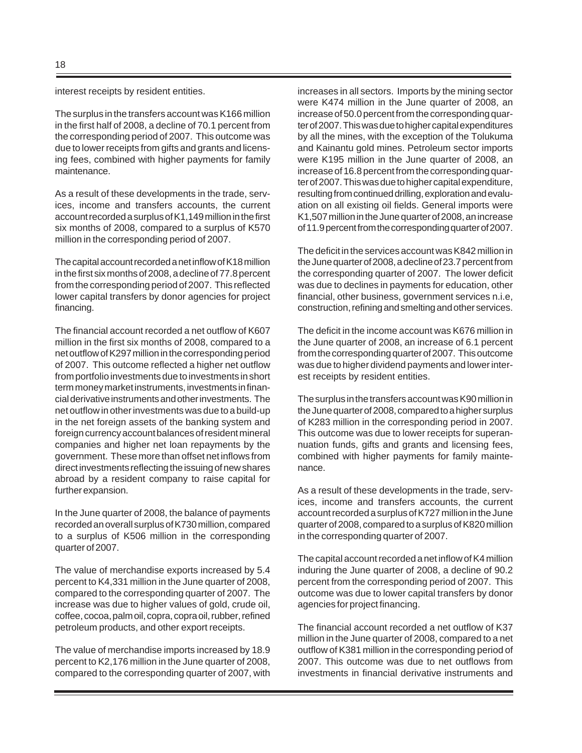interest receipts by resident entities.

The surplus in the transfers account was K166 million in the first half of 2008, a decline of 70.1 percent from the corresponding period of 2007. This outcome was due to lower receipts from gifts and grants and licensing fees, combined with higher payments for family maintenance.

As a result of these developments in the trade, services, income and transfers accounts, the current account recorded a surplus of K1,149 million in the first six months of 2008, compared to a surplus of K570 million in the corresponding period of 2007.

The capital account recorded a net inflow of K18 million in the first six months of 2008, a decline of 77.8 percent from the corresponding period of 2007. This reflected lower capital transfers by donor agencies for project financing.

The financial account recorded a net outflow of K607 million in the first six months of 2008, compared to a net outflow of K297 million in the corresponding period of 2007. This outcome reflected a higher net outflow from portfolio investments due to investments in short term money market instruments, investments in financial derivative instruments and other investments. The net outflow in other investments was due to a build-up in the net foreign assets of the banking system and foreign currency account balances of resident mineral companies and higher net loan repayments by the government. These more than offset net inflows from direct investments reflecting the issuing of new shares abroad by a resident company to raise capital for further expansion.

In the June quarter of 2008, the balance of payments recorded an overall surplus of K730 million, compared to a surplus of K506 million in the corresponding quarter of 2007.

The value of merchandise exports increased by 5.4 percent to K4,331 million in the June quarter of 2008, compared to the corresponding quarter of 2007. The increase was due to higher values of gold, crude oil, coffee, cocoa, palm oil, copra, copra oil, rubber, refined petroleum products, and other export receipts.

The value of merchandise imports increased by 18.9 percent to K2,176 million in the June quarter of 2008, compared to the corresponding quarter of 2007, with increases in all sectors. Imports by the mining sector were K474 million in the June quarter of 2008, an increase of 50.0 percent from the corresponding quarter of 2007. This was due to higher capital expenditures by all the mines, with the exception of the Tolukuma and Kainantu gold mines. Petroleum sector imports were K195 million in the June quarter of 2008, an increase of 16.8 percent from the corresponding quarter of 2007. This was due to higher capital expenditure, resulting from continued drilling, exploration and evaluation on all existing oil fields. General imports were K1,507 million in the June quarter of 2008, an increase of 11.9 percent from the corresponding quarter of 2007.

The deficit in the services account was K842 million in the June quarter of 2008, a decline of 23.7 percent from the corresponding quarter of 2007. The lower deficit was due to declines in payments for education, other financial, other business, government services n.i.e, construction, refining and smelting and other services.

The deficit in the income account was K676 million in the June quarter of 2008, an increase of 6.1 percent from the corresponding quarter of 2007. This outcome was due to higher dividend payments and lower interest receipts by resident entities.

The surplus in the transfers account was K90 million in the June quarter of 2008, compared to a higher surplus of K283 million in the corresponding period in 2007. This outcome was due to lower receipts for superannuation funds, gifts and grants and licensing fees, combined with higher payments for family maintenance.

As a result of these developments in the trade, services, income and transfers accounts, the current account recorded a surplus of K727 million in the June quarter of 2008, compared to a surplus of K820 million in the corresponding quarter of 2007.

The capital account recorded a net inflow of K4 million induring the June quarter of 2008, a decline of 90.2 percent from the corresponding period of 2007. This outcome was due to lower capital transfers by donor agencies for project financing.

The financial account recorded a net outflow of K37 million in the June quarter of 2008, compared to a net outflow of K381 million in the corresponding period of 2007. This outcome was due to net outflows from investments in financial derivative instruments and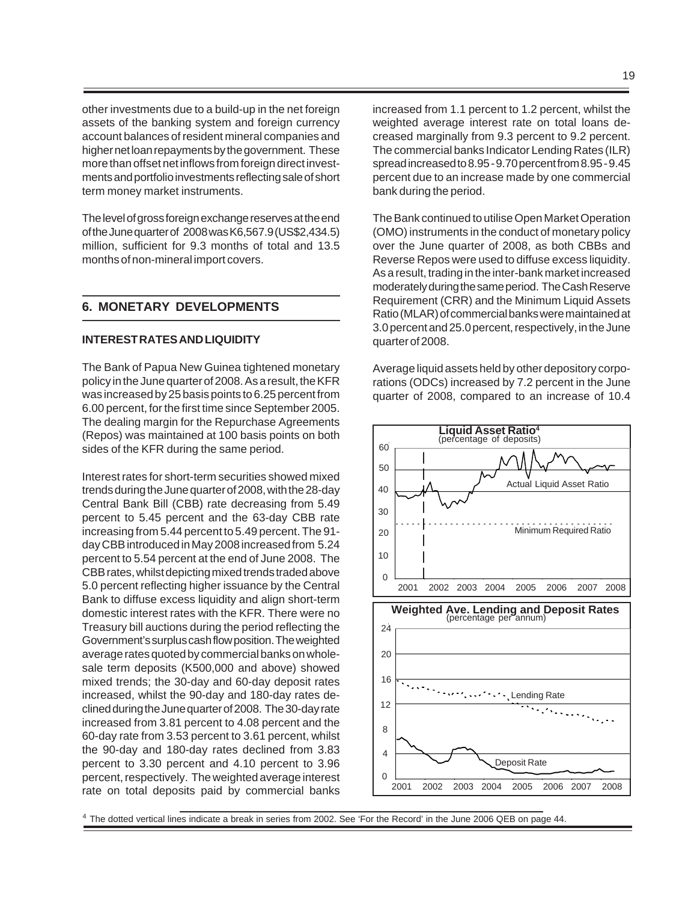other investments due to a build-up in the net foreign assets of the banking system and foreign currency account balances of resident mineral companies and higher net loan repayments by the government. These more than offset net inflows from foreign direct investments and portfolio investments reflecting sale of short term money market instruments.

The level of gross foreign exchange reserves at the end of the June quarter of 2008 was K6,567.9 (US$2,434.5) million, sufficient for 9.3 months of total and 13.5 months of non-mineral import covers.

## 6. MONETARY DEVELOPMENTS

### INTEREST RATES AND LIQUIDITY

The Bank of Papua New Guinea tightened monetary policy in the June quarter of 2008. As a result, the KFR was increased by 25 basis points to 6.25 percent from 6.00 percent, for the first time since September 2005. The dealing margin for the Repurchase Agreements (Repos) was maintained at 100 basis points on both sides of the KFR during the same period.

Interest rates for short-term securities showed mixed trends during the June quarter of 2008, with the 28-day Central Bank Bill (CBB) rate decreasing from 5.49 percent to 5.45 percent and the 63-day CBB rate increasing from 5.44 percent to 5.49 percent. The 91-day CBB introduced in May 2008 increased from 5.24 percent to 5.54 percent at the end of June 2008. The CBB rates, whilst depicting mixed trends traded above 5.0 percent reflecting higher issuance by the Central Bank to diffuse excess liquidity and align short-term domestic interest rates with the KFR. There were no Treasury bill auctions during the period reflecting the Government's surplus cash flow position. The weighted average rates quoted by commercial banks on wholesale term deposits (K500,000 and above) showed mixed trends; the 30-day and 60-day deposit rates increased, whilst the 90-day and 180-day rates declined during the June quarter of 2008. The 30-day rate increased from 3.81 percent to 4.08 percent and the 60-day rate from 3.53 percent to 3.61 percent, whilst the 90-day and 180-day rates declined from 3.83 percent to 3.30 percent and 4.10 percent to 3.96 percent, respectively. The weighted average interest rate on total deposits paid by commercial banks increased from 1.1 percent to 1.2 percent, whilst the weighted average interest rate on total loans decreased marginally from 9.3 percent to 9.2 percent. The commercial banks Indicator Lending Rates (ILR) spread increased to 8.95 - 9.70 percent from 8.95 - 9.45 percent due to an increase made by one commercial bank during the period.

The Bank continued to utilise Open Market Operation (OMO) instruments in the conduct of monetary policy over the June quarter of 2008, as both CBBs and Reverse Repos were used to diffuse excess liquidity. As a result, trading in the inter-bank market increased moderately during the same period. The Cash Reserve Requirement (CRR) and the Minimum Liquid Assets Ratio (MLAR) of commercial banks were maintained at 3.0 percent and 25.0 percent, respectively, in the June quarter of 2008.

Average liquid assets held by other depository corporations (ODCs) increased by 7.2 percent in the June quarter of 2008, compared to an increase of 10.4

**Liquid Asset Ratio**[4]
(percentage of deposits)

**Weighted Ave. Lending and Deposit Rates**
(percentage per annum)

[4] The dotted vertical lines indicate a break in series from 2002. See 'For the Record' in the June 2006 QEB on page 44.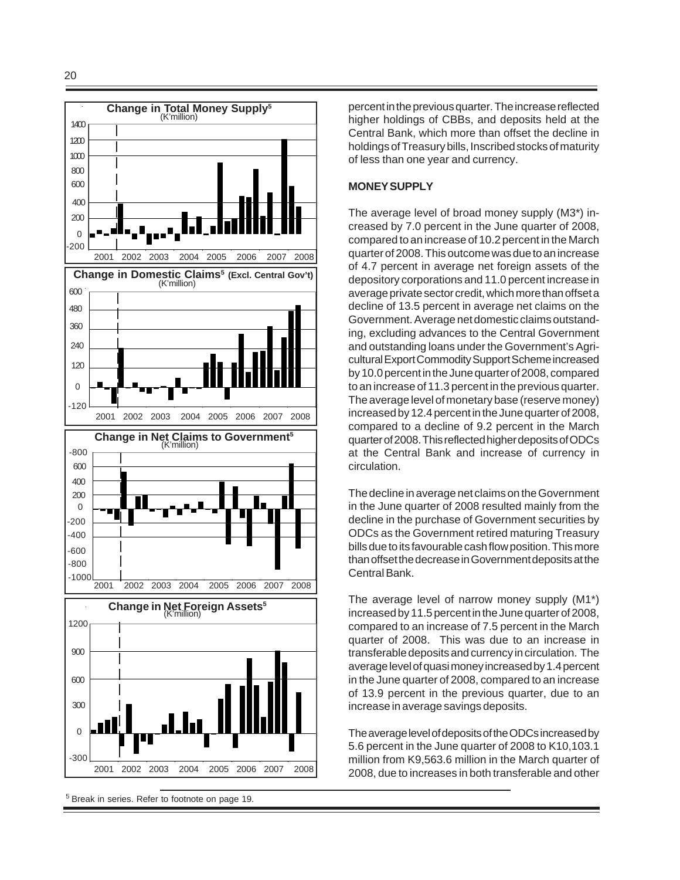**Change in Total Money Supply**[5]
(K'million)

**Change in Domestic Claims**[5] **(Excl. Central Gov't)**
(K'million)

**Change in Net Claims to Government**[5]
(K'million)

**Change in Net Foreign Assets**[5]
(K'million)

percent in the previous quarter. The increase reflected higher holdings of CBBs, and deposits held at the Central Bank, which more than offset the decline in holdings of Treasury bills, Inscribed stocks of maturity of less than one year and currency.

## MONEY SUPPLY

The average level of broad money supply (M3*) increased by 7.0 percent in the June quarter of 2008, compared to an increase of 10.2 percent in the March quarter of 2008. This outcome was due to an increase of 4.7 percent in average net foreign assets of the depository corporations and 11.0 percent increase in average private sector credit, which more than offset a decline of 13.5 percent in average net claims on the Government. Average net domestic claims outstanding, excluding advances to the Central Government and outstanding loans under the Government's Agricultural Export Commodity Support Scheme increased by 10.0 percent in the June quarter of 2008, compared to an increase of 11.3 percent in the previous quarter. The average level of monetary base (reserve money) increased by 12.4 percent in the June quarter of 2008, compared to a decline of 9.2 percent in the March quarter of 2008. This reflected higher deposits of ODCs at the Central Bank and increase of currency in circulation.

The decline in average net claims on the Government in the June quarter of 2008 resulted mainly from the decline in the purchase of Government securities by ODCs as the Government retired maturing Treasury bills due to its favourable cash flow position. This more than offset the decrease in Government deposits at the Central Bank.

The average level of narrow money supply (M1*) increased by 11.5 percent in the June quarter of 2008, compared to an increase of 7.5 percent in the March quarter of 2008. This was due to an increase in transferable deposits and currency in circulation. The average level of quasi money increased by 1.4 percent in the June quarter of 2008, compared to an increase of 13.9 percent in the previous quarter, due to an increase in average savings deposits.

The average level of deposits of the ODCs increased by 5.6 percent in the June quarter of 2008 to K10,103.1 million from K9,563.6 million in the March quarter of 2008, due to increases in both transferable and other

[5] Break in series. Refer to footnote on page 19.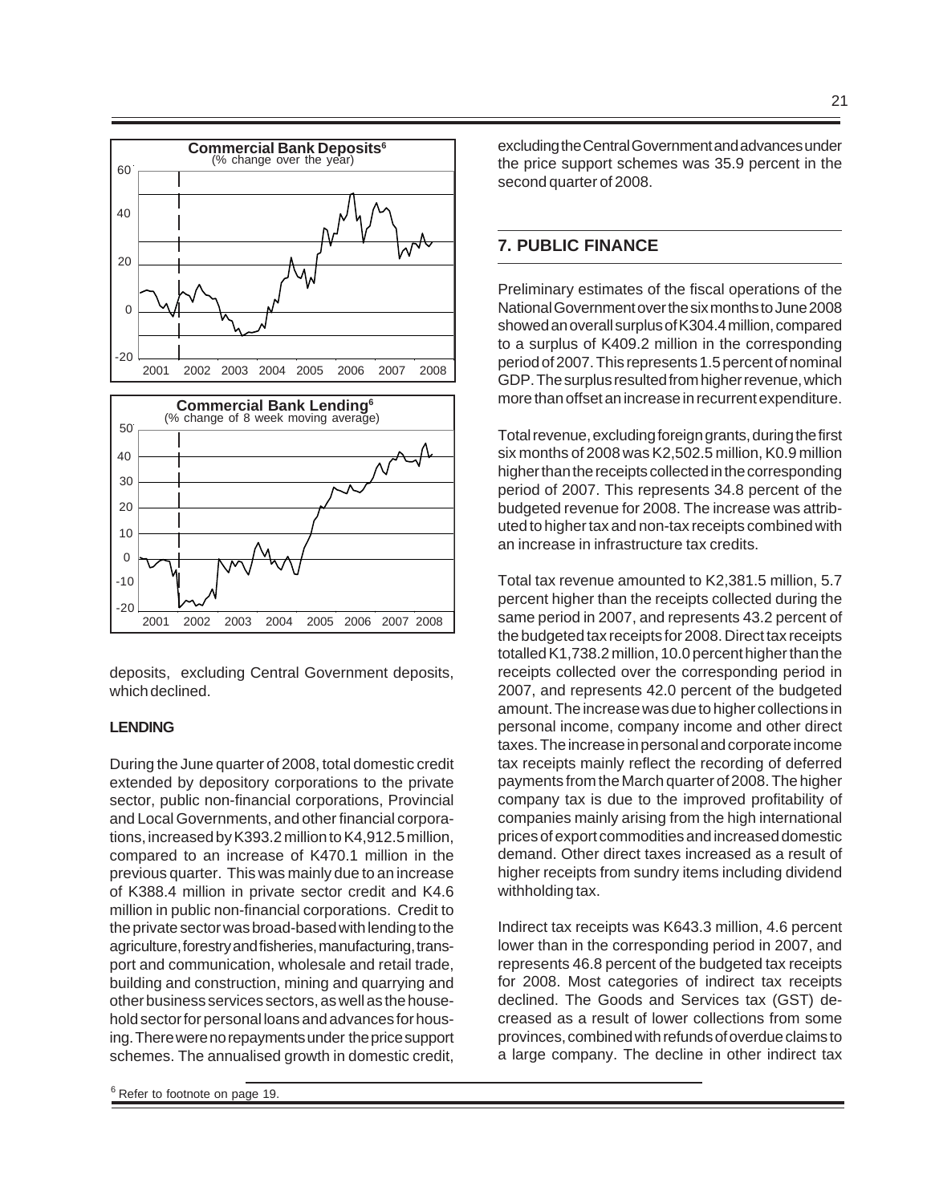**Commercial Bank Deposits[6]**
(% change over the year)

**Commercial Bank Lending[6]**
(% change of 8 week moving average)

deposits, excluding Central Government deposits, which declined.

**LENDING**

During the June quarter of 2008, total domestic credit extended by depository corporations to the private sector, public non-financial corporations, Provincial and Local Governments, and other financial corporations, increased by K393.2 million to K4,912.5 million, compared to an increase of K470.1 million in the previous quarter. This was mainly due to an increase of K388.4 million in private sector credit and K4.6 million in public non-financial corporations. Credit to the private sector was broad-based with lending to the agriculture, forestry and fisheries, manufacturing, transport and communication, wholesale and retail trade, building and construction, mining and quarrying and other business services sectors, as well as the household sector for personal loans and advances for housing. There were no repayments under the price support schemes. The annualised growth in domestic credit, excluding the Central Government and advances under the price support schemes was 35.9 percent in the second quarter of 2008.

## 7. PUBLIC FINANCE

Preliminary estimates of the fiscal operations of the National Government over the six months to June 2008 showed an overall surplus of K304.4 million, compared to a surplus of K409.2 million in the corresponding period of 2007. This represents 1.5 percent of nominal GDP. The surplus resulted from higher revenue, which more than offset an increase in recurrent expenditure.

Total revenue, excluding foreign grants, during the first six months of 2008 was K2,502.5 million, K0.9 million higher than the receipts collected in the corresponding period of 2007. This represents 34.8 percent of the budgeted revenue for 2008. The increase was attributed to higher tax and non-tax receipts combined with an increase in infrastructure tax credits.

Total tax revenue amounted to K2,381.5 million, 5.7 percent higher than the receipts collected during the same period in 2007, and represents 43.2 percent of the budgeted tax receipts for 2008. Direct tax receipts totalled K1,738.2 million, 10.0 percent higher than the receipts collected over the corresponding period in 2007, and represents 42.0 percent of the budgeted amount. The increase was due to higher collections in personal income, company income and other direct taxes. The increase in personal and corporate income tax receipts mainly reflect the recording of deferred payments from the March quarter of 2008. The higher company tax is due to the improved profitability of companies mainly arising from the high international prices of export commodities and increased domestic demand. Other direct taxes increased as a result of higher receipts from sundry items including dividend withholding tax.

Indirect tax receipts was K643.3 million, 4.6 percent lower than in the corresponding period in 2007, and represents 46.8 percent of the budgeted tax receipts for 2008. Most categories of indirect tax receipts declined. The Goods and Services tax (GST) decreased as a result of lower collections from some provinces, combined with refunds of overdue claims to a large company. The decline in other indirect tax

[6] Refer to footnote on page 19.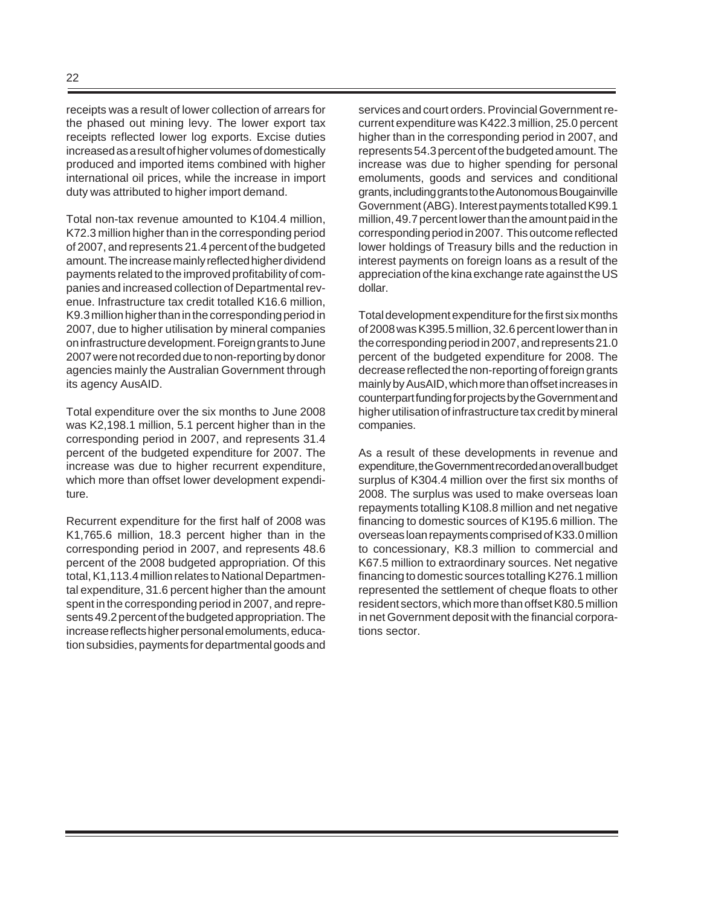receipts was a result of lower collection of arrears for the phased out mining levy. The lower export tax receipts reflected lower log exports. Excise duties increased as a result of higher volumes of domestically produced and imported items combined with higher international oil prices, while the increase in import duty was attributed to higher import demand.

Total non-tax revenue amounted to K104.4 million, K72.3 million higher than in the corresponding period of 2007, and represents 21.4 percent of the budgeted amount. The increase mainly reflected higher dividend payments related to the improved profitability of companies and increased collection of Departmental revenue. Infrastructure tax credit totalled K16.6 million, K9.3 million higher than in the corresponding period in 2007, due to higher utilisation by mineral companies on infrastructure development. Foreign grants to June 2007 were not recorded due to non-reporting by donor agencies mainly the Australian Government through its agency AusAID.

Total expenditure over the six months to June 2008 was K2,198.1 million, 5.1 percent higher than in the corresponding period in 2007, and represents 31.4 percent of the budgeted expenditure for 2007. The increase was due to higher recurrent expenditure, which more than offset lower development expenditure.

Recurrent expenditure for the first half of 2008 was K1,765.6 million, 18.3 percent higher than in the corresponding period in 2007, and represents 48.6 percent of the 2008 budgeted appropriation. Of this total, K1,113.4 million relates to National Departmental expenditure, 31.6 percent higher than the amount spent in the corresponding period in 2007, and represents 49.2 percent of the budgeted appropriation. The increase reflects higher personal emoluments, education subsidies, payments for departmental goods and services and court orders. Provincial Government recurrent expenditure was K422.3 million, 25.0 percent higher than in the corresponding period in 2007, and represents 54.3 percent of the budgeted amount. The increase was due to higher spending for personal emoluments, goods and services and conditional grants, including grants to the Autonomous Bougainville Government (ABG). Interest payments totalled K99.1 million, 49.7 percent lower than the amount paid in the corresponding period in 2007. This outcome reflected lower holdings of Treasury bills and the reduction in interest payments on foreign loans as a result of the appreciation of the kina exchange rate against the US dollar.

Total development expenditure for the first six months of 2008 was K395.5 million, 32.6 percent lower than in the corresponding period in 2007, and represents 21.0 percent of the budgeted expenditure for 2008. The decrease reflected the non-reporting of foreign grants mainly by AusAID, which more than offset increases in counterpart funding for projects by the Government and higher utilisation of infrastructure tax credit by mineral companies.

As a result of these developments in revenue and expenditure, the Government recorded an overall budget surplus of K304.4 million over the first six months of 2008. The surplus was used to make overseas loan repayments totalling K108.8 million and net negative financing to domestic sources of K195.6 million. The overseas loan repayments comprised of K33.0 million to concessionary, K8.3 million to commercial and K67.5 million to extraordinary sources. Net negative financing to domestic sources totalling K276.1 million represented the settlement of cheque floats to other resident sectors, which more than offset K80.5 million in net Government deposit with the financial corporations sector.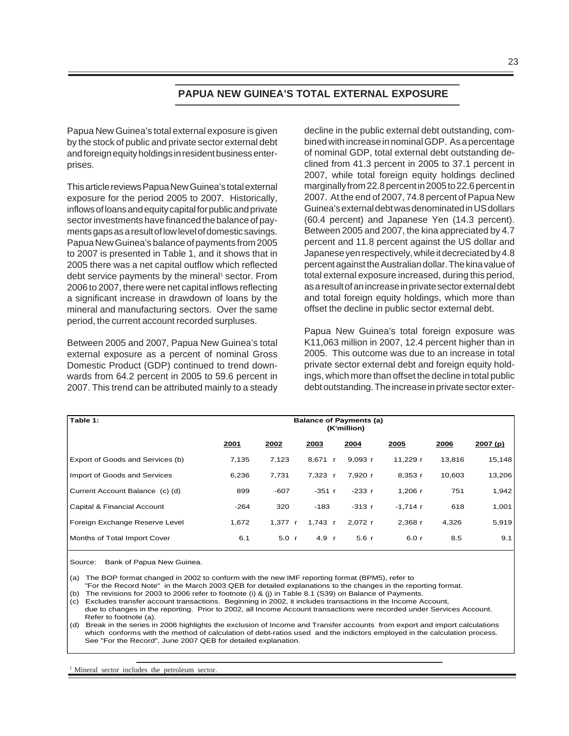## PAPUA NEW GUINEA'S TOTAL EXTERNAL EXPOSURE

Papua New Guinea's total external exposure is given by the stock of public and private sector external debt and foreign equity holdings in resident business enterprises.

This article reviews Papua New Guinea's total external exposure for the period 2005 to 2007. Historically, inflows of loans and equity capital for public and private sector investments have financed the balance of payments gaps as a result of low level of domestic savings. Papua New Guinea's balance of payments from 2005 to 2007 is presented in Table 1, and it shows that in 2005 there was a net capital outflow which reflected debt service payments by the mineral[1] sector. From 2006 to 2007, there were net capital inflows reflecting a significant increase in drawdown of loans by the mineral and manufacturing sectors. Over the same period, the current account recorded surpluses.

Between 2005 and 2007, Papua New Guinea's total external exposure as a percent of nominal Gross Domestic Product (GDP) continued to trend downwards from 64.2 percent in 2005 to 59.6 percent in 2007. This trend can be attributed mainly to a steady decline in the public external debt outstanding, combined with increase in nominal GDP. As a percentage of nominal GDP, total external debt outstanding declined from 41.3 percent in 2005 to 37.1 percent in 2007, while total foreign equity holdings declined marginally from 22.8 percent in 2005 to 22.6 percent in 2007. At the end of 2007, 74.8 percent of Papua New Guinea's external debt was denominated in US dollars (60.4 percent) and Japanese Yen (14.3 percent). Between 2005 and 2007, the kina appreciated by 4.7 percent and 11.8 percent against the US dollar and Japanese yen respectively, while it decreciated by 4.8 percent against the Australian dollar. The kina value of total external exposure increased, during this period, as a result of an increase in private sector external debt and total foreign equity holdings, which more than offset the decline in public sector external debt.

Papua New Guinea's total foreign exposure was K11,063 million in 2007, 12.4 percent higher than in 2005. This outcome was due to an increase in total private sector external debt and foreign equity holdings, which more than offset the decline in total public debt outstanding. The increase in private sector exter-

| Table 1: | Balance of Payments (a) (K'million) | | | | | | |
|---|---|---|---|---|---|---|---|
| | 2001 | 2002 | 2003 | 2004 | 2005 | 2006 | 2007 (p) |
| Export of Goods and Services (b) | 7,135 | 7,123 | 8,671 r | 9,093 r | 11,229 r | 13,816 | 15,148 |
| Import of Goods and Services | 6,236 | 7,731 | 7,323 r | 7,920 r | 8,353 r | 10,603 | 13,206 |
| Current Account Balance (c) (d) | 899 | -607 | -351 r | -233 r | 1,206 r | 751 | 1,942 |
| Capital & Financial Account | -264 | 320 | -183 | -313 r | -1,714 r | 618 | 1,001 |
| Foreign Exchange Reserve Level | 1,672 | 1,377 r | 1,743 r | 2,072 r | 2,368 r | 4,326 | 5,919 |
| Months of Total Import Cover | 6.1 | 5.0 r | 4.9 r | 5.6 r | 6.0 r | 8.5 | 9.1 |

Source: Bank of Papua New Guinea.

(a) The BOP format changed in 2002 to conform with the new IMF reporting format (BPM5), refer to "For the Record Note" in the March 2003 QEB for detailed explanations to the changes in the reporting format.
(b) The revisions for 2003 to 2006 refer to footnote (i) & (j) in Table 8.1 (S39) on Balance of Payments.
(c) Excludes transfer account transactions. Beginning in 2002, it includes transactions in the Income Account, due to changes in the reporting. Prior to 2002, all Income Account transactions were recorded under Services Account. Refer to footnote (a).
(d) Break in the series in 2006 highlights the exclusion of Income and Transfer accounts from export and import calculations which conforms with the method of calculation of debt-ratios used and the indictors employed in the calculation process. See "For the Record", June 2007 QEB for detailed explanation.

[1] Mineral sector includes the petroleum sector.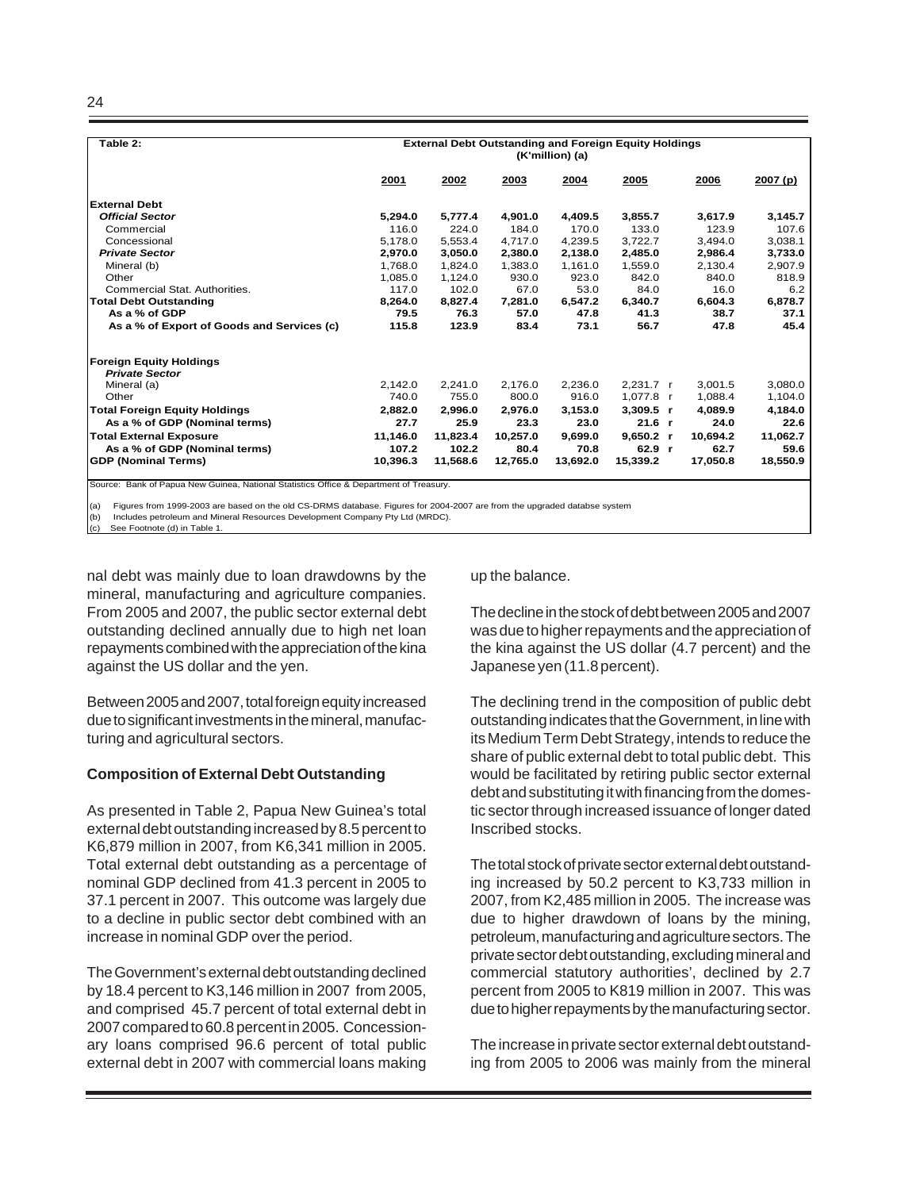| Table 2: | External Debt Outstanding and Foreign Equity Holdings (K'million) (a) | | | | | | |
|---|---|---|---|---|---|---|---|
| | 2001 | 2002 | 2003 | 2004 | 2005 | 2006 | 2007 (p) |
| **External Debt** | | | | | | | |
| ***Official Sector*** | **5,294.0** | **5,777.4** | **4,901.0** | **4,409.5** | **3,855.7** | **3,617.9** | **3,145.7** |
| Commercial | 116.0 | 224.0 | 184.0 | 170.0 | 133.0 | 123.9 | 107.6 |
| Concessional | 5,178.0 | 5,553.4 | 4,717.0 | 4,239.5 | 3,722.7 | 3,494.0 | 3,038.1 |
| ***Private Sector*** | **2,970.0** | **3,050.0** | **2,380.0** | **2,138.0** | **2,485.0** | **2,986.4** | **3,733.0** |
| Mineral (b) | 1,768.0 | 1,824.0 | 1,383.0 | 1,161.0 | 1,559.0 | 2,130.4 | 2,907.9 |
| Other | 1,085.0 | 1,124.0 | 930.0 | 923.0 | 842.0 | 840.0 | 818.9 |
| Commercial Stat. Authorities. | 117.0 | 102.0 | 67.0 | 53.0 | 84.0 | 16.0 | 6.2 |
| **Total Debt Outstanding** | **8,264.0** | **8,827.4** | **7,281.0** | **6,547.2** | **6,340.7** | **6,604.3** | **6,878.7** |
| **As a % of GDP** | **79.5** | **76.3** | **57.0** | **47.8** | **41.3** | **38.7** | **37.1** |
| **As a % of Export of Goods and Services (c)** | **115.8** | **123.9** | **83.4** | **73.1** | **56.7** | **47.8** | **45.4** |
| | | | | | | | |
| **Foreign Equity Holdings** | | | | | | | |
| ***Private Sector*** | | | | | | | |
| Mineral (a) | 2,142.0 | 2,241.0 | 2,176.0 | 2,236.0 | 2,231.7 r | 3,001.5 | 3,080.0 |
| Other | 740.0 | 755.0 | 800.0 | 916.0 | 1,077.8 r | 1,088.4 | 1,104.0 |
| **Total Foreign Equity Holdings** | **2,882.0** | **2,996.0** | **2,976.0** | **3,153.0** | **3,309.5 r** | **4,089.9** | **4,184.0** |
| **As a % of GDP (Nominal terms)** | **27.7** | **25.9** | **23.3** | **23.0** | **21.6 r** | **24.0** | **22.6** |
| **Total External Exposure** | **11,146.0** | **11,823.4** | **10,257.0** | **9,699.0** | **9,650.2 r** | **10,694.2** | **11,062.7** |
| **As a % of GDP (Nominal terms)** | **107.2** | **102.2** | **80.4** | **70.8** | **62.9 r** | **62.7** | **59.6** |
| **GDP (Nominal Terms)** | **10,396.3** | **11,568.6** | **12,765.0** | **13,692.0** | **15,339.2** | **17,050.8** | **18,550.9** |

Source: Bank of Papua New Guinea, National Statistics Office & Department of Treasury.

(a) Figures from 1999-2003 are based on the old CS-DRMS database. Figures for 2004-2007 are from the upgraded databse system
(b) Includes petroleum and Mineral Resources Development Company Pty Ltd (MRDC).
(c) See Footnote (d) in Table 1.

nal debt was mainly due to loan drawdowns by the mineral, manufacturing and agriculture companies. From 2005 and 2007, the public sector external debt outstanding declined annually due to high net loan repayments combined with the appreciation of the kina against the US dollar and the yen.

Between 2005 and 2007, total foreign equity increased due to significant investments in the mineral, manufacturing and agricultural sectors.

**Composition of External Debt Outstanding**

As presented in Table 2, Papua New Guinea's total external debt outstanding increased by 8.5 percent to K6,879 million in 2007, from K6,341 million in 2005. Total external debt outstanding as a percentage of nominal GDP declined from 41.3 percent in 2005 to 37.1 percent in 2007. This outcome was largely due to a decline in public sector debt combined with an increase in nominal GDP over the period.

The Government's external debt outstanding declined by 18.4 percent to K3,146 million in 2007 from 2005, and comprised 45.7 percent of total external debt in 2007 compared to 60.8 percent in 2005. Concessionary loans comprised 96.6 percent of total public external debt in 2007 with commercial loans making up the balance.

The decline in the stock of debt between 2005 and 2007 was due to higher repayments and the appreciation of the kina against the US dollar (4.7 percent) and the Japanese yen (11.8 percent).

The declining trend in the composition of public debt outstanding indicates that the Government, in line with its Medium Term Debt Strategy, intends to reduce the share of public external debt to total public debt. This would be facilitated by retiring public sector external debt and substituting it with financing from the domestic sector through increased issuance of longer dated Inscribed stocks.

The total stock of private sector external debt outstanding increased by 50.2 percent to K3,733 million in 2007, from K2,485 million in 2005. The increase was due to higher drawdown of loans by the mining, petroleum, manufacturing and agriculture sectors. The private sector debt outstanding, excluding mineral and commercial statutory authorities', declined by 2.7 percent from 2005 to K819 million in 2007. This was due to higher repayments by the manufacturing sector.

The increase in private sector external debt outstanding from 2005 to 2006 was mainly from the mineral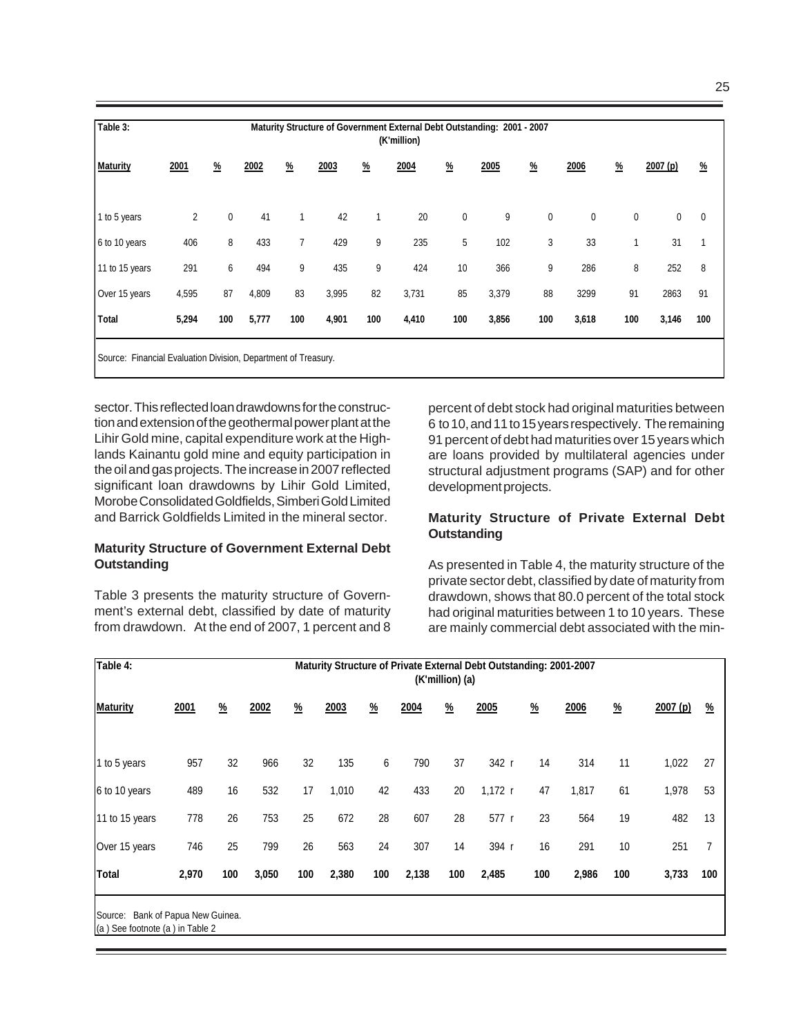**Table 3: Maturity Structure of Government External Debt Outstanding: 2001 - 2007 (K'million)**

| Maturity | 2001 | % | 2002 | % | 2003 | % | 2004 | % | 2005 | % | 2006 | % | 2007 (p) | % |
|---|---|---|---|---|---|---|---|---|---|---|---|---|---|---|
| 1 to 5 years | 2 | 0 | 41 | 1 | 42 | 1 | 20 | 0 | 9 | 0 | 0 | 0 | 0 | 0 |
| 6 to 10 years | 406 | 8 | 433 | 7 | 429 | 9 | 235 | 5 | 102 | 3 | 33 | 1 | 31 | 1 |
| 11 to 15 years | 291 | 6 | 494 | 9 | 435 | 9 | 424 | 10 | 366 | 9 | 286 | 8 | 252 | 8 |
| Over 15 years | 4,595 | 87 | 4,809 | 83 | 3,995 | 82 | 3,731 | 85 | 3,379 | 88 | 3299 | 91 | 2863 | 91 |
| **Total** | **5,294** | **100** | **5,777** | **100** | **4,901** | **100** | **4,410** | **100** | **3,856** | **100** | **3,618** | **100** | **3,146** | **100** |

Source: Financial Evaluation Division, Department of Treasury.

sector. This reflected loan drawdowns for the construction and extension of the geothermal power plant at the Lihir Gold mine, capital expenditure work at the Highlands Kainantu gold mine and equity participation in the oil and gas projects. The increase in 2007 reflected significant loan drawdowns by Lihir Gold Limited, Morobe Consolidated Goldfields, Simberi Gold Limited and Barrick Goldfields Limited in the mineral sector.

### Maturity Structure of Government External Debt Outstanding

Table 3 presents the maturity structure of Government's external debt, classified by date of maturity from drawdown. At the end of 2007, 1 percent and 8 percent of debt stock had original maturities between 6 to 10, and 11 to 15 years respectively. The remaining 91 percent of debt had maturities over 15 years which are loans provided by multilateral agencies under structural adjustment programs (SAP) and for other development projects.

### Maturity Structure of Private External Debt Outstanding

As presented in Table 4, the maturity structure of the private sector debt, classified by date of maturity from drawdown, shows that 80.0 percent of the total stock had original maturities between 1 to 10 years. These are mainly commercial debt associated with the min-

**Table 4: Maturity Structure of Private External Debt Outstanding: 2001-2007 (K'million) (a)**

| Maturity | 2001 | % | 2002 | % | 2003 | % | 2004 | % | 2005 | % | 2006 | % | 2007 (p) | % |
|---|---|---|---|---|---|---|---|---|---|---|---|---|---|---|
| 1 to 5 years | 957 | 32 | 966 | 32 | 135 | 6 | 790 | 37 | 342 r | 14 | 314 | 11 | 1,022 | 27 |
| 6 to 10 years | 489 | 16 | 532 | 17 | 1,010 | 42 | 433 | 20 | 1,172 r | 47 | 1,817 | 61 | 1,978 | 53 |
| 11 to 15 years | 778 | 26 | 753 | 25 | 672 | 28 | 607 | 28 | 577 r | 23 | 564 | 19 | 482 | 13 |
| Over 15 years | 746 | 25 | 799 | 26 | 563 | 24 | 307 | 14 | 394 r | 16 | 291 | 10 | 251 | 7 |
| **Total** | **2,970** | **100** | **3,050** | **100** | **2,380** | **100** | **2,138** | **100** | **2,485** | **100** | **2,986** | **100** | **3,733** | **100** |

Source: Bank of Papua New Guinea.
(a ) See footnote (a ) in Table 2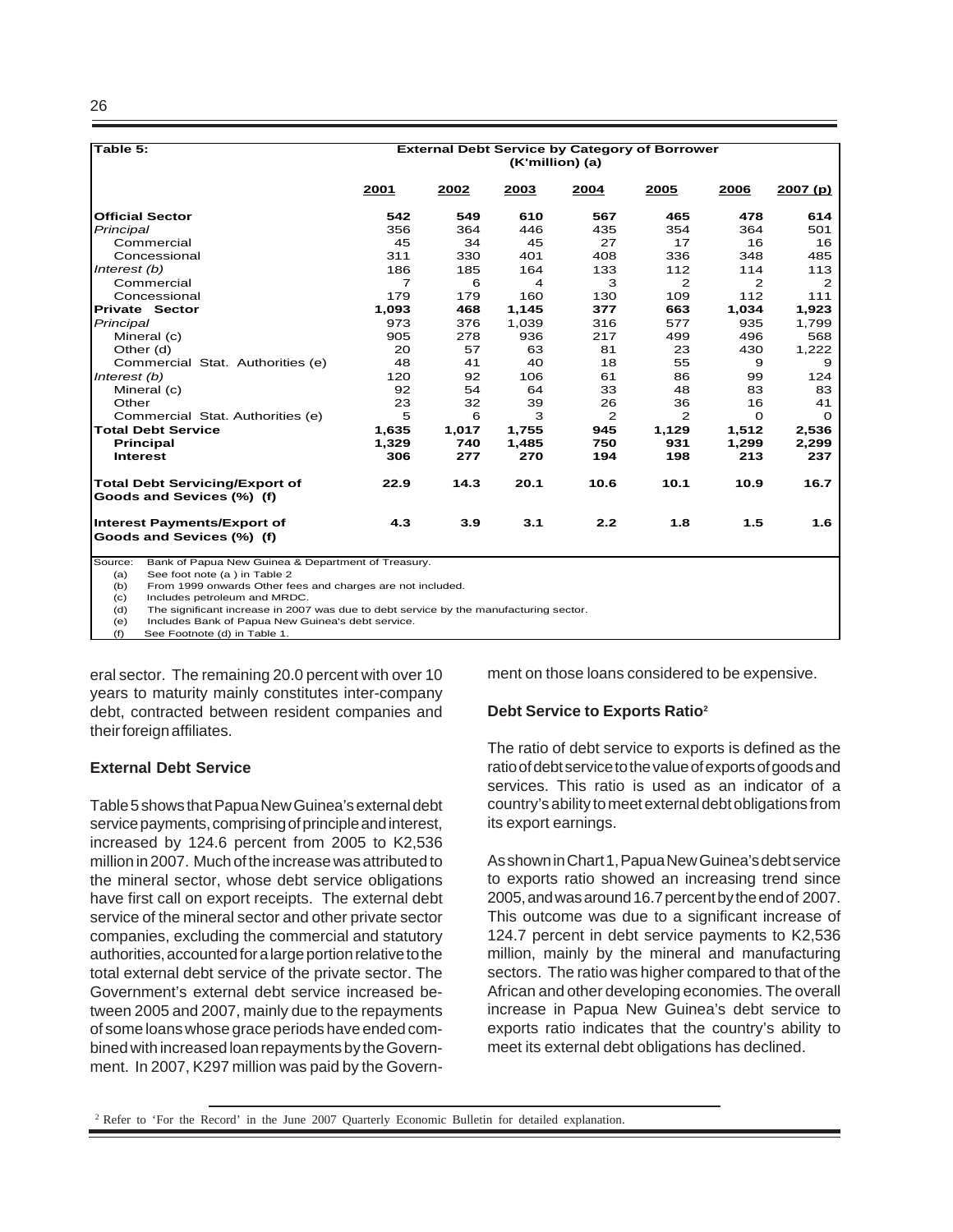| Table 5: | External Debt Service by Category of Borrower (K'million) (a) | | | | | | |
|---|---|---|---|---|---|---|---|
| | 2001 | 2002 | 2003 | 2004 | 2005 | 2006 | 2007 (p) |
| **Official Sector** | **542** | **549** | **610** | **567** | **465** | **478** | **614** |
| *Principal* | 356 | 364 | 446 | 435 | 354 | 364 | 501 |
| Commercial | 45 | 34 | 45 | 27 | 17 | 16 | 16 |
| Concessional | 311 | 330 | 401 | 408 | 336 | 348 | 485 |
| *Interest (b)* | 186 | 185 | 164 | 133 | 112 | 114 | 113 |
| Commercial | 7 | 6 | 4 | 3 | 2 | 2 | 2 |
| Concessional | 179 | 179 | 160 | 130 | 109 | 112 | 111 |
| **Private Sector** | **1,093** | **468** | **1,145** | **377** | **663** | **1,034** | **1,923** |
| *Principal* | 973 | 376 | 1,039 | 316 | 577 | 935 | 1,799 |
| Mineral (c) | 905 | 278 | 936 | 217 | 499 | 496 | 568 |
| Other (d) | 20 | 57 | 63 | 81 | 23 | 430 | 1,222 |
| Commercial Stat. Authorities (e) | 48 | 41 | 40 | 18 | 55 | 9 | 9 |
| *Interest (b)* | 120 | 92 | 106 | 61 | 86 | 99 | 124 |
| Mineral (c) | 92 | 54 | 64 | 33 | 48 | 83 | 83 |
| Other | 23 | 32 | 39 | 26 | 36 | 16 | 41 |
| Commercial Stat. Authorities (e) | 5 | 6 | 3 | 2 | 2 | 0 | 0 |
| **Total Debt Service** | **1,635** | **1,017** | **1,755** | **945** | **1,129** | **1,512** | **2,536** |
| **Principal** | **1,329** | **740** | **1,485** | **750** | **931** | **1,299** | **2,299** |
| **Interest** | **306** | **277** | **270** | **194** | **198** | **213** | **237** |
| **Total Debt Servicing/Export of Goods and Sevices (%) (f)** | **22.9** | **14.3** | **20.1** | **10.6** | **10.1** | **10.9** | **16.7** |
| **Interest Payments/Export of Goods and Sevices (%) (f)** | **4.3** | **3.9** | **3.1** | **2.2** | **1.8** | **1.5** | **1.6** |

Source: Bank of Papua New Guinea & Department of Treasury.
(a) See foot note (a ) in Table 2
(b) From 1999 onwards Other fees and charges are not included.
(c) Includes petroleum and MRDC.
(d) The significant increase in 2007 was due to debt service by the manufacturing sector.
(e) Includes Bank of Papua New Guinea's debt service.
(f) See Footnote (d) in Table 1.

eral sector. The remaining 20.0 percent with over 10 years to maturity mainly constitutes inter-company debt, contracted between resident companies and their foreign affiliates.

### External Debt Service

Table 5 shows that Papua New Guinea's external debt service payments, comprising of principle and interest, increased by 124.6 percent from 2005 to K2,536 million in 2007. Much of the increase was attributed to the mineral sector, whose debt service obligations have first call on export receipts. The external debt service of the mineral sector and other private sector companies, excluding the commercial and statutory authorities, accounted for a large portion relative to the total external debt service of the private sector. The Government's external debt service increased between 2005 and 2007, mainly due to the repayments of some loans whose grace periods have ended combined with increased loan repayments by the Government. In 2007, K297 million was paid by the Government on those loans considered to be expensive.

### Debt Service to Exports Ratio[2]

The ratio of debt service to exports is defined as the ratio of debt service to the value of exports of goods and services. This ratio is used as an indicator of a country's ability to meet external debt obligations from its export earnings.

As shown in Chart 1, Papua New Guinea's debt service to exports ratio showed an increasing trend since 2005, and was around 16.7 percent by the end of 2007. This outcome was due to a significant increase of 124.7 percent in debt service payments to K2,536 million, mainly by the mineral and manufacturing sectors. The ratio was higher compared to that of the African and other developing economies. The overall increase in Papua New Guinea's debt service to exports ratio indicates that the country's ability to meet its external debt obligations has declined.

[2] Refer to 'For the Record' in the June 2007 Quarterly Economic Bulletin for detailed explanation.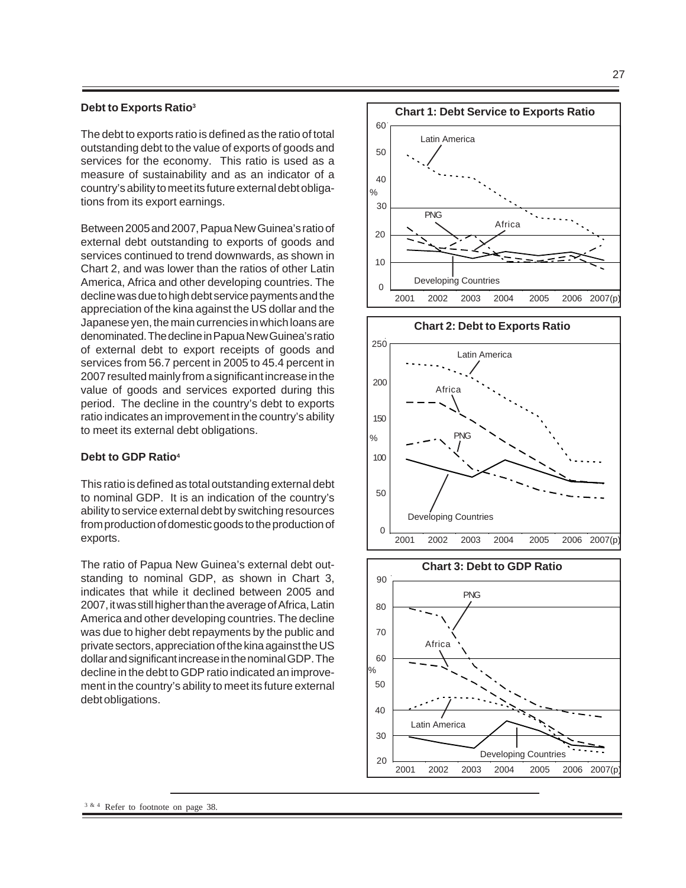## Debt to Exports Ratio[3]

The debt to exports ratio is defined as the ratio of total outstanding debt to the value of exports of goods and services for the economy. This ratio is used as a measure of sustainability and as an indicator of a country's ability to meet its future external debt obligations from its export earnings.

Between 2005 and 2007, Papua New Guinea's ratio of external debt outstanding to exports of goods and services continued to trend downwards, as shown in Chart 2, and was lower than the ratios of other Latin America, Africa and other developing countries. The decline was due to high debt service payments and the appreciation of the kina against the US dollar and the Japanese yen, the main currencies in which loans are denominated. The decline in Papua New Guinea's ratio of external debt to export receipts of goods and services from 56.7 percent in 2005 to 45.4 percent in 2007 resulted mainly from a significant increase in the value of goods and services exported during this period. The decline in the country's debt to exports ratio indicates an improvement in the country's ability to meet its external debt obligations.

## Debt to GDP Ratio[4]

This ratio is defined as total outstanding external debt to nominal GDP. It is an indication of the country's ability to service external debt by switching resources from production of domestic goods to the production of exports.

The ratio of Papua New Guinea's external debt outstanding to nominal GDP, as shown in Chart 3, indicates that while it declined between 2005 and 2007, it was still higher than the average of Africa, Latin America and other developing countries. The decline was due to higher debt repayments by the public and private sectors, appreciation of the kina against the US dollar and significant increase in the nominal GDP. The decline in the debt to GDP ratio indicated an improvement in the country's ability to meet its future external debt obligations.

**Chart 1: Debt Service to Exports Ratio**

**Chart 2: Debt to Exports Ratio**

**Chart 3: Debt to GDP Ratio**

[3 & 4] Refer to footnote on page 38.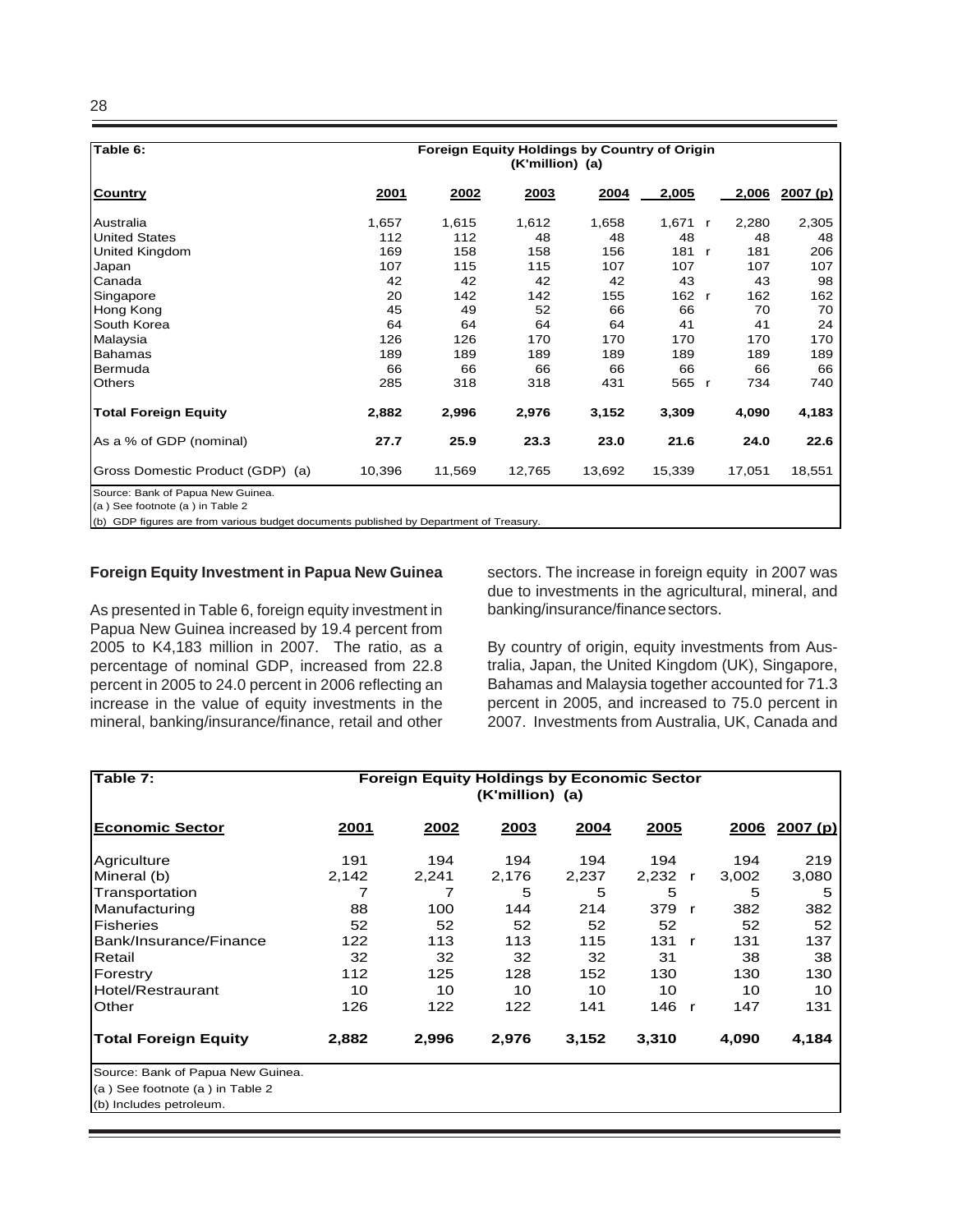| Table 6: | Foreign Equity Holdings by Country of Origin (K'million) (a) | | | | | | |
|---|---|---|---|---|---|---|---|
| **Country** | **2001** | **2002** | **2003** | **2004** | **2,005** | **2,006** | **2007 (p)** |
| Australia | 1,657 | 1,615 | 1,612 | 1,658 | 1,671 r | 2,280 | 2,305 |
| United States | 112 | 112 | 48 | 48 | 48 | 48 | 48 |
| United Kingdom | 169 | 158 | 158 | 156 | 181 r | 181 | 206 |
| Japan | 107 | 115 | 115 | 107 | 107 | 107 | 107 |
| Canada | 42 | 42 | 42 | 42 | 43 | 43 | 98 |
| Singapore | 20 | 142 | 142 | 155 | 162 r | 162 | 162 |
| Hong Kong | 45 | 49 | 52 | 66 | 66 | 70 | 70 |
| South Korea | 64 | 64 | 64 | 64 | 41 | 41 | 24 |
| Malaysia | 126 | 126 | 170 | 170 | 170 | 170 | 170 |
| Bahamas | 189 | 189 | 189 | 189 | 189 | 189 | 189 |
| Bermuda | 66 | 66 | 66 | 66 | 66 | 66 | 66 |
| Others | 285 | 318 | 318 | 431 | 565 r | 734 | 740 |
| **Total Foreign Equity** | **2,882** | **2,996** | **2,976** | **3,152** | **3,309** | **4,090** | **4,183** |
| As a % of GDP (nominal) | **27.7** | **25.9** | **23.3** | **23.0** | **21.6** | **24.0** | **22.6** |
| Gross Domestic Product (GDP) (a) | 10,396 | 11,569 | 12,765 | 13,692 | 15,339 | 17,051 | 18,551 |

Source: Bank of Papua New Guinea.
(a ) See footnote (a ) in Table 2
(b) GDP figures are from various budget documents published by Department of Treasury.

**Foreign Equity Investment in Papua New Guinea**

As presented in Table 6, foreign equity investment in Papua New Guinea increased by 19.4 percent from 2005 to K4,183 million in 2007. The ratio, as a percentage of nominal GDP, increased from 22.8 percent in 2005 to 24.0 percent in 2006 reflecting an increase in the value of equity investments in the mineral, banking/insurance/finance, retail and other sectors. The increase in foreign equity in 2007 was due to investments in the agricultural, mineral, and banking/insurance/finance sectors.

By country of origin, equity investments from Australia, Japan, the United Kingdom (UK), Singapore, Bahamas and Malaysia together accounted for 71.3 percent in 2005, and increased to 75.0 percent in 2007. Investments from Australia, UK, Canada and

| Table 7: | Foreign Equity Holdings by Economic Sector (K'million) (a) | | | | | | |
|---|---|---|---|---|---|---|---|
| **Economic Sector** | **2001** | **2002** | **2003** | **2004** | **2005** | **2006** | **2007 (p)** |
| Agriculture | 191 | 194 | 194 | 194 | 194 | 194 | 219 |
| Mineral (b) | 2,142 | 2,241 | 2,176 | 2,237 | 2,232 r | 3,002 | 3,080 |
| Transportation | 7 | 7 | 5 | 5 | 5 | 5 | 5 |
| Manufacturing | 88 | 100 | 144 | 214 | 379 r | 382 | 382 |
| Fisheries | 52 | 52 | 52 | 52 | 52 | 52 | 52 |
| Bank/Insurance/Finance | 122 | 113 | 113 | 115 | 131 r | 131 | 137 |
| Retail | 32 | 32 | 32 | 32 | 31 | 38 | 38 |
| Forestry | 112 | 125 | 128 | 152 | 130 | 130 | 130 |
| Hotel/Restraurant | 10 | 10 | 10 | 10 | 10 | 10 | 10 |
| Other | 126 | 122 | 122 | 141 | 146 r | 147 | 131 |
| **Total Foreign Equity** | **2,882** | **2,996** | **2,976** | **3,152** | **3,310** | **4,090** | **4,184** |

Source: Bank of Papua New Guinea.
(a ) See footnote (a ) in Table 2
(b) Includes petroleum.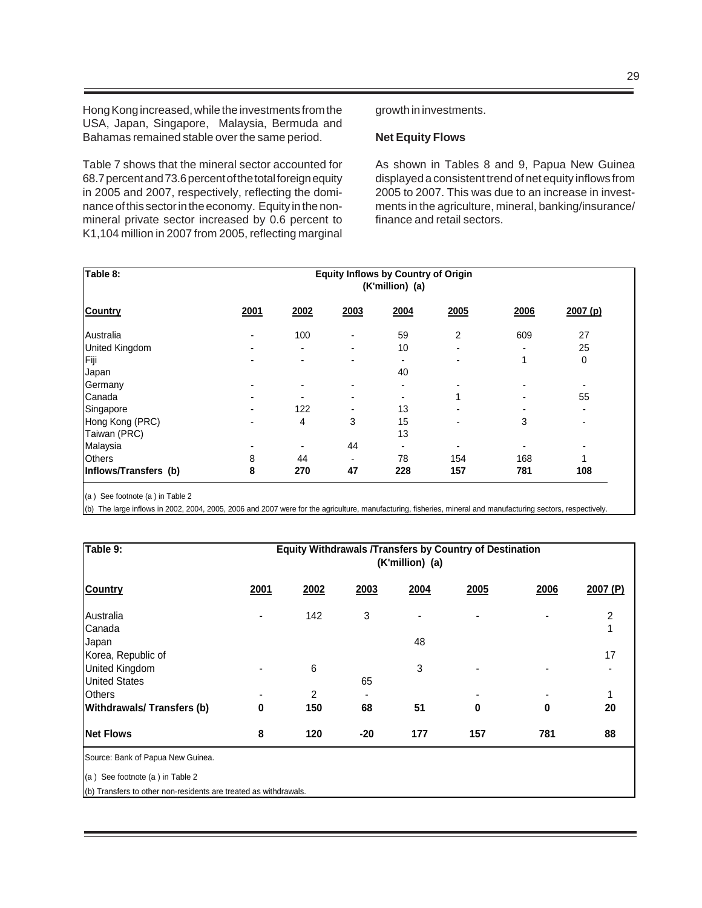Hong Kong increased, while the investments from the USA, Japan, Singapore, Malaysia, Bermuda and Bahamas remained stable over the same period.

Table 7 shows that the mineral sector accounted for 68.7 percent and 73.6 percent of the total foreign equity in 2005 and 2007, respectively, reflecting the dominance of this sector in the economy. Equity in the non-mineral private sector increased by 0.6 percent to K1,104 million in 2007 from 2005, reflecting marginal growth in investments.

**Net Equity Flows**

As shown in Tables 8 and 9, Papua New Guinea displayed a consistent trend of net equity inflows from 2005 to 2007. This was due to an increase in investments in the agriculture, mineral, banking/insurance/finance and retail sectors.

**Table 8: Equity Inflows by Country of Origin (K'million) (a)**

| Country | 2001 | 2002 | 2003 | 2004 | 2005 | 2006 | 2007 (p) |
|---|---|---|---|---|---|---|---|
| Australia | - | 100 | - | 59 | 2 | 609 | 27 |
| United Kingdom | - | - | - | 10 | - | - | 25 |
| Fiji | - | - | - | - | - | 1 | 0 |
| Japan | | | | 40 | | | |
| Germany | - | - | - | - | - | - | - |
| Canada | - | - | - | - | 1 | - | 55 |
| Singapore | - | 122 | - | 13 | - | - | - |
| Hong Kong (PRC) | - | 4 | 3 | 15 | - | 3 | - |
| Taiwan (PRC) | | | | 13 | | | |
| Malaysia | - | - | 44 | - | - | - | - |
| Others | 8 | 44 | - | 78 | 154 | 168 | 1 |
| **Inflows/Transfers (b)** | **8** | **270** | **47** | **228** | **157** | **781** | **108** |

(a) See footnote (a) in Table 2

(b) The large inflows in 2002, 2004, 2005, 2006 and 2007 were for the agriculture, manufacturing, fisheries, mineral and manufacturing sectors, respectively.

**Table 9: Equity Withdrawals /Transfers by Country of Destination (K'million) (a)**

| Country | 2001 | 2002 | 2003 | 2004 | 2005 | 2006 | 2007 (P) |
|---|---|---|---|---|---|---|---|
| Australia | - | 142 | 3 | - | - | - | 2 |
| Canada | | | | | | | 1 |
| Japan | | | | 48 | | | |
| Korea, Republic of | | | | | | | 17 |
| United Kingdom | - | 6 | | 3 | - | - | - |
| United States | | | 65 | | | | |
| Others | - | 2 | - | | - | - | 1 |
| **Withdrawals/ Transfers (b)** | **0** | **150** | **68** | **51** | **0** | **0** | **20** |
| **Net Flows** | **8** | **120** | **-20** | **177** | **157** | **781** | **88** |

Source: Bank of Papua New Guinea.

(a) See footnote (a) in Table 2

(b) Transfers to other non-residents are treated as withdrawals.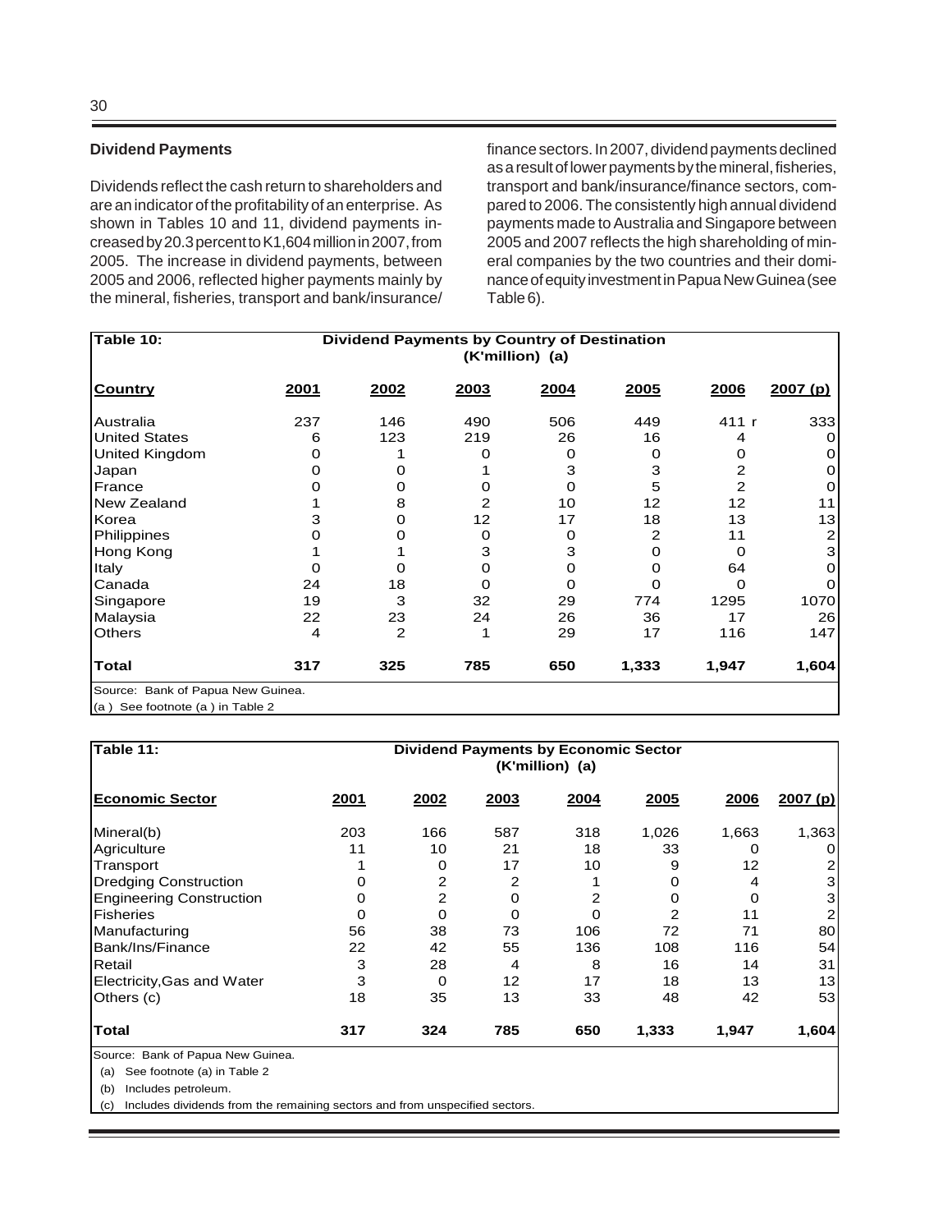### Dividend Payments

Dividends reflect the cash return to shareholders and are an indicator of the profitability of an enterprise. As shown in Tables 10 and 11, dividend payments increased by 20.3 percent to K1,604 million in 2007, from 2005. The increase in dividend payments, between 2005 and 2006, reflected higher payments mainly by the mineral, fisheries, transport and bank/insurance/finance sectors. In 2007, dividend payments declined as a result of lower payments by the mineral, fisheries, transport and bank/insurance/finance sectors, compared to 2006. The consistently high annual dividend payments made to Australia and Singapore between 2005 and 2007 reflects the high shareholding of mineral companies by the two countries and their dominance of equity investment in Papua New Guinea (see Table 6).

**Table 10: Dividend Payments by Country of Destination (K'million) (a)**

| Country | 2001 | 2002 | 2003 | 2004 | 2005 | 2006 | 2007 (p) |
|---|---|---|---|---|---|---|---|
| Australia | 237 | 146 | 490 | 506 | 449 | 411 r | 333 |
| United States | 6 | 123 | 219 | 26 | 16 | 4 | 0 |
| United Kingdom | 0 | 1 | 0 | 0 | 0 | 0 | 0 |
| Japan | 0 | 0 | 1 | 3 | 3 | 2 | 0 |
| France | 0 | 0 | 0 | 0 | 5 | 2 | 0 |
| New Zealand | 1 | 8 | 2 | 10 | 12 | 12 | 11 |
| Korea | 3 | 0 | 12 | 17 | 18 | 13 | 13 |
| Philippines | 0 | 0 | 0 | 0 | 2 | 11 | 2 |
| Hong Kong | 1 | 1 | 3 | 3 | 0 | 0 | 3 |
| Italy | 0 | 0 | 0 | 0 | 0 | 64 | 0 |
| Canada | 24 | 18 | 0 | 0 | 0 | 0 | 0 |
| Singapore | 19 | 3 | 32 | 29 | 774 | 1295 | 1070 |
| Malaysia | 22 | 23 | 24 | 26 | 36 | 17 | 26 |
| Others | 4 | 2 | 1 | 29 | 17 | 116 | 147 |
| **Total** | **317** | **325** | **785** | **650** | **1,333** | **1,947** | **1,604** |

Source: Bank of Papua New Guinea.
(a) See footnote (a) in Table 2

**Table 11: Dividend Payments by Economic Sector (K'million) (a)**

| Economic Sector | 2001 | 2002 | 2003 | 2004 | 2005 | 2006 | 2007 (p) |
|---|---|---|---|---|---|---|---|
| Mineral(b) | 203 | 166 | 587 | 318 | 1,026 | 1,663 | 1,363 |
| Agriculture | 11 | 10 | 21 | 18 | 33 | 0 | 0 |
| Transport | 1 | 0 | 17 | 10 | 9 | 12 | 2 |
| Dredging Construction | 0 | 2 | 2 | 1 | 0 | 4 | 3 |
| Engineering Construction | 0 | 2 | 0 | 2 | 0 | 0 | 3 |
| Fisheries | 0 | 0 | 0 | 0 | 2 | 11 | 2 |
| Manufacturing | 56 | 38 | 73 | 106 | 72 | 71 | 80 |
| Bank/Ins/Finance | 22 | 42 | 55 | 136 | 108 | 116 | 54 |
| Retail | 3 | 28 | 4 | 8 | 16 | 14 | 31 |
| Electricity,Gas and Water | 3 | 0 | 12 | 17 | 18 | 13 | 13 |
| Others (c) | 18 | 35 | 13 | 33 | 48 | 42 | 53 |
| **Total** | **317** | **324** | **785** | **650** | **1,333** | **1,947** | **1,604** |

Source: Bank of Papua New Guinea.
(a) See footnote (a) in Table 2
(b) Includes petroleum.
(c) Includes dividends from the remaining sectors and from unspecified sectors.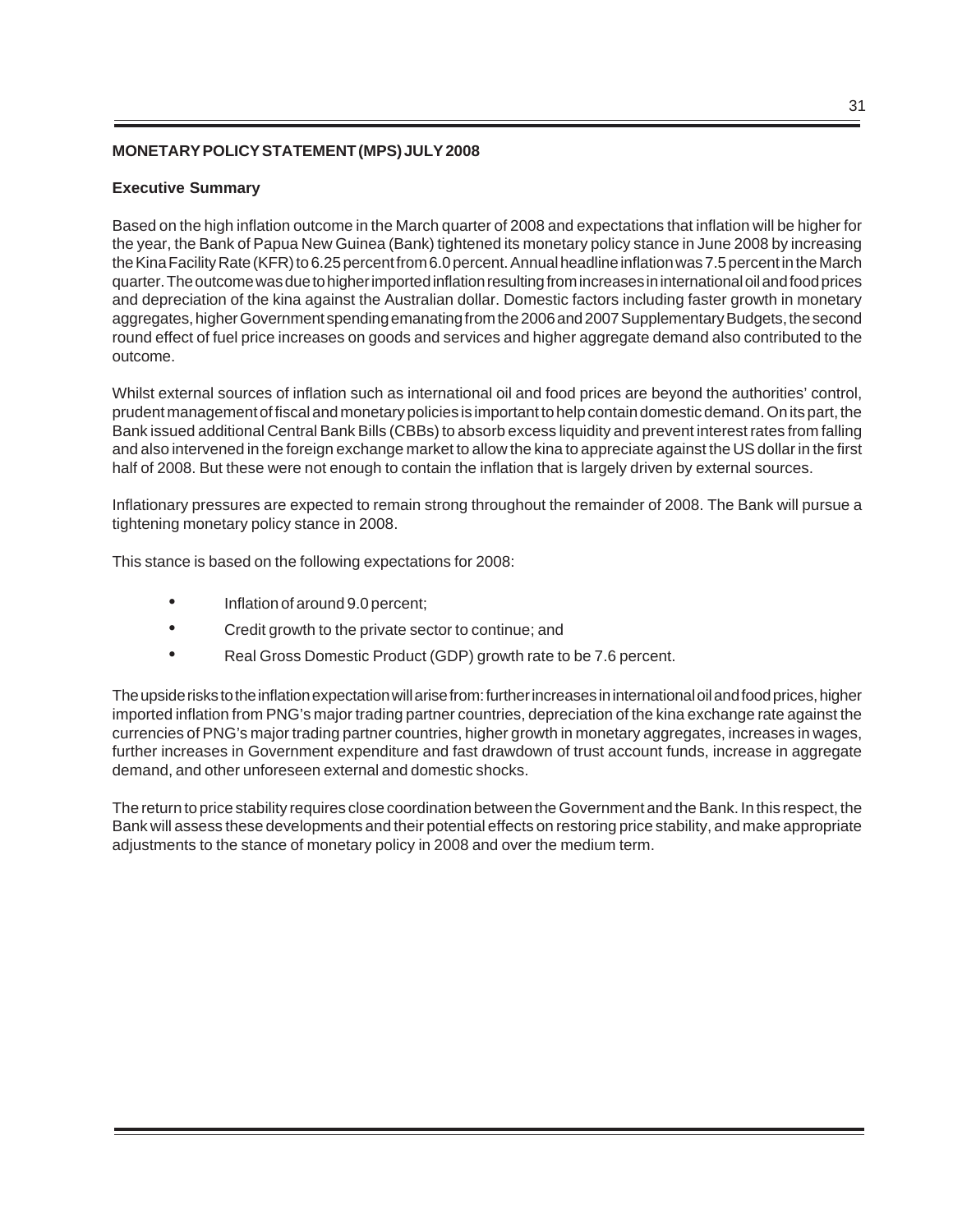## MONETARY POLICY STATEMENT (MPS) JULY 2008

### Executive Summary

Based on the high inflation outcome in the March quarter of 2008 and expectations that inflation will be higher for the year, the Bank of Papua New Guinea (Bank) tightened its monetary policy stance in June 2008 by increasing the Kina Facility Rate (KFR) to 6.25 percent from 6.0 percent. Annual headline inflation was 7.5 percent in the March quarter. The outcome was due to higher imported inflation resulting from increases in international oil and food prices and depreciation of the kina against the Australian dollar. Domestic factors including faster growth in monetary aggregates, higher Government spending emanating from the 2006 and 2007 Supplementary Budgets, the second round effect of fuel price increases on goods and services and higher aggregate demand also contributed to the outcome.

Whilst external sources of inflation such as international oil and food prices are beyond the authorities' control, prudent management of fiscal and monetary policies is important to help contain domestic demand. On its part, the Bank issued additional Central Bank Bills (CBBs) to absorb excess liquidity and prevent interest rates from falling and also intervened in the foreign exchange market to allow the kina to appreciate against the US dollar in the first half of 2008. But these were not enough to contain the inflation that is largely driven by external sources.

Inflationary pressures are expected to remain strong throughout the remainder of 2008. The Bank will pursue a tightening monetary policy stance in 2008.

This stance is based on the following expectations for 2008:

- Inflation of around 9.0 percent;
- Credit growth to the private sector to continue; and
- Real Gross Domestic Product (GDP) growth rate to be 7.6 percent.

The upside risks to the inflation expectation will arise from: further increases in international oil and food prices, higher imported inflation from PNG's major trading partner countries, depreciation of the kina exchange rate against the currencies of PNG's major trading partner countries, higher growth in monetary aggregates, increases in wages, further increases in Government expenditure and fast drawdown of trust account funds, increase in aggregate demand, and other unforeseen external and domestic shocks.

The return to price stability requires close coordination between the Government and the Bank. In this respect, the Bank will assess these developments and their potential effects on restoring price stability, and make appropriate adjustments to the stance of monetary policy in 2008 and over the medium term.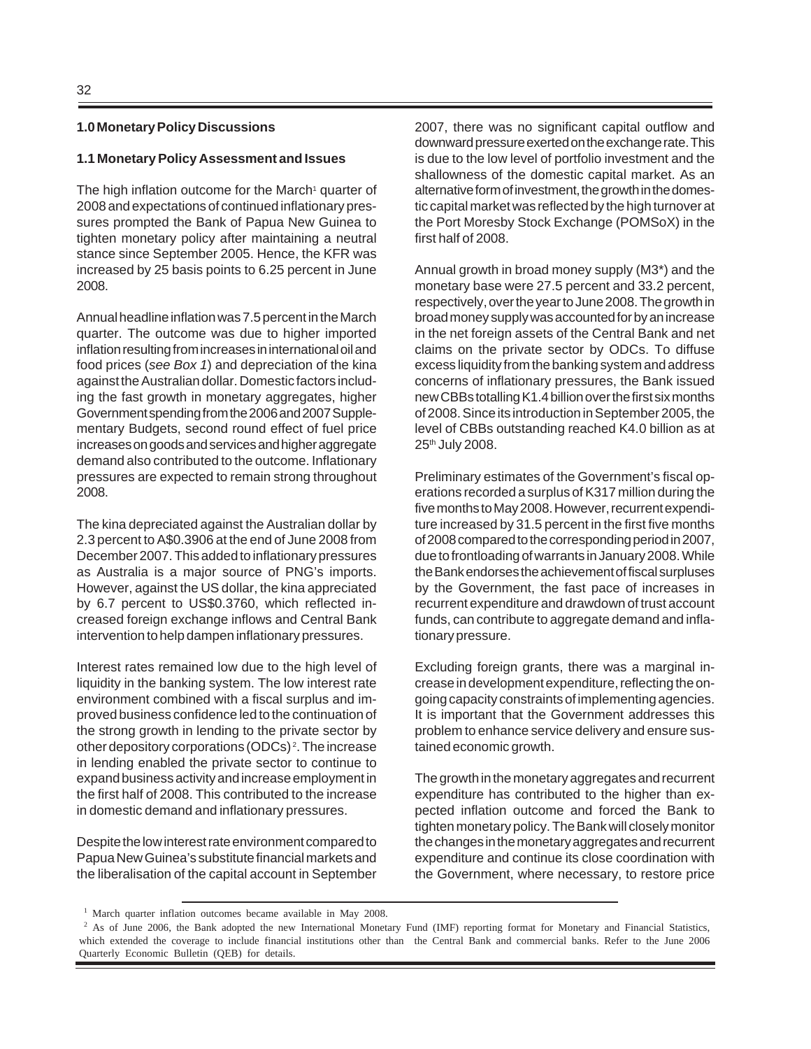## 1.0 Monetary Policy Discussions

### 1.1 Monetary Policy Assessment and Issues

The high inflation outcome for the March[1] quarter of 2008 and expectations of continued inflationary pressures prompted the Bank of Papua New Guinea to tighten monetary policy after maintaining a neutral stance since September 2005. Hence, the KFR was increased by 25 basis points to 6.25 percent in June 2008.

Annual headline inflation was 7.5 percent in the March quarter. The outcome was due to higher imported inflation resulting from increases in international oil and food prices (*see Box 1*) and depreciation of the kina against the Australian dollar. Domestic factors including the fast growth in monetary aggregates, higher Government spending from the 2006 and 2007 Supplementary Budgets, second round effect of fuel price increases on goods and services and higher aggregate demand also contributed to the outcome. Inflationary pressures are expected to remain strong throughout 2008.

The kina depreciated against the Australian dollar by 2.3 percent to A$0.3906 at the end of June 2008 from December 2007. This added to inflationary pressures as Australia is a major source of PNG's imports. However, against the US dollar, the kina appreciated by 6.7 percent to US$0.3760, which reflected increased foreign exchange inflows and Central Bank intervention to help dampen inflationary pressures.

Interest rates remained low due to the high level of liquidity in the banking system. The low interest rate environment combined with a fiscal surplus and improved business confidence led to the continuation of the strong growth in lending to the private sector by other depository corporations (ODCs)[2]. The increase in lending enabled the private sector to continue to expand business activity and increase employment in the first half of 2008. This contributed to the increase in domestic demand and inflationary pressures.

Despite the low interest rate environment compared to Papua New Guinea's substitute financial markets and the liberalisation of the capital account in September 2007, there was no significant capital outflow and downward pressure exerted on the exchange rate. This is due to the low level of portfolio investment and the shallowness of the domestic capital market. As an alternative form of investment, the growth in the domestic capital market was reflected by the high turnover at the Port Moresby Stock Exchange (POMSoX) in the first half of 2008.

Annual growth in broad money supply (M3*) and the monetary base were 27.5 percent and 33.2 percent, respectively, over the year to June 2008. The growth in broad money supply was accounted for by an increase in the net foreign assets of the Central Bank and net claims on the private sector by ODCs. To diffuse excess liquidity from the banking system and address concerns of inflationary pressures, the Bank issued new CBBs totalling K1.4 billion over the first six months of 2008. Since its introduction in September 2005, the level of CBBs outstanding reached K4.0 billion as at 25th July 2008.

Preliminary estimates of the Government's fiscal operations recorded a surplus of K317 million during the five months to May 2008. However, recurrent expenditure increased by 31.5 percent in the first five months of 2008 compared to the corresponding period in 2007, due to frontloading of warrants in January 2008. While the Bank endorses the achievement of fiscal surpluses by the Government, the fast pace of increases in recurrent expenditure and drawdown of trust account funds, can contribute to aggregate demand and inflationary pressure.

Excluding foreign grants, there was a marginal increase in development expenditure, reflecting the ongoing capacity constraints of implementing agencies. It is important that the Government addresses this problem to enhance service delivery and ensure sustained economic growth.

The growth in the monetary aggregates and recurrent expenditure has contributed to the higher than expected inflation outcome and forced the Bank to tighten monetary policy. The Bank will closely monitor the changes in the monetary aggregates and recurrent expenditure and continue its close coordination with the Government, where necessary, to restore price

---

[1] March quarter inflation outcomes became available in May 2008.

[2] As of June 2006, the Bank adopted the new International Monetary Fund (IMF) reporting format for Monetary and Financial Statistics, which extended the coverage to include financial institutions other than the Central Bank and commercial banks. Refer to the June 2006 Quarterly Economic Bulletin (QEB) for details.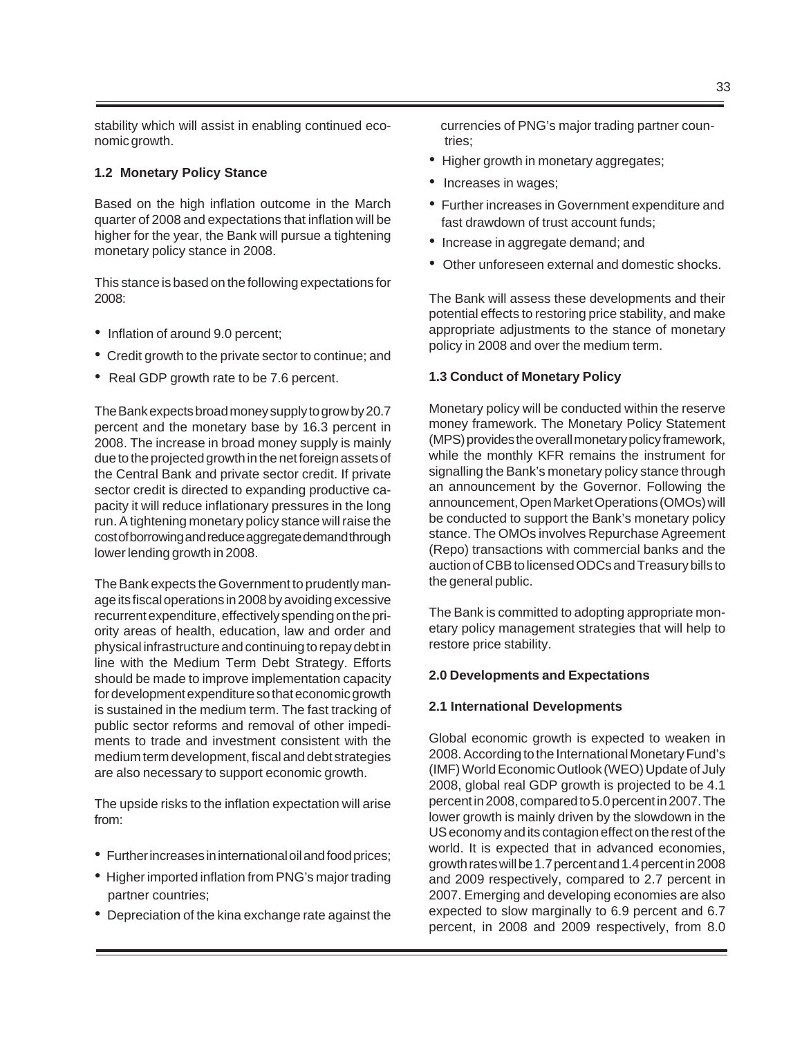stability which will assist in enabling continued economic growth.

### 1.2 Monetary Policy Stance

Based on the high inflation outcome in the March quarter of 2008 and expectations that inflation will be higher for the year, the Bank will pursue a tightening monetary policy stance in 2008.

This stance is based on the following expectations for 2008:

- Inflation of around 9.0 percent;
- Credit growth to the private sector to continue; and
- Real GDP growth rate to be 7.6 percent.

The Bank expects broad money supply to grow by 20.7 percent and the monetary base by 16.3 percent in 2008. The increase in broad money supply is mainly due to the projected growth in the net foreign assets of the Central Bank and private sector credit. If private sector credit is directed to expanding productive capacity it will reduce inflationary pressures in the long run. A tightening monetary policy stance will raise the cost of borrowing and reduce aggregate demand through lower lending growth in 2008.

The Bank expects the Government to prudently manage its fiscal operations in 2008 by avoiding excessive recurrent expenditure, effectively spending on the priority areas of health, education, law and order and physical infrastructure and continuing to repay debt in line with the Medium Term Debt Strategy. Efforts should be made to improve implementation capacity for development expenditure so that economic growth is sustained in the medium term. The fast tracking of public sector reforms and removal of other impediments to trade and investment consistent with the medium term development, fiscal and debt strategies are also necessary to support economic growth.

The upside risks to the inflation expectation will arise from:

- Further increases in international oil and food prices;
- Higher imported inflation from PNG's major trading partner countries;
- Depreciation of the kina exchange rate against the currencies of PNG's major trading partner countries;
- Higher growth in monetary aggregates;
- Increases in wages;
- Further increases in Government expenditure and fast drawdown of trust account funds;
- Increase in aggregate demand; and
- Other unforeseen external and domestic shocks.

The Bank will assess these developments and their potential effects to restoring price stability, and make appropriate adjustments to the stance of monetary policy in 2008 and over the medium term.

### 1.3 Conduct of Monetary Policy

Monetary policy will be conducted within the reserve money framework. The Monetary Policy Statement (MPS) provides the overall monetary policy framework, while the monthly KFR remains the instrument for signalling the Bank's monetary policy stance through an announcement by the Governor. Following the announcement, Open Market Operations (OMOs) will be conducted to support the Bank's monetary policy stance. The OMOs involves Repurchase Agreement (Repo) transactions with commercial banks and the auction of CBB to licensed ODCs and Treasury bills to the general public.

The Bank is committed to adopting appropriate monetary policy management strategies that will help to restore price stability.

## 2.0 Developments and Expectations

### 2.1 International Developments

Global economic growth is expected to weaken in 2008. According to the International Monetary Fund's (IMF) World Economic Outlook (WEO) Update of July 2008, global real GDP growth is projected to be 4.1 percent in 2008, compared to 5.0 percent in 2007. The lower growth is mainly driven by the slowdown in the US economy and its contagion effect on the rest of the world. It is expected that in advanced economies, growth rates will be 1.7 percent and 1.4 percent in 2008 and 2009 respectively, compared to 2.7 percent in 2007. Emerging and developing economies are also expected to slow marginally to 6.9 percent and 6.7 percent, in 2008 and 2009 respectively, from 8.0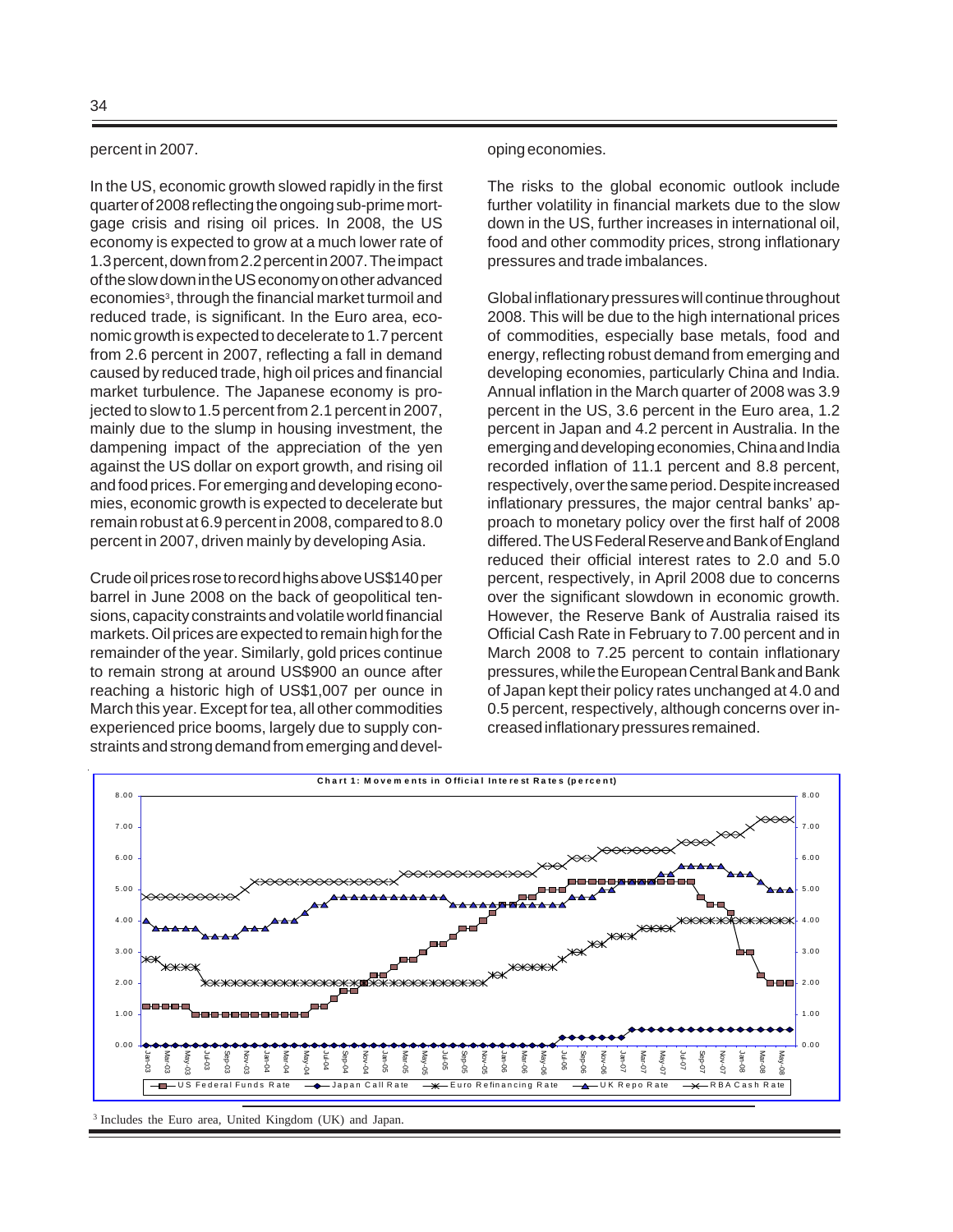percent in 2007.

In the US, economic growth slowed rapidly in the first quarter of 2008 reflecting the ongoing sub-prime mortgage crisis and rising oil prices. In 2008, the US economy is expected to grow at a much lower rate of 1.3 percent, down from 2.2 percent in 2007. The impact of the slow down in the US economy on other advanced economies[3], through the financial market turmoil and reduced trade, is significant. In the Euro area, economic growth is expected to decelerate to 1.7 percent from 2.6 percent in 2007, reflecting a fall in demand caused by reduced trade, high oil prices and financial market turbulence. The Japanese economy is projected to slow to 1.5 percent from 2.1 percent in 2007, mainly due to the slump in housing investment, the dampening impact of the appreciation of the yen against the US dollar on export growth, and rising oil and food prices. For emerging and developing economies, economic growth is expected to decelerate but remain robust at 6.9 percent in 2008, compared to 8.0 percent in 2007, driven mainly by developing Asia.

Crude oil prices rose to record highs above US$140 per barrel in June 2008 on the back of geopolitical tensions, capacity constraints and volatile world financial markets. Oil prices are expected to remain high for the remainder of the year. Similarly, gold prices continue to remain strong at around US$900 an ounce after reaching a historic high of US$1,007 per ounce in March this year. Except for tea, all other commodities experienced price booms, largely due to supply constraints and strong demand from emerging and developing economies.

The risks to the global economic outlook include further volatility in financial markets due to the slow down in the US, further increases in international oil, food and other commodity prices, strong inflationary pressures and trade imbalances.

Global inflationary pressures will continue throughout 2008. This will be due to the high international prices of commodities, especially base metals, food and energy, reflecting robust demand from emerging and developing economies, particularly China and India. Annual inflation in the March quarter of 2008 was 3.9 percent in the US, 3.6 percent in the Euro area, 1.2 percent in Japan and 4.2 percent in Australia. In the emerging and developing economies, China and India recorded inflation of 11.1 percent and 8.8 percent, respectively, over the same period. Despite increased inflationary pressures, the major central banks' approach to monetary policy over the first half of 2008 differed. The US Federal Reserve and Bank of England reduced their official interest rates to 2.0 and 5.0 percent, respectively, in April 2008 due to concerns over the significant slowdown in economic growth. However, the Reserve Bank of Australia raised its Official Cash Rate in February to 7.00 percent and in March 2008 to 7.25 percent to contain inflationary pressures, while the European Central Bank and Bank of Japan kept their policy rates unchanged at 4.0 and 0.5 percent, respectively, although concerns over increased inflationary pressures remained.

**Chart 1: Movements in Official Interest Rates (percent)**

Legend: US Federal Funds Rate; Japan Call Rate; Euro Refinancing Rate; UK Repo Rate; RBA Cash Rate

[3] Includes the Euro area, United Kingdom (UK) and Japan.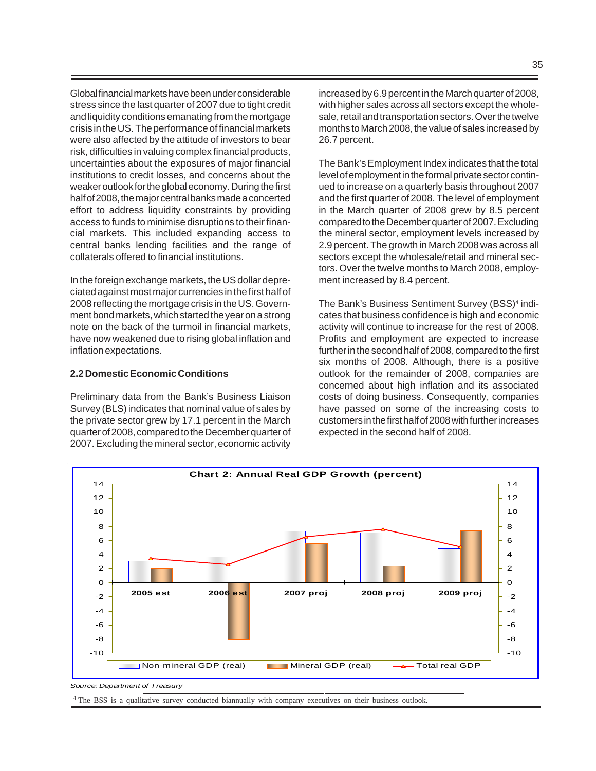Global financial markets have been under considerable stress since the last quarter of 2007 due to tight credit and liquidity conditions emanating from the mortgage crisis in the US. The performance of financial markets were also affected by the attitude of investors to bear risk, difficulties in valuing complex financial products, uncertainties about the exposures of major financial institutions to credit losses, and concerns about the weaker outlook for the global economy. During the first half of 2008, the major central banks made a concerted effort to address liquidity constraints by providing access to funds to minimise disruptions to their financial markets. This included expanding access to central banks lending facilities and the range of collaterals offered to financial institutions.

In the foreign exchange markets, the US dollar depreciated against most major currencies in the first half of 2008 reflecting the mortgage crisis in the US. Government bond markets, which started the year on a strong note on the back of the turmoil in financial markets, have now weakened due to rising global inflation and inflation expectations.

## 2.2 Domestic Economic Conditions

Preliminary data from the Bank's Business Liaison Survey (BLS) indicates that nominal value of sales by the private sector grew by 17.1 percent in the March quarter of 2008, compared to the December quarter of 2007. Excluding the mineral sector, economic activity increased by 6.9 percent in the March quarter of 2008, with higher sales across all sectors except the wholesale, retail and transportation sectors. Over the twelve months to March 2008, the value of sales increased by 26.7 percent.

The Bank's Employment Index indicates that the total level of employment in the formal private sector continued to increase on a quarterly basis throughout 2007 and the first quarter of 2008. The level of employment in the March quarter of 2008 grew by 8.5 percent compared to the December quarter of 2007. Excluding the mineral sector, employment levels increased by 2.9 percent. The growth in March 2008 was across all sectors except the wholesale/retail and mineral sectors. Over the twelve months to March 2008, employment increased by 8.4 percent.

The Bank's Business Sentiment Survey (BSS)[4] indicates that business confidence is high and economic activity will continue to increase for the rest of 2008. Profits and employment are expected to increase further in the second half of 2008, compared to the first six months of 2008. Although, there is a positive outlook for the remainder of 2008, companies are concerned about high inflation and its associated costs of doing business. Consequently, companies have passed on some of the increasing costs to customers in the first half of 2008 with further increases expected in the second half of 2008.

**Chart 2: Annual Real GDP Growth (percent)**

| | 2005 est | 2006 est | 2007 proj | 2008 proj | 2009 proj |
|---|---|---|---|---|---|
| Non-mineral GDP (real) | ~3.1 | ~3.7 | ~7.4 | ~7.1 | ~4.9 |
| Mineral GDP (real) | ~2.0 | ~-8.1 | ~5.6 | ~2.3 | ~7.4 |
| Total real GDP | ~3.4 | ~2.6 | ~6.5 | ~7.6 | ~5.1 |

*Source: Department of Treasury*

[4] The BSS is a qualitative survey conducted biannually with company executives on their business outlook.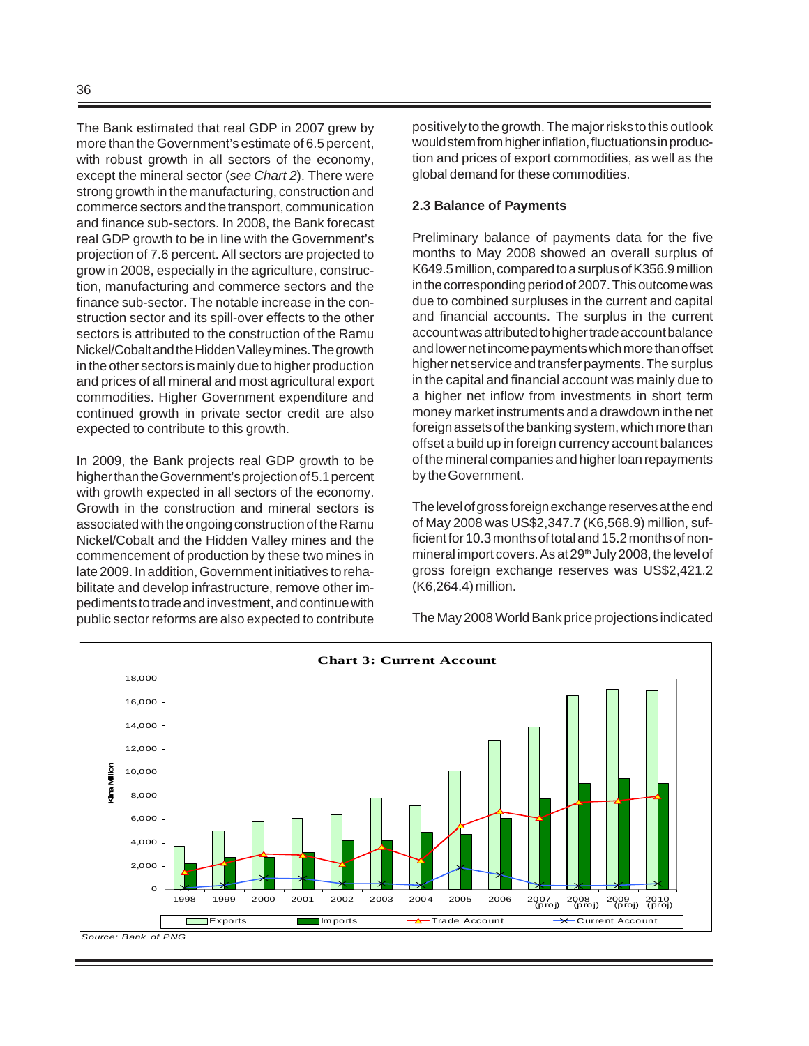The Bank estimated that real GDP in 2007 grew by more than the Government's estimate of 6.5 percent, with robust growth in all sectors of the economy, except the mineral sector (*see Chart 2*). There were strong growth in the manufacturing, construction and commerce sectors and the transport, communication and finance sub-sectors. In 2008, the Bank forecast real GDP growth to be in line with the Government's projection of 7.6 percent. All sectors are projected to grow in 2008, especially in the agriculture, construction, manufacturing and commerce sectors and the finance sub-sector. The notable increase in the construction sector and its spill-over effects to the other sectors is attributed to the construction of the Ramu Nickel/Cobalt and the Hidden Valley mines. The growth in the other sectors is mainly due to higher production and prices of all mineral and most agricultural export commodities. Higher Government expenditure and continued growth in private sector credit are also expected to contribute to this growth.

In 2009, the Bank projects real GDP growth to be higher than the Government's projection of 5.1 percent with growth expected in all sectors of the economy. Growth in the construction and mineral sectors is associated with the ongoing construction of the Ramu Nickel/Cobalt and the Hidden Valley mines and the commencement of production by these two mines in late 2009. In addition, Government initiatives to rehabilitate and develop infrastructure, remove other impediments to trade and investment, and continue with public sector reforms are also expected to contribute positively to the growth. The major risks to this outlook would stem from higher inflation, fluctuations in production and prices of export commodities, as well as the global demand for these commodities.

**2.3 Balance of Payments**

Preliminary balance of payments data for the five months to May 2008 showed an overall surplus of K649.5 million, compared to a surplus of K356.9 million in the corresponding period of 2007. This outcome was due to combined surpluses in the current and capital and financial accounts. The surplus in the current account was attributed to higher trade account balance and lower net income payments which more than offset higher net service and transfer payments. The surplus in the capital and financial account was mainly due to a higher net inflow from investments in short term money market instruments and a drawdown in the net foreign assets of the banking system, which more than offset a build up in foreign currency account balances of the mineral companies and higher loan repayments by the Government.

The level of gross foreign exchange reserves at the end of May 2008 was US$2,347.7 (K6,568.9) million, sufficient for 10.3 months of total and 15.2 months of non-mineral import covers. As at 29th July 2008, the level of gross foreign exchange reserves was US$2,421.2 (K6,264.4) million.

The May 2008 World Bank price projections indicated

**Chart 3: Current Account**

*Source: Bank of PNG*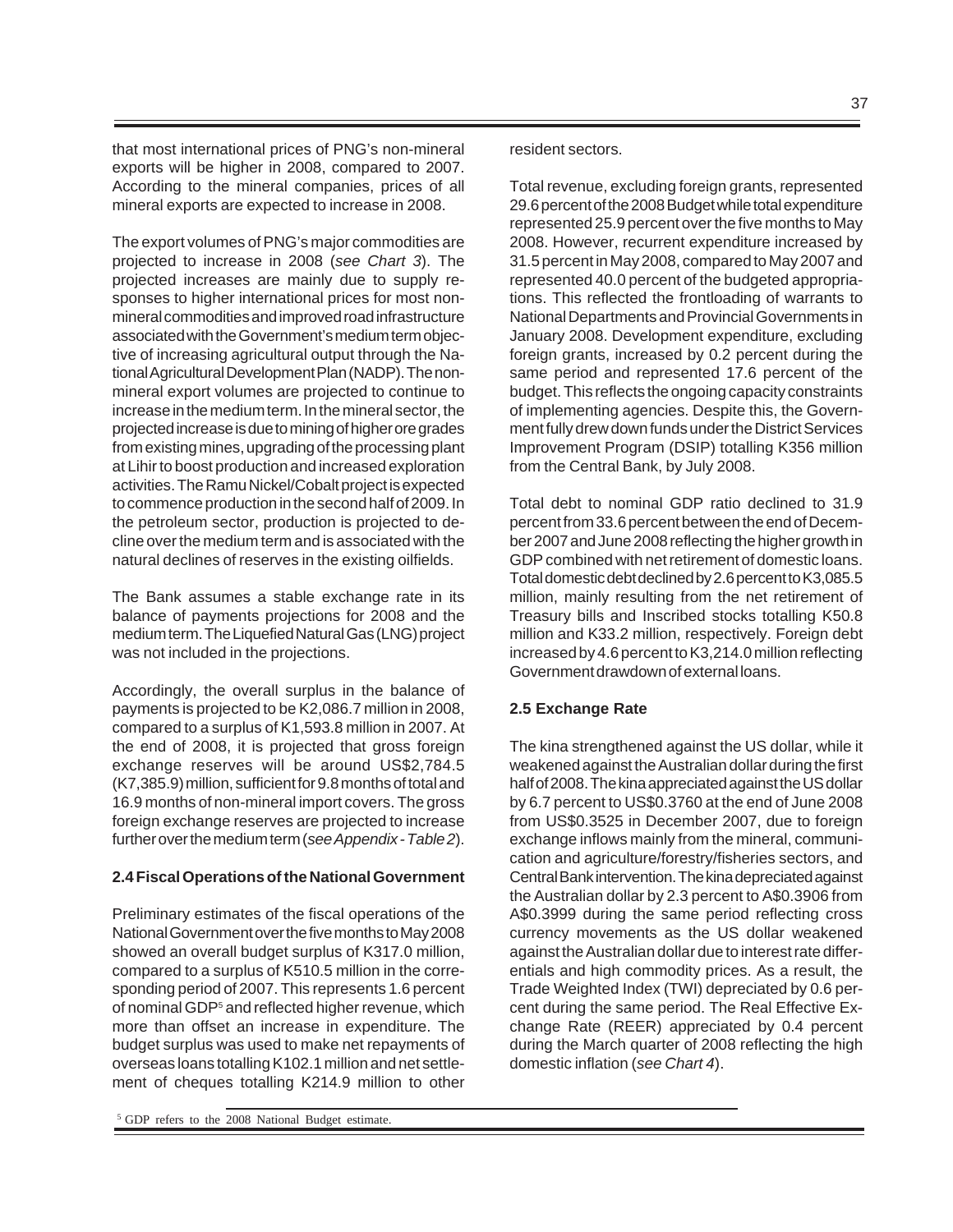that most international prices of PNG's non-mineral exports will be higher in 2008, compared to 2007. According to the mineral companies, prices of all mineral exports are expected to increase in 2008.

The export volumes of PNG's major commodities are projected to increase in 2008 (*see Chart 3*). The projected increases are mainly due to supply responses to higher international prices for most non-mineral commodities and improved road infrastructure associated with the Government's medium term objective of increasing agricultural output through the National Agricultural Development Plan (NADP). The non-mineral export volumes are projected to continue to increase in the medium term. In the mineral sector, the projected increase is due to mining of higher ore grades from existing mines, upgrading of the processing plant at Lihir to boost production and increased exploration activities. The Ramu Nickel/Cobalt project is expected to commence production in the second half of 2009. In the petroleum sector, production is projected to decline over the medium term and is associated with the natural declines of reserves in the existing oilfields.

The Bank assumes a stable exchange rate in its balance of payments projections for 2008 and the medium term. The Liquefied Natural Gas (LNG) project was not included in the projections.

Accordingly, the overall surplus in the balance of payments is projected to be K2,086.7 million in 2008, compared to a surplus of K1,593.8 million in 2007. At the end of 2008, it is projected that gross foreign exchange reserves will be around US$2,784.5 (K7,385.9) million, sufficient for 9.8 months of total and 16.9 months of non-mineral import covers. The gross foreign exchange reserves are projected to increase further over the medium term (*see Appendix - Table 2*).

### 2.4 Fiscal Operations of the National Government

Preliminary estimates of the fiscal operations of the National Government over the five months to May 2008 showed an overall budget surplus of K317.0 million, compared to a surplus of K510.5 million in the corresponding period of 2007. This represents 1.6 percent of nominal GDP[5] and reflected higher revenue, which more than offset an increase in expenditure. The budget surplus was used to make net repayments of overseas loans totalling K102.1 million and net settlement of cheques totalling K214.9 million to other resident sectors.

Total revenue, excluding foreign grants, represented 29.6 percent of the 2008 Budget while total expenditure represented 25.9 percent over the five months to May 2008. However, recurrent expenditure increased by 31.5 percent in May 2008, compared to May 2007 and represented 40.0 percent of the budgeted appropriations. This reflected the frontloading of warrants to National Departments and Provincial Governments in January 2008. Development expenditure, excluding foreign grants, increased by 0.2 percent during the same period and represented 17.6 percent of the budget. This reflects the ongoing capacity constraints of implementing agencies. Despite this, the Government fully drew down funds under the District Services Improvement Program (DSIP) totalling K356 million from the Central Bank, by July 2008.

Total debt to nominal GDP ratio declined to 31.9 percent from 33.6 percent between the end of December 2007 and June 2008 reflecting the higher growth in GDP combined with net retirement of domestic loans. Total domestic debt declined by 2.6 percent to K3,085.5 million, mainly resulting from the net retirement of Treasury bills and Inscribed stocks totalling K50.8 million and K33.2 million, respectively. Foreign debt increased by 4.6 percent to K3,214.0 million reflecting Government drawdown of external loans.

### 2.5 Exchange Rate

The kina strengthened against the US dollar, while it weakened against the Australian dollar during the first half of 2008. The kina appreciated against the US dollar by 6.7 percent to US$0.3760 at the end of June 2008 from US$0.3525 in December 2007, due to foreign exchange inflows mainly from the mineral, communication and agriculture/forestry/fisheries sectors, and Central Bank intervention. The kina depreciated against the Australian dollar by 2.3 percent to A$0.3906 from A$0.3999 during the same period reflecting cross currency movements as the US dollar weakened against the Australian dollar due to interest rate differentials and high commodity prices. As a result, the Trade Weighted Index (TWI) depreciated by 0.6 percent during the same period. The Real Effective Exchange Rate (REER) appreciated by 0.4 percent during the March quarter of 2008 reflecting the high domestic inflation (*see Chart 4*).

[5] GDP refers to the 2008 National Budget estimate.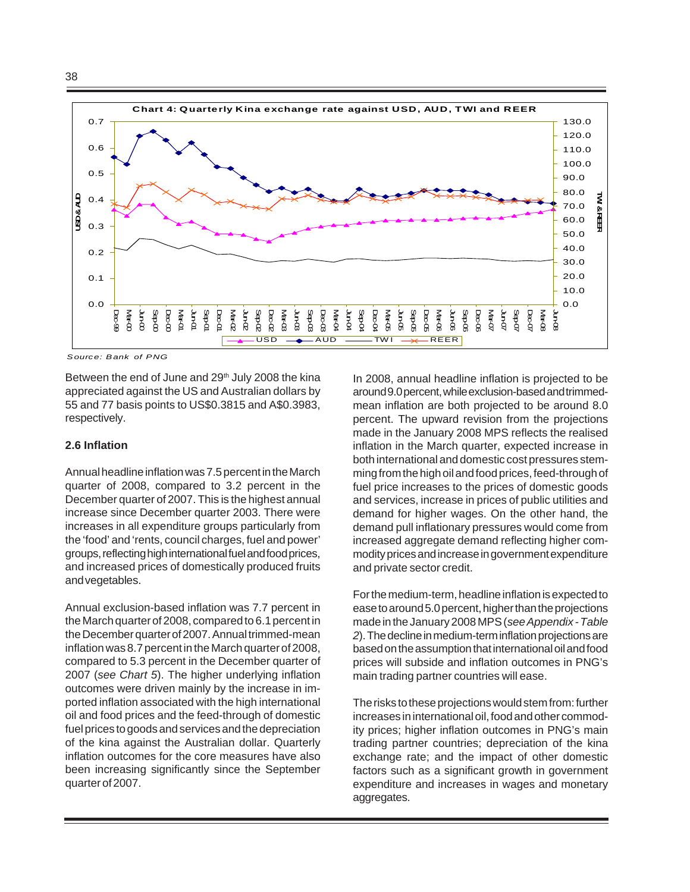**Chart 4: Quarterly Kina exchange rate against USD, AUD, TWI and REER**

*Source: Bank of PNG*

Between the end of June and 29th July 2008 the kina appreciated against the US and Australian dollars by 55 and 77 basis points to US$0.3815 and A$0.3983, respectively.

### 2.6 Inflation

Annual headline inflation was 7.5 percent in the March quarter of 2008, compared to 3.2 percent in the December quarter of 2007. This is the highest annual increase since December quarter 2003. There were increases in all expenditure groups particularly from the 'food' and 'rents, council charges, fuel and power' groups, reflecting high international fuel and food prices, and increased prices of domestically produced fruits and vegetables.

Annual exclusion-based inflation was 7.7 percent in the March quarter of 2008, compared to 6.1 percent in the December quarter of 2007. Annual trimmed-mean inflation was 8.7 percent in the March quarter of 2008, compared to 5.3 percent in the December quarter of 2007 (*see Chart 5*). The higher underlying inflation outcomes were driven mainly by the increase in imported inflation associated with the high international oil and food prices and the feed-through of domestic fuel prices to goods and services and the depreciation of the kina against the Australian dollar. Quarterly inflation outcomes for the core measures have also been increasing significantly since the September quarter of 2007.

In 2008, annual headline inflation is projected to be around 9.0 percent, while exclusion-based and trimmed-mean inflation are both projected to be around 8.0 percent. The upward revision from the projections made in the January 2008 MPS reflects the realised inflation in the March quarter, expected increase in both international and domestic cost pressures stemming from the high oil and food prices, feed-through of fuel price increases to the prices of domestic goods and services, increase in prices of public utilities and demand for higher wages. On the other hand, the demand pull inflationary pressures would come from increased aggregate demand reflecting higher commodity prices and increase in government expenditure and private sector credit.

For the medium-term, headline inflation is expected to ease to around 5.0 percent, higher than the projections made in the January 2008 MPS (*see Appendix - Table 2*). The decline in medium-term inflation projections are based on the assumption that international oil and food prices will subside and inflation outcomes in PNG's main trading partner countries will ease.

The risks to these projections would stem from: further increases in international oil, food and other commodity prices; higher inflation outcomes in PNG's main trading partner countries; depreciation of the kina exchange rate; and the impact of other domestic factors such as a significant growth in government expenditure and increases in wages and monetary aggregates.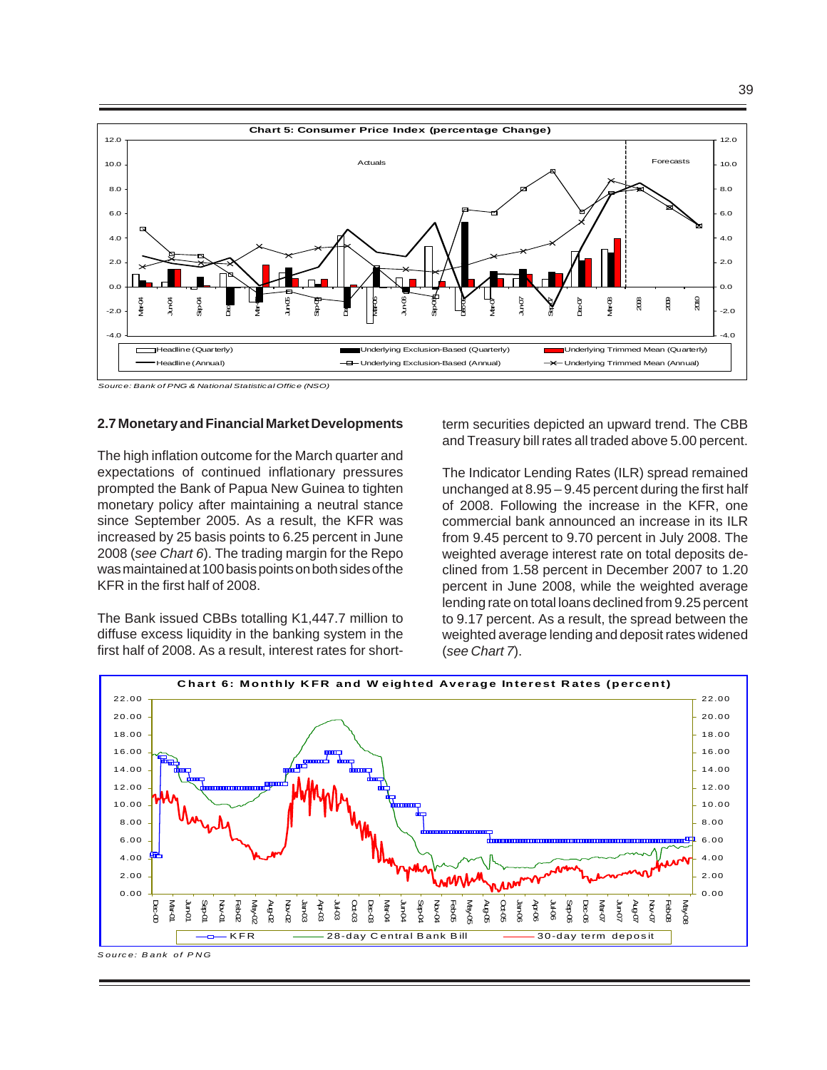**Chart 5: Consumer Price Index (percentage Change)**

*Source: Bank of PNG & National Statistical Office (NSO)*

### 2.7 Monetary and Financial Market Developments

The high inflation outcome for the March quarter and expectations of continued inflationary pressures prompted the Bank of Papua New Guinea to tighten monetary policy after maintaining a neutral stance since September 2005. As a result, the KFR was increased by 25 basis points to 6.25 percent in June 2008 (*see Chart 6*). The trading margin for the Repo was maintained at 100 basis points on both sides of the KFR in the first half of 2008.

The Bank issued CBBs totalling K1,447.7 million to diffuse excess liquidity in the banking system in the first half of 2008. As a result, interest rates for short-term securities depicted an upward trend. The CBB and Treasury bill rates all traded above 5.00 percent.

The Indicator Lending Rates (ILR) spread remained unchanged at 8.95 – 9.45 percent during the first half of 2008. Following the increase in the KFR, one commercial bank announced an increase in its ILR from 9.45 percent to 9.70 percent in July 2008. The weighted average interest rate on total deposits declined from 1.58 percent in December 2007 to 1.20 percent in June 2008, while the weighted average lending rate on total loans declined from 9.25 percent to 9.17 percent. As a result, the spread between the weighted average lending and deposit rates widened (*see Chart 7*).

**Chart 6: Monthly KFR and Weighted Average Interest Rates (percent)**

*Source: Bank of PNG*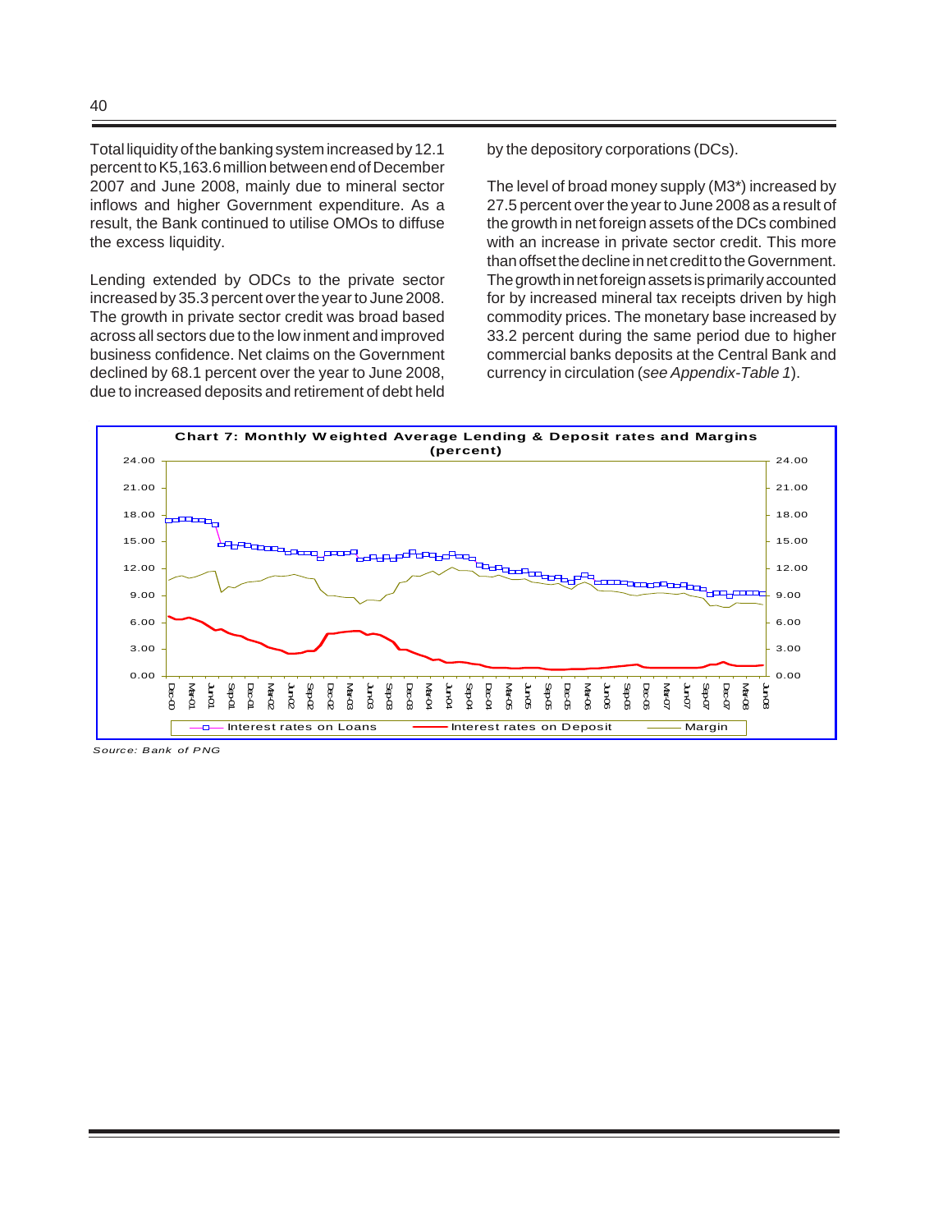Total liquidity of the banking system increased by 12.1 percent to K5,163.6 million between end of December 2007 and June 2008, mainly due to mineral sector inflows and higher Government expenditure. As a result, the Bank continued to utilise OMOs to diffuse the excess liquidity.

Lending extended by ODCs to the private sector increased by 35.3 percent over the year to June 2008. The growth in private sector credit was broad based across all sectors due to the low inment and improved business confidence. Net claims on the Government declined by 68.1 percent over the year to June 2008, due to increased deposits and retirement of debt held by the depository corporations (DCs).

The level of broad money supply (M3*) increased by 27.5 percent over the year to June 2008 as a result of the growth in net foreign assets of the DCs combined with an increase in private sector credit. This more than offset the decline in net credit to the Government. The growth in net foreign assets is primarily accounted for by increased mineral tax receipts driven by high commodity prices. The monetary base increased by 33.2 percent during the same period due to higher commercial banks deposits at the Central Bank and currency in circulation (*see Appendix-Table 1*).

**Chart 7: Monthly Weighted Average Lending & Deposit rates and Margins (percent)**

Source: Bank of PNG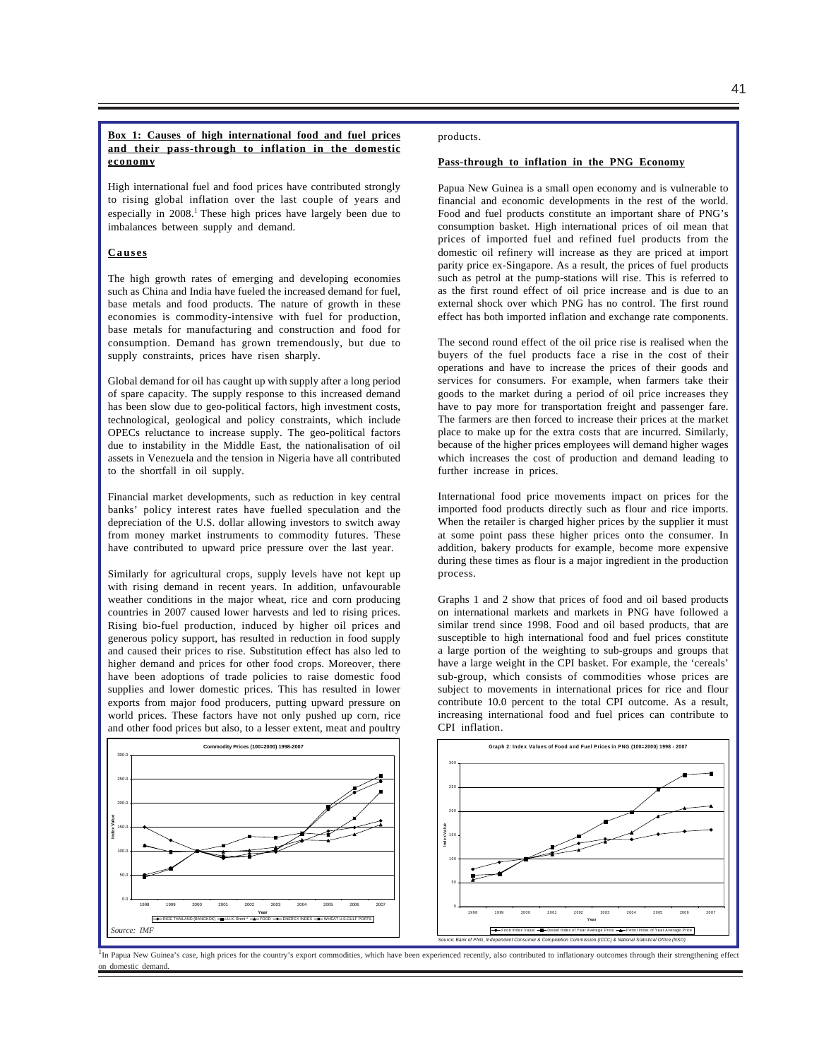**Box 1: Causes of high international food and fuel prices and their pass-through to inflation in the domestic economy**

High international fuel and food prices have contributed strongly to rising global inflation over the last couple of years and especially in 2008.[1] These high prices have largely been due to imbalances between supply and demand.

**Causes**

The high growth rates of emerging and developing economies such as China and India have fueled the increased demand for fuel, base metals and food products. The nature of growth in these economies is commodity-intensive with fuel for production, base metals for manufacturing and construction and food for consumption. Demand has grown tremendously, but due to supply constraints, prices have risen sharply.

Global demand for oil has caught up with supply after a long period of spare capacity. The supply response to this increased demand has been slow due to geo-political factors, high investment costs, technological, geological and policy constraints, which include OPECs reluctance to increase supply. The geo-political factors due to instability in the Middle East, the nationalisation of oil assets in Venezuela and the tension in Nigeria have all contributed to the shortfall in oil supply.

Financial market developments, such as reduction in key central banks' policy interest rates have fuelled speculation and the depreciation of the U.S. dollar allowing investors to switch away from money market instruments to commodity futures. These have contributed to upward price pressure over the last year.

Similarly for agricultural crops, supply levels have not kept up with rising demand in recent years. In addition, unfavourable weather conditions in the major wheat, rice and corn producing countries in 2007 caused lower harvests and led to rising prices. Rising bio-fuel production, induced by higher oil prices and generous policy support, has resulted in reduction in food supply and caused their prices to rise. Substitution effect has also led to higher demand and prices for other food crops. Moreover, there have been adoptions of trade policies to raise domestic food supplies and lower domestic prices. This has resulted in lower exports from major food producers, putting upward pressure on world prices. These factors have not only pushed up corn, rice and other food prices but also, to a lesser extent, meat and poultry products.

**Pass-through to inflation in the PNG Economy**

Papua New Guinea is a small open economy and is vulnerable to financial and economic developments in the rest of the world. Food and fuel products constitute an important share of PNG's consumption basket. High international prices of oil mean that prices of imported fuel and refined fuel products from the domestic oil refinery will increase as they are priced at import parity price ex-Singapore. As a result, the prices of fuel products such as petrol at the pump-stations will rise. This is referred to as the first round effect of oil price increase and is due to an external shock over which PNG has no control. The first round effect has both imported inflation and exchange rate components.

The second round effect of the oil price rise is realised when the buyers of the fuel products face a rise in the cost of their operations and have to increase the prices of their goods and services for consumers. For example, when farmers take their goods to the market during a period of oil price increases they have to pay more for transportation freight and passenger fare. The farmers are then forced to increase their prices at the market place to make up for the extra costs that are incurred. Similarly, because of the higher prices employees will demand higher wages which increases the cost of production and demand leading to further increase in prices.

International food price movements impact on prices for the imported food products directly such as flour and rice imports. When the retailer is charged higher prices by the supplier it must at some point pass these higher prices onto the consumer. In addition, bakery products for example, become more expensive during these times as flour is a major ingredient in the production process.

Graphs 1 and 2 show that prices of food and oil based products on international markets and markets in PNG have followed a similar trend since 1998. Food and oil based products, that are susceptible to high international food and fuel prices constitute a large portion of the weighting to sub-groups and groups that have a large weight in the CPI basket. For example, the 'cereals' sub-group, which consists of commodities whose prices are subject to movements in international prices for rice and flour contribute 10.0 percent to the total CPI outcome. As a result, increasing international food and fuel prices can contribute to CPI inflation.

Commodity Prices (100=2000) 1998-2007

Legend: RICE THAILAND (BANGKOK); U.K. Brent; FOOD; ENERGY INDEX; WHEAT U.S.GULF PORTS

*Source: IMF*

Graph 2: Index Values of Food and Fuel Prices in PNG (100=2000) 1998 - 2007

Legend: Food Index Value; Diesel Index of Year Average Price; Petrol Index of Year Average Price

*Source: Bank of PNG, Independent Consumer & Competition Commission (ICCC) & National Statistical Office (NSO)*

[1] In Papua New Guinea's case, high prices for the country's export commodities, which have been experienced recently, also contributed to inflationary outcomes through their strengthening effect on domestic demand.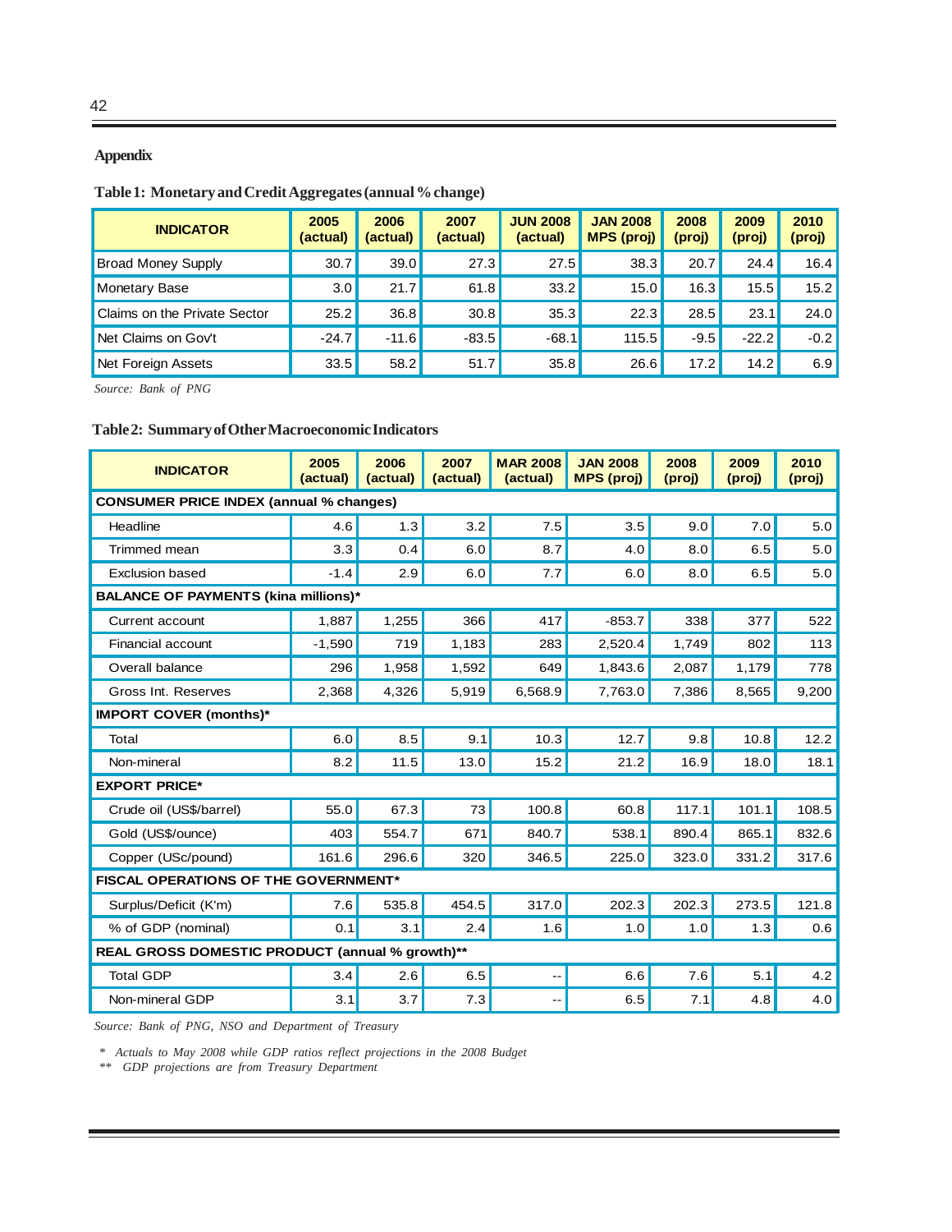## Appendix

**Table 1: Monetary and Credit Aggregates (annual % change)**

| INDICATOR | 2005 (actual) | 2006 (actual) | 2007 (actual) | JUN 2008 (actual) | JAN 2008 MPS (proj) | 2008 (proj) | 2009 (proj) | 2010 (proj) |
|---|---|---|---|---|---|---|---|---|
| Broad Money Supply | 30.7 | 39.0 | 27.3 | 27.5 | 38.3 | 20.7 | 24.4 | 16.4 |
| Monetary Base | 3.0 | 21.7 | 61.8 | 33.2 | 15.0 | 16.3 | 15.5 | 15.2 |
| Claims on the Private Sector | 25.2 | 36.8 | 30.8 | 35.3 | 22.3 | 28.5 | 23.1 | 24.0 |
| Net Claims on Gov't | -24.7 | -11.6 | -83.5 | -68.1 | 115.5 | -9.5 | -22.2 | -0.2 |
| Net Foreign Assets | 33.5 | 58.2 | 51.7 | 35.8 | 26.6 | 17.2 | 14.2 | 6.9 |

*Source: Bank of PNG*

**Table 2: Summary of Other Macroeconomic Indicators**

| INDICATOR | 2005 (actual) | 2006 (actual) | 2007 (actual) | MAR 2008 (actual) | JAN 2008 MPS (proj) | 2008 (proj) | 2009 (proj) | 2010 (proj) |
|---|---|---|---|---|---|---|---|---|
| **CONSUMER PRICE INDEX (annual % changes)** | | | | | | | | |
| Headline | 4.6 | 1.3 | 3.2 | 7.5 | 3.5 | 9.0 | 7.0 | 5.0 |
| Trimmed mean | 3.3 | 0.4 | 6.0 | 8.7 | 4.0 | 8.0 | 6.5 | 5.0 |
| Exclusion based | -1.4 | 2.9 | 6.0 | 7.7 | 6.0 | 8.0 | 6.5 | 5.0 |
| **BALANCE OF PAYMENTS (kina millions)*** | | | | | | | | |
| Current account | 1,887 | 1,255 | 366 | 417 | -853.7 | 338 | 377 | 522 |
| Financial account | -1,590 | 719 | 1,183 | 283 | 2,520.4 | 1,749 | 802 | 113 |
| Overall balance | 296 | 1,958 | 1,592 | 649 | 1,843.6 | 2,087 | 1,179 | 778 |
| Gross Int. Reserves | 2,368 | 4,326 | 5,919 | 6,568.9 | 7,763.0 | 7,386 | 8,565 | 9,200 |
| **IMPORT COVER (months)*** | | | | | | | | |
| Total | 6.0 | 8.5 | 9.1 | 10.3 | 12.7 | 9.8 | 10.8 | 12.2 |
| Non-mineral | 8.2 | 11.5 | 13.0 | 15.2 | 21.2 | 16.9 | 18.0 | 18.1 |
| **EXPORT PRICE*** | | | | | | | | |
| Crude oil (US$/barrel) | 55.0 | 67.3 | 73 | 100.8 | 60.8 | 117.1 | 101.1 | 108.5 |
| Gold (US$/ounce) | 403 | 554.7 | 671 | 840.7 | 538.1 | 890.4 | 865.1 | 832.6 |
| Copper (USc/pound) | 161.6 | 296.6 | 320 | 346.5 | 225.0 | 323.0 | 331.2 | 317.6 |
| **FISCAL OPERATIONS OF THE GOVERNMENT*** | | | | | | | | |
| Surplus/Deficit (K'm) | 7.6 | 535.8 | 454.5 | 317.0 | 202.3 | 202.3 | 273.5 | 121.8 |
| % of GDP (nominal) | 0.1 | 3.1 | 2.4 | 1.6 | 1.0 | 1.0 | 1.3 | 0.6 |
| **REAL GROSS DOMESTIC PRODUCT (annual % growth)**** | | | | | | | | |
| Total GDP | 3.4 | 2.6 | 6.5 | -- | 6.6 | 7.6 | 5.1 | 4.2 |
| Non-mineral GDP | 3.1 | 3.7 | 7.3 | -- | 6.5 | 7.1 | 4.8 | 4.0 |

*Source: Bank of PNG, NSO and Department of Treasury*

\* *Actuals to May 2008 while GDP ratios reflect projections in the 2008 Budget*

\*\* *GDP projections are from Treasury Department*